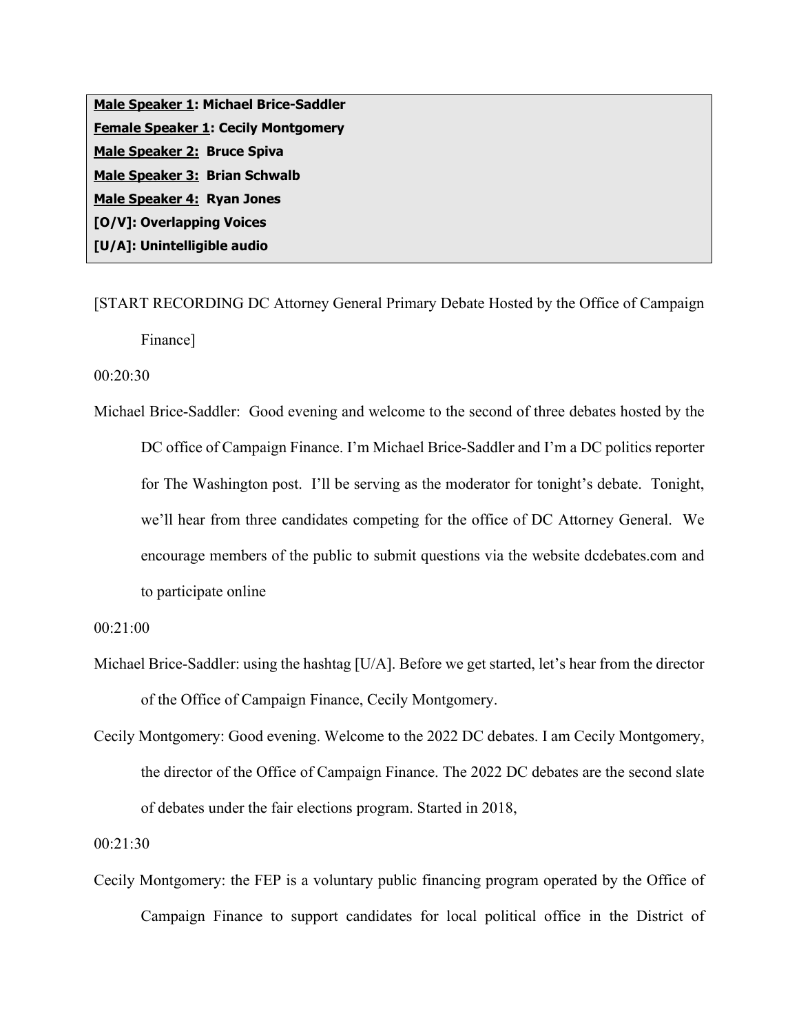**Male Speaker 1: Michael Brice-Saddler**
**Female Speaker 1: Cecily Montgomery**
**Male Speaker 2: Bruce Spiva**
**Male Speaker 3: Brian Schwalb**
**Male Speaker 4: Ryan Jones**
**[O/V]: Overlapping Voices**
**[U/A]: Unintelligible audio**

[START RECORDING DC Attorney General Primary Debate Hosted by the Office of Campaign Finance]

00:20:30

Michael Brice-Saddler: Good evening and welcome to the second of three debates hosted by the DC office of Campaign Finance. I'm Michael Brice-Saddler and I'm a DC politics reporter for The Washington post. I'll be serving as the moderator for tonight's debate. Tonight, we'll hear from three candidates competing for the office of DC Attorney General. We encourage members of the public to submit questions via the website dcdebates.com and to participate online

00:21:00

Michael Brice-Saddler: using the hashtag [U/A]. Before we get started, let's hear from the director of the Office of Campaign Finance, Cecily Montgomery.

Cecily Montgomery: Good evening. Welcome to the 2022 DC debates. I am Cecily Montgomery, the director of the Office of Campaign Finance. The 2022 DC debates are the second slate of debates under the fair elections program. Started in 2018,

00:21:30

Cecily Montgomery: the FEP is a voluntary public financing program operated by the Office of Campaign Finance to support candidates for local political office in the District of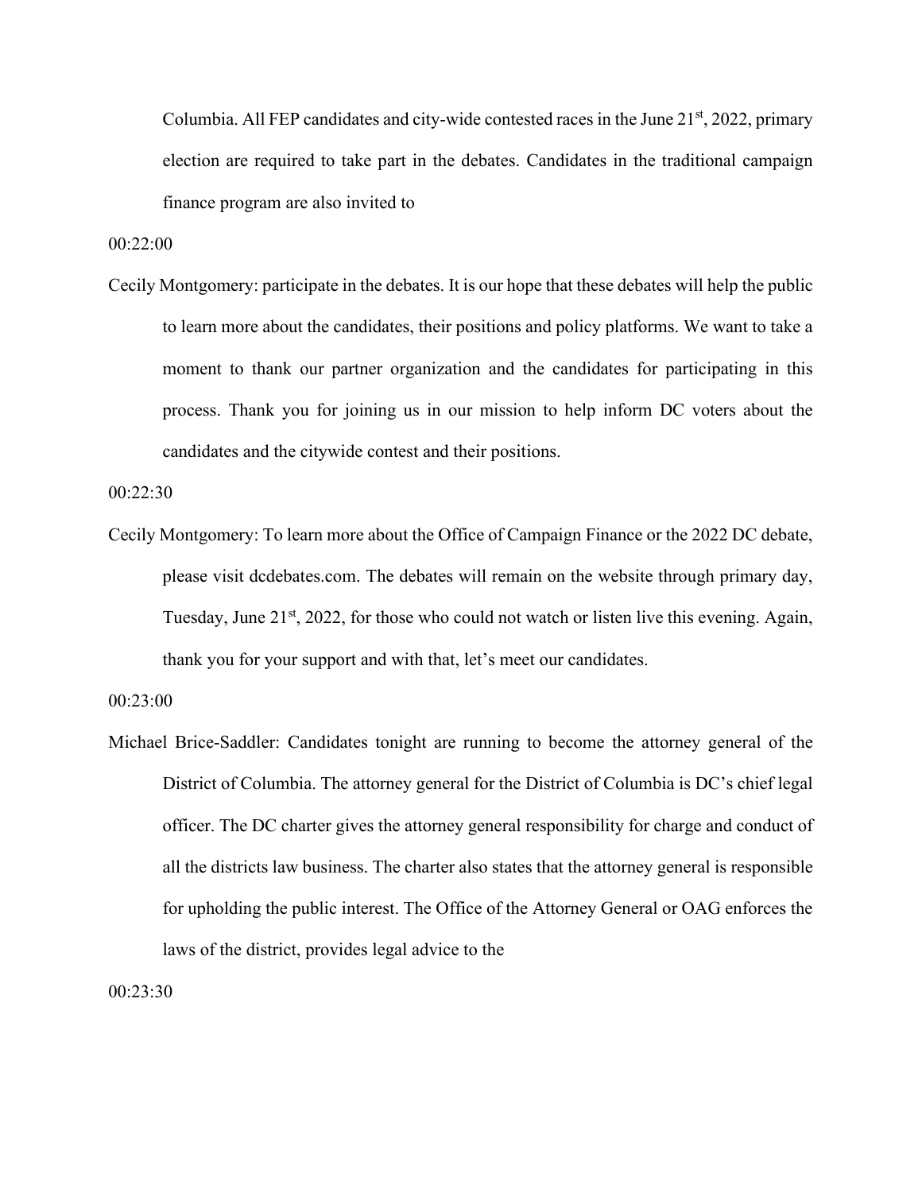Columbia. All FEP candidates and city-wide contested races in the June 21st, 2022, primary election are required to take part in the debates. Candidates in the traditional campaign finance program are also invited to

00:22:00

Cecily Montgomery: participate in the debates. It is our hope that these debates will help the public to learn more about the candidates, their positions and policy platforms. We want to take a moment to thank our partner organization and the candidates for participating in this process. Thank you for joining us in our mission to help inform DC voters about the candidates and the citywide contest and their positions.

00:22:30

Cecily Montgomery: To learn more about the Office of Campaign Finance or the 2022 DC debate, please visit dcdebates.com. The debates will remain on the website through primary day, Tuesday, June 21st, 2022, for those who could not watch or listen live this evening. Again, thank you for your support and with that, let's meet our candidates.

00:23:00

Michael Brice-Saddler: Candidates tonight are running to become the attorney general of the District of Columbia. The attorney general for the District of Columbia is DC's chief legal officer. The DC charter gives the attorney general responsibility for charge and conduct of all the districts law business. The charter also states that the attorney general is responsible for upholding the public interest. The Office of the Attorney General or OAG enforces the laws of the district, provides legal advice to the

00:23:30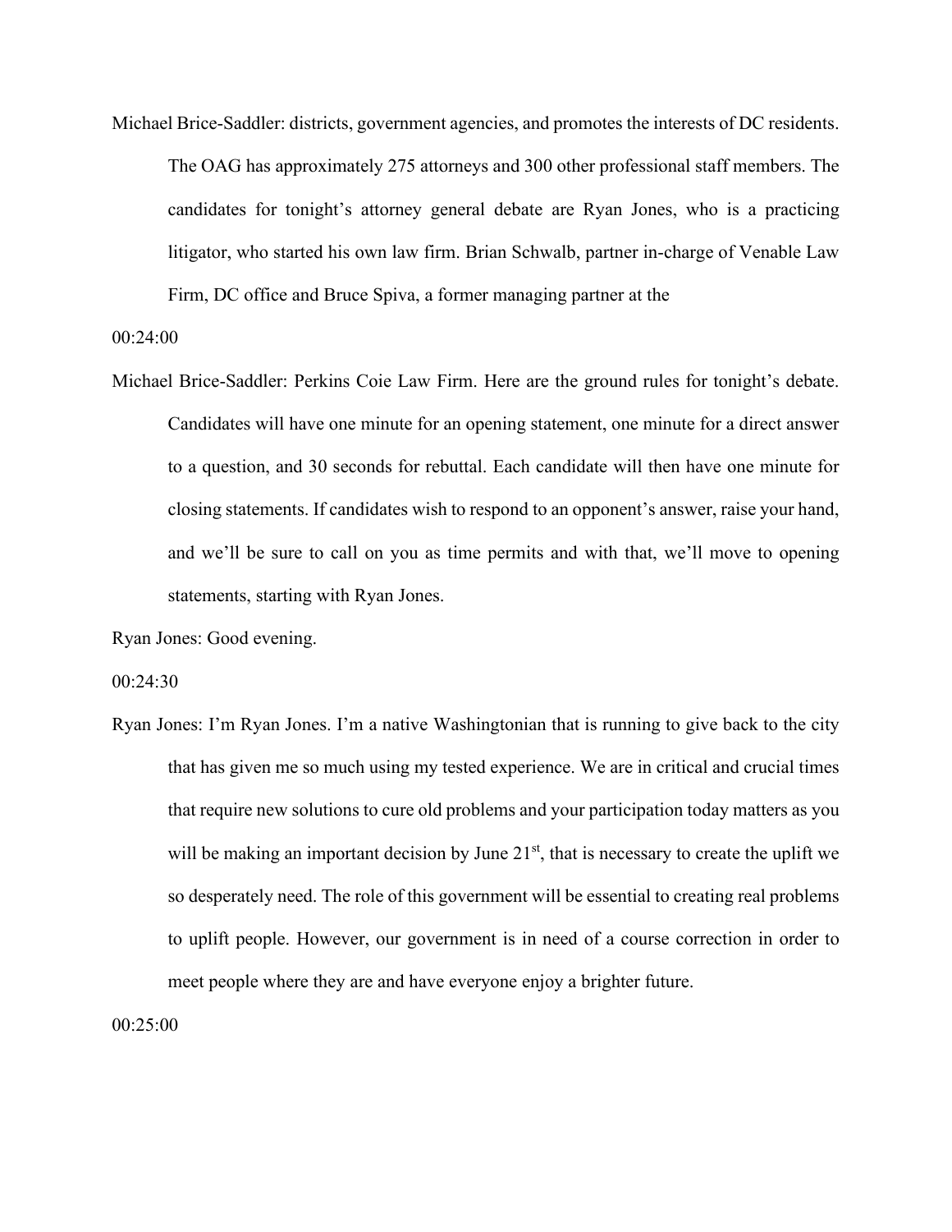Michael Brice-Saddler: districts, government agencies, and promotes the interests of DC residents. The OAG has approximately 275 attorneys and 300 other professional staff members. The candidates for tonight's attorney general debate are Ryan Jones, who is a practicing litigator, who started his own law firm. Brian Schwalb, partner in-charge of Venable Law Firm, DC office and Bruce Spiva, a former managing partner at the

00:24:00

Michael Brice-Saddler: Perkins Coie Law Firm. Here are the ground rules for tonight's debate. Candidates will have one minute for an opening statement, one minute for a direct answer to a question, and 30 seconds for rebuttal. Each candidate will then have one minute for closing statements. If candidates wish to respond to an opponent's answer, raise your hand, and we'll be sure to call on you as time permits and with that, we'll move to opening statements, starting with Ryan Jones.

Ryan Jones: Good evening.

00:24:30

Ryan Jones: I'm Ryan Jones. I'm a native Washingtonian that is running to give back to the city that has given me so much using my tested experience. We are in critical and crucial times that require new solutions to cure old problems and your participation today matters as you will be making an important decision by June 21st, that is necessary to create the uplift we so desperately need. The role of this government will be essential to creating real problems to uplift people. However, our government is in need of a course correction in order to meet people where they are and have everyone enjoy a brighter future.

00:25:00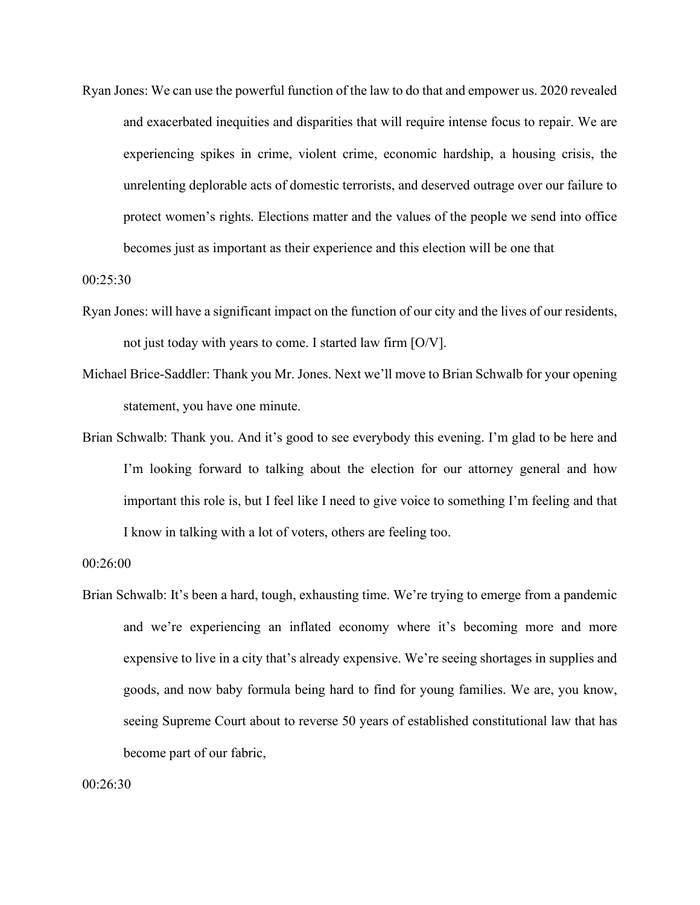Ryan Jones: We can use the powerful function of the law to do that and empower us. 2020 revealed and exacerbated inequities and disparities that will require intense focus to repair. We are experiencing spikes in crime, violent crime, economic hardship, a housing crisis, the unrelenting deplorable acts of domestic terrorists, and deserved outrage over our failure to protect women's rights. Elections matter and the values of the people we send into office becomes just as important as their experience and this election will be one that

00:25:30

Ryan Jones: will have a significant impact on the function of our city and the lives of our residents, not just today with years to come. I started law firm [O/V].

Michael Brice-Saddler: Thank you Mr. Jones. Next we'll move to Brian Schwalb for your opening statement, you have one minute.

Brian Schwalb: Thank you. And it's good to see everybody this evening. I'm glad to be here and I'm looking forward to talking about the election for our attorney general and how important this role is, but I feel like I need to give voice to something I'm feeling and that I know in talking with a lot of voters, others are feeling too.

00:26:00

Brian Schwalb: It's been a hard, tough, exhausting time. We're trying to emerge from a pandemic and we're experiencing an inflated economy where it's becoming more and more expensive to live in a city that's already expensive. We're seeing shortages in supplies and goods, and now baby formula being hard to find for young families. We are, you know, seeing Supreme Court about to reverse 50 years of established constitutional law that has become part of our fabric,

00:26:30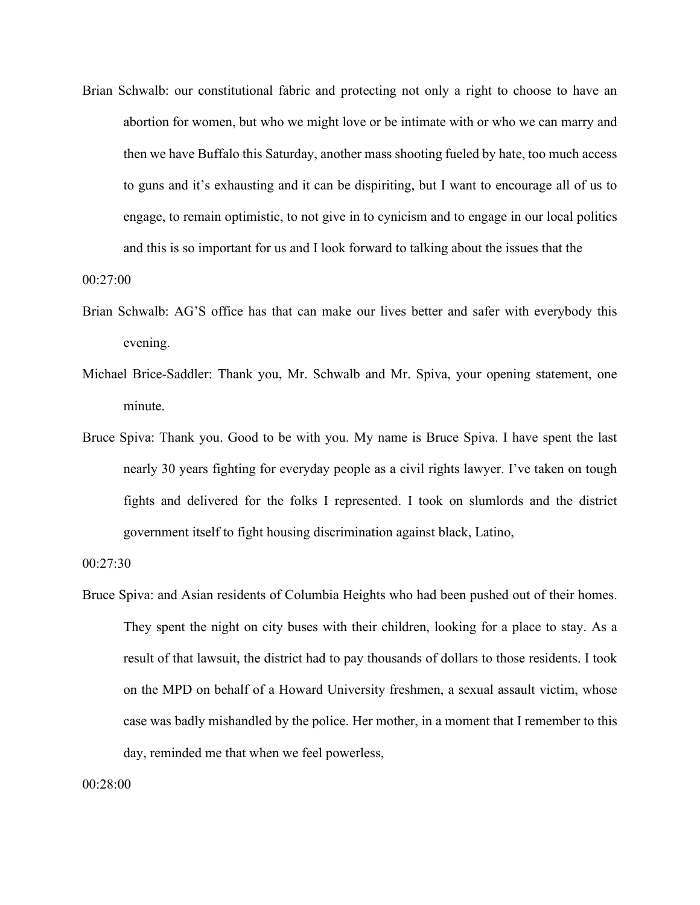Brian Schwalb: our constitutional fabric and protecting not only a right to choose to have an abortion for women, but who we might love or be intimate with or who we can marry and then we have Buffalo this Saturday, another mass shooting fueled by hate, too much access to guns and it's exhausting and it can be dispiriting, but I want to encourage all of us to engage, to remain optimistic, to not give in to cynicism and to engage in our local politics and this is so important for us and I look forward to talking about the issues that the

00:27:00

Brian Schwalb: AG'S office has that can make our lives better and safer with everybody this evening.

Michael Brice-Saddler: Thank you, Mr. Schwalb and Mr. Spiva, your opening statement, one minute.

Bruce Spiva: Thank you. Good to be with you. My name is Bruce Spiva. I have spent the last nearly 30 years fighting for everyday people as a civil rights lawyer. I've taken on tough fights and delivered for the folks I represented. I took on slumlords and the district government itself to fight housing discrimination against black, Latino,

00:27:30

Bruce Spiva: and Asian residents of Columbia Heights who had been pushed out of their homes. They spent the night on city buses with their children, looking for a place to stay. As a result of that lawsuit, the district had to pay thousands of dollars to those residents. I took on the MPD on behalf of a Howard University freshmen, a sexual assault victim, whose case was badly mishandled by the police. Her mother, in a moment that I remember to this day, reminded me that when we feel powerless,

00:28:00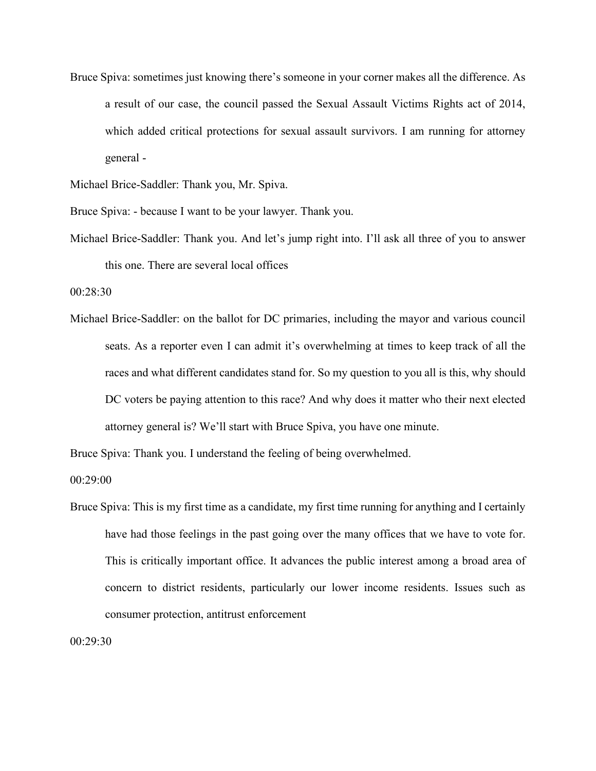Bruce Spiva: sometimes just knowing there's someone in your corner makes all the difference. As a result of our case, the council passed the Sexual Assault Victims Rights act of 2014, which added critical protections for sexual assault survivors. I am running for attorney general -

Michael Brice-Saddler: Thank you, Mr. Spiva.

Bruce Spiva: - because I want to be your lawyer. Thank you.

Michael Brice-Saddler: Thank you. And let's jump right into. I'll ask all three of you to answer this one. There are several local offices

00:28:30

Michael Brice-Saddler: on the ballot for DC primaries, including the mayor and various council seats. As a reporter even I can admit it's overwhelming at times to keep track of all the races and what different candidates stand for. So my question to you all is this, why should DC voters be paying attention to this race? And why does it matter who their next elected attorney general is? We'll start with Bruce Spiva, you have one minute.

Bruce Spiva: Thank you. I understand the feeling of being overwhelmed.

00:29:00

Bruce Spiva: This is my first time as a candidate, my first time running for anything and I certainly have had those feelings in the past going over the many offices that we have to vote for. This is critically important office. It advances the public interest among a broad area of concern to district residents, particularly our lower income residents. Issues such as consumer protection, antitrust enforcement

00:29:30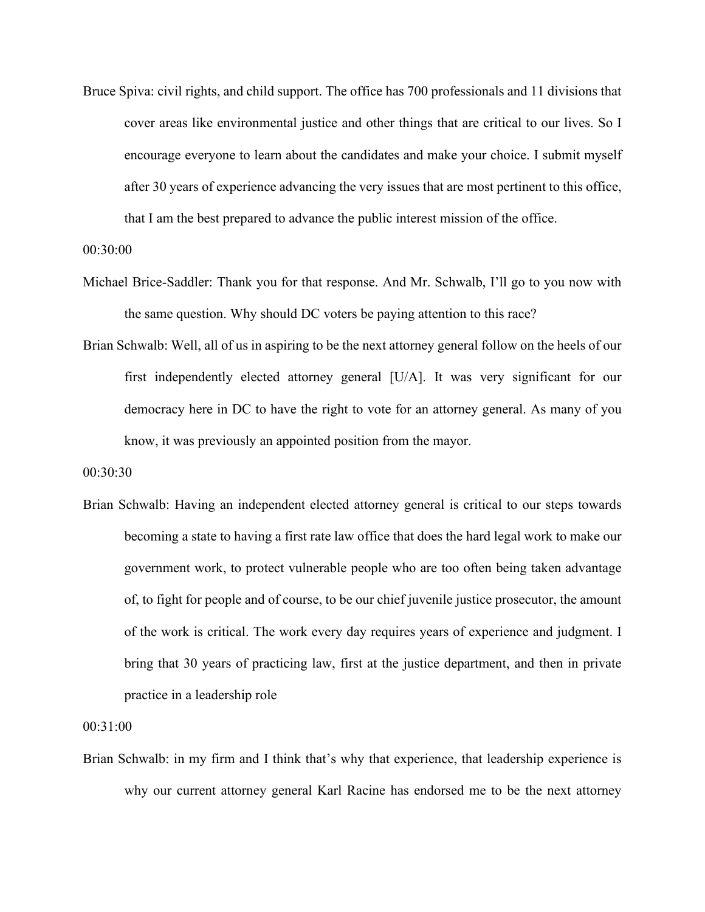Bruce Spiva: civil rights, and child support. The office has 700 professionals and 11 divisions that cover areas like environmental justice and other things that are critical to our lives. So I encourage everyone to learn about the candidates and make your choice. I submit myself after 30 years of experience advancing the very issues that are most pertinent to this office, that I am the best prepared to advance the public interest mission of the office.

00:30:00

Michael Brice-Saddler: Thank you for that response. And Mr. Schwalb, I'll go to you now with the same question. Why should DC voters be paying attention to this race?

Brian Schwalb: Well, all of us in aspiring to be the next attorney general follow on the heels of our first independently elected attorney general [U/A]. It was very significant for our democracy here in DC to have the right to vote for an attorney general. As many of you know, it was previously an appointed position from the mayor.

00:30:30

Brian Schwalb: Having an independent elected attorney general is critical to our steps towards becoming a state to having a first rate law office that does the hard legal work to make our government work, to protect vulnerable people who are too often being taken advantage of, to fight for people and of course, to be our chief juvenile justice prosecutor, the amount of the work is critical. The work every day requires years of experience and judgment. I bring that 30 years of practicing law, first at the justice department, and then in private practice in a leadership role

00:31:00

Brian Schwalb: in my firm and I think that's why that experience, that leadership experience is why our current attorney general Karl Racine has endorsed me to be the next attorney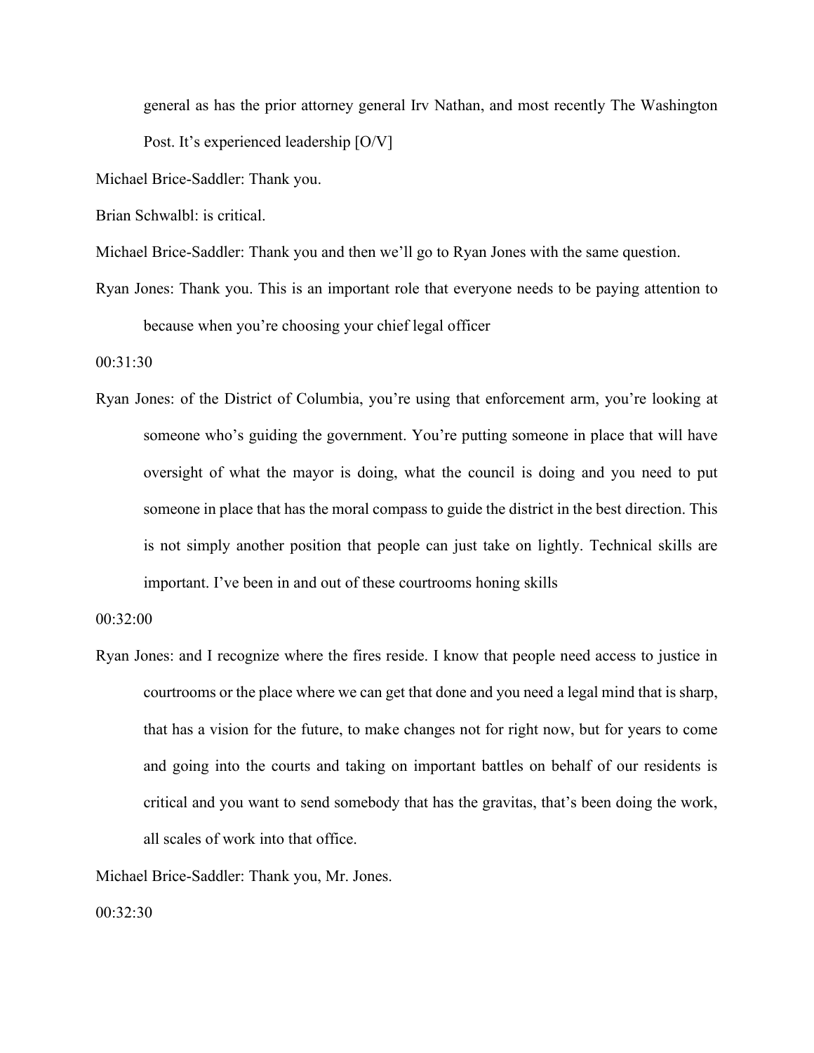general as has the prior attorney general Irv Nathan, and most recently The Washington Post. It's experienced leadership [O/V]

Michael Brice-Saddler: Thank you.

Brian Schwalbl: is critical.

Michael Brice-Saddler: Thank you and then we'll go to Ryan Jones with the same question.

Ryan Jones: Thank you. This is an important role that everyone needs to be paying attention to because when you're choosing your chief legal officer

00:31:30

Ryan Jones: of the District of Columbia, you're using that enforcement arm, you're looking at someone who's guiding the government. You're putting someone in place that will have oversight of what the mayor is doing, what the council is doing and you need to put someone in place that has the moral compass to guide the district in the best direction. This is not simply another position that people can just take on lightly. Technical skills are important. I've been in and out of these courtrooms honing skills

00:32:00

Ryan Jones: and I recognize where the fires reside. I know that people need access to justice in courtrooms or the place where we can get that done and you need a legal mind that is sharp, that has a vision for the future, to make changes not for right now, but for years to come and going into the courts and taking on important battles on behalf of our residents is critical and you want to send somebody that has the gravitas, that's been doing the work, all scales of work into that office.

Michael Brice-Saddler: Thank you, Mr. Jones.

00:32:30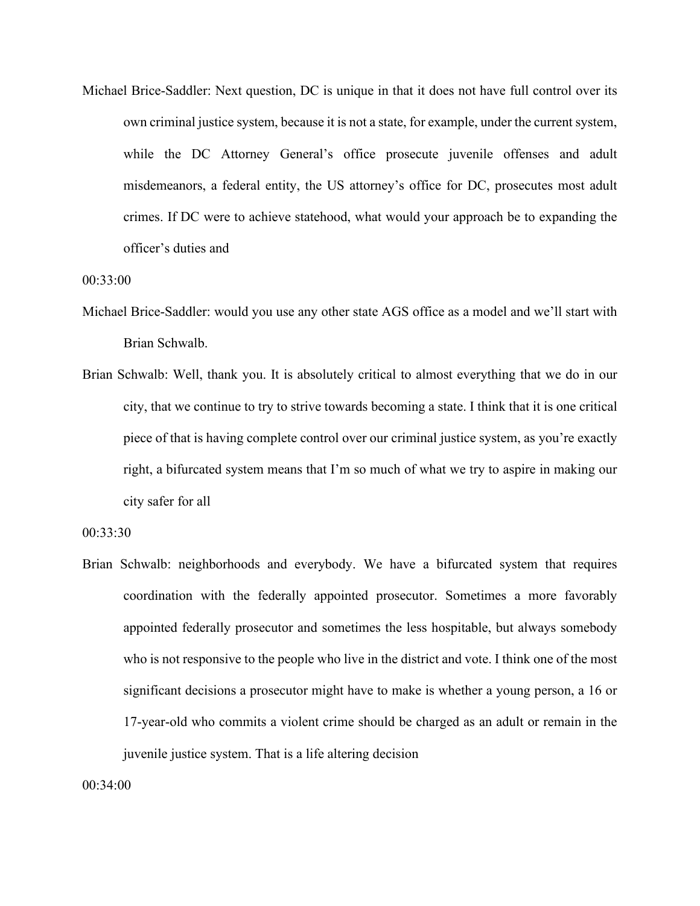Michael Brice-Saddler: Next question, DC is unique in that it does not have full control over its own criminal justice system, because it is not a state, for example, under the current system, while the DC Attorney General's office prosecute juvenile offenses and adult misdemeanors, a federal entity, the US attorney's office for DC, prosecutes most adult crimes. If DC were to achieve statehood, what would your approach be to expanding the officer's duties and

00:33:00

Michael Brice-Saddler: would you use any other state AGS office as a model and we'll start with Brian Schwalb.

Brian Schwalb: Well, thank you. It is absolutely critical to almost everything that we do in our city, that we continue to try to strive towards becoming a state. I think that it is one critical piece of that is having complete control over our criminal justice system, as you're exactly right, a bifurcated system means that I'm so much of what we try to aspire in making our city safer for all

00:33:30

Brian Schwalb: neighborhoods and everybody. We have a bifurcated system that requires coordination with the federally appointed prosecutor. Sometimes a more favorably appointed federally prosecutor and sometimes the less hospitable, but always somebody who is not responsive to the people who live in the district and vote. I think one of the most significant decisions a prosecutor might have to make is whether a young person, a 16 or 17-year-old who commits a violent crime should be charged as an adult or remain in the juvenile justice system. That is a life altering decision

00:34:00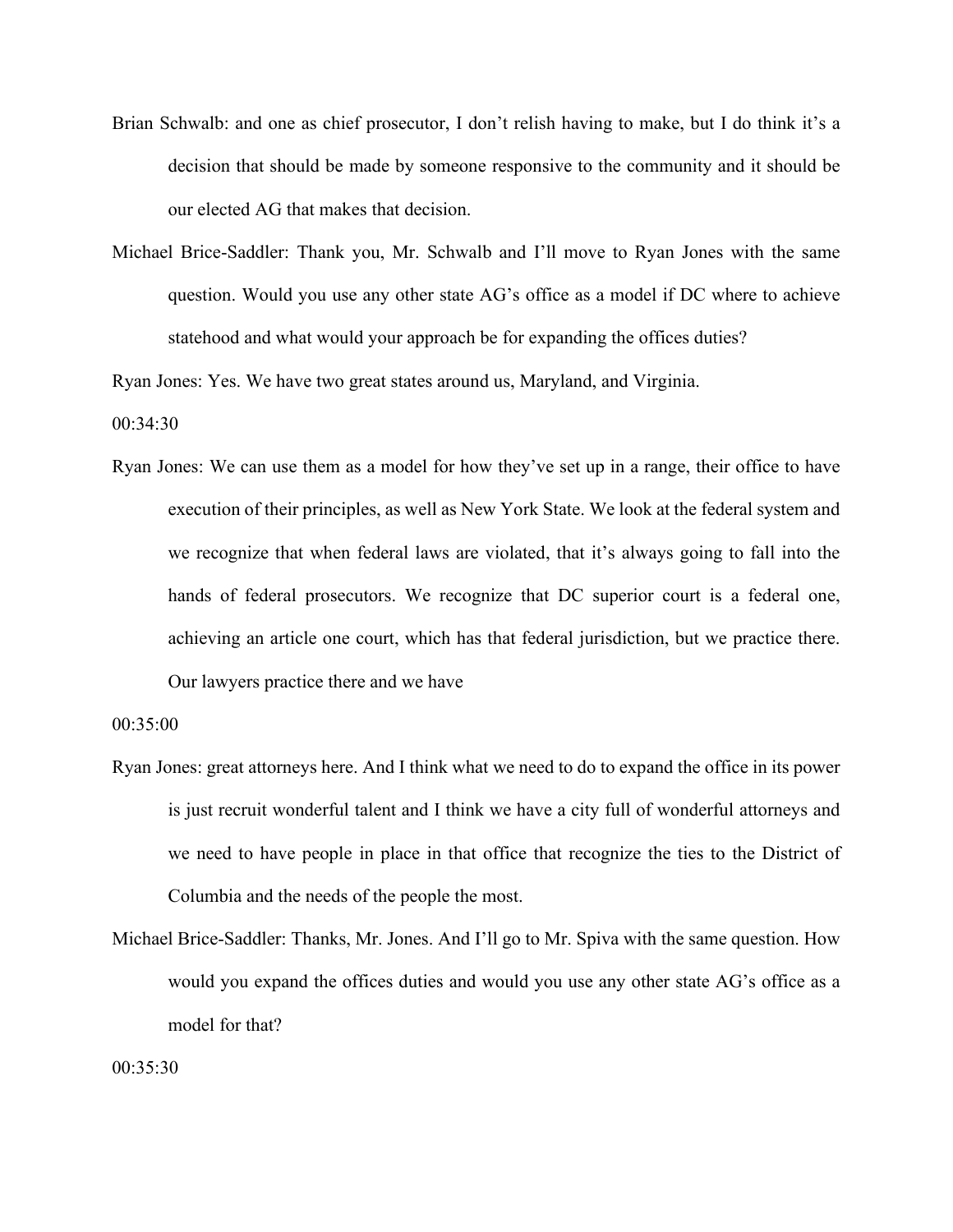Brian Schwalb: and one as chief prosecutor, I don't relish having to make, but I do think it's a decision that should be made by someone responsive to the community and it should be our elected AG that makes that decision.

Michael Brice-Saddler: Thank you, Mr. Schwalb and I'll move to Ryan Jones with the same question. Would you use any other state AG's office as a model if DC where to achieve statehood and what would your approach be for expanding the offices duties?

Ryan Jones: Yes. We have two great states around us, Maryland, and Virginia.

00:34:30

Ryan Jones: We can use them as a model for how they've set up in a range, their office to have execution of their principles, as well as New York State. We look at the federal system and we recognize that when federal laws are violated, that it's always going to fall into the hands of federal prosecutors. We recognize that DC superior court is a federal one, achieving an article one court, which has that federal jurisdiction, but we practice there. Our lawyers practice there and we have

00:35:00

Ryan Jones: great attorneys here. And I think what we need to do to expand the office in its power is just recruit wonderful talent and I think we have a city full of wonderful attorneys and we need to have people in place in that office that recognize the ties to the District of Columbia and the needs of the people the most.

Michael Brice-Saddler: Thanks, Mr. Jones. And I'll go to Mr. Spiva with the same question. How would you expand the offices duties and would you use any other state AG's office as a model for that?

00:35:30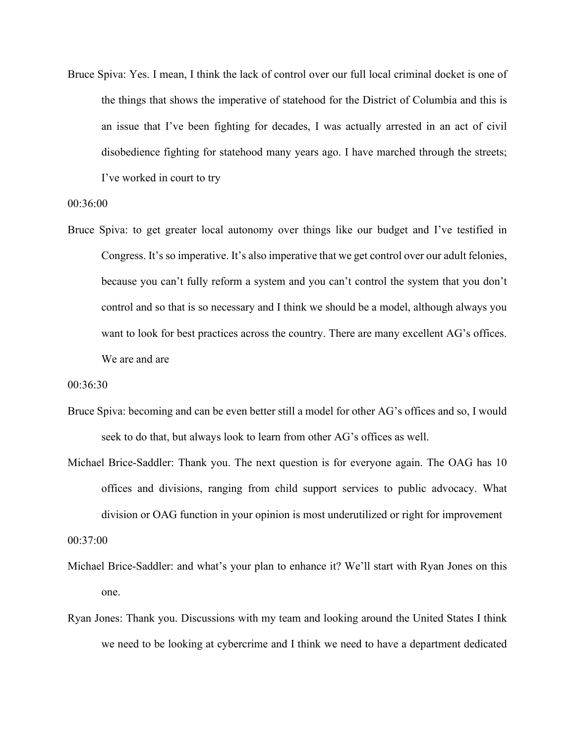Bruce Spiva: Yes. I mean, I think the lack of control over our full local criminal docket is one of the things that shows the imperative of statehood for the District of Columbia and this is an issue that I've been fighting for decades, I was actually arrested in an act of civil disobedience fighting for statehood many years ago. I have marched through the streets; I've worked in court to try

00:36:00

Bruce Spiva: to get greater local autonomy over things like our budget and I've testified in Congress. It's so imperative. It's also imperative that we get control over our adult felonies, because you can't fully reform a system and you can't control the system that you don't control and so that is so necessary and I think we should be a model, although always you want to look for best practices across the country. There are many excellent AG's offices. We are and are

00:36:30

Bruce Spiva: becoming and can be even better still a model for other AG's offices and so, I would seek to do that, but always look to learn from other AG's offices as well.

Michael Brice-Saddler: Thank you. The next question is for everyone again. The OAG has 10 offices and divisions, ranging from child support services to public advocacy. What division or OAG function in your opinion is most underutilized or right for improvement

00:37:00

Michael Brice-Saddler: and what's your plan to enhance it? We'll start with Ryan Jones on this one.

Ryan Jones: Thank you. Discussions with my team and looking around the United States I think we need to be looking at cybercrime and I think we need to have a department dedicated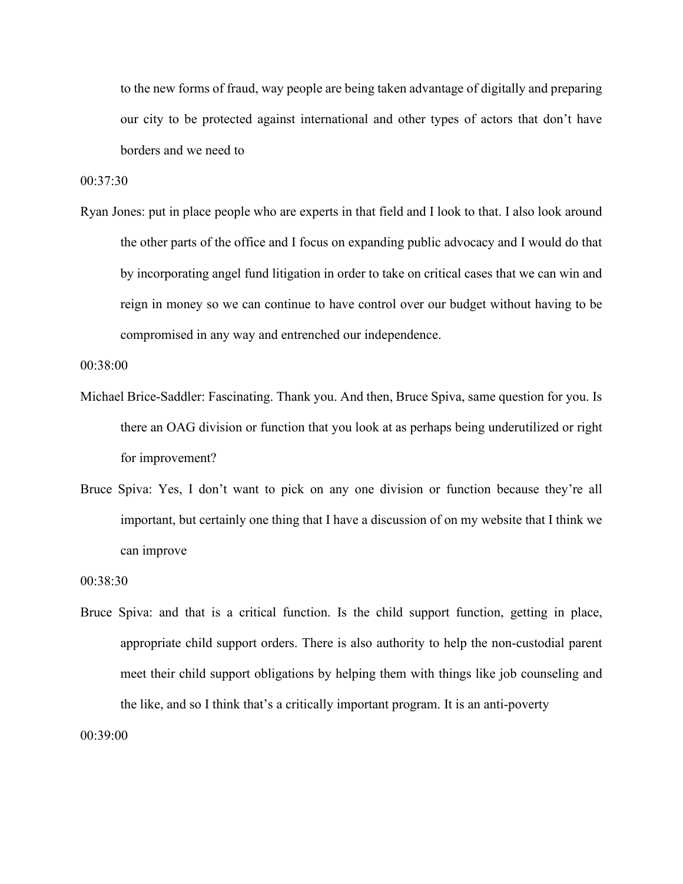to the new forms of fraud, way people are being taken advantage of digitally and preparing our city to be protected against international and other types of actors that don't have borders and we need to

00:37:30

Ryan Jones: put in place people who are experts in that field and I look to that. I also look around the other parts of the office and I focus on expanding public advocacy and I would do that by incorporating angel fund litigation in order to take on critical cases that we can win and reign in money so we can continue to have control over our budget without having to be compromised in any way and entrenched our independence.

00:38:00

Michael Brice-Saddler: Fascinating. Thank you. And then, Bruce Spiva, same question for you. Is there an OAG division or function that you look at as perhaps being underutilized or right for improvement?

Bruce Spiva: Yes, I don't want to pick on any one division or function because they're all important, but certainly one thing that I have a discussion of on my website that I think we can improve

00:38:30

Bruce Spiva: and that is a critical function. Is the child support function, getting in place, appropriate child support orders. There is also authority to help the non-custodial parent meet their child support obligations by helping them with things like job counseling and the like, and so I think that's a critically important program. It is an anti-poverty

00:39:00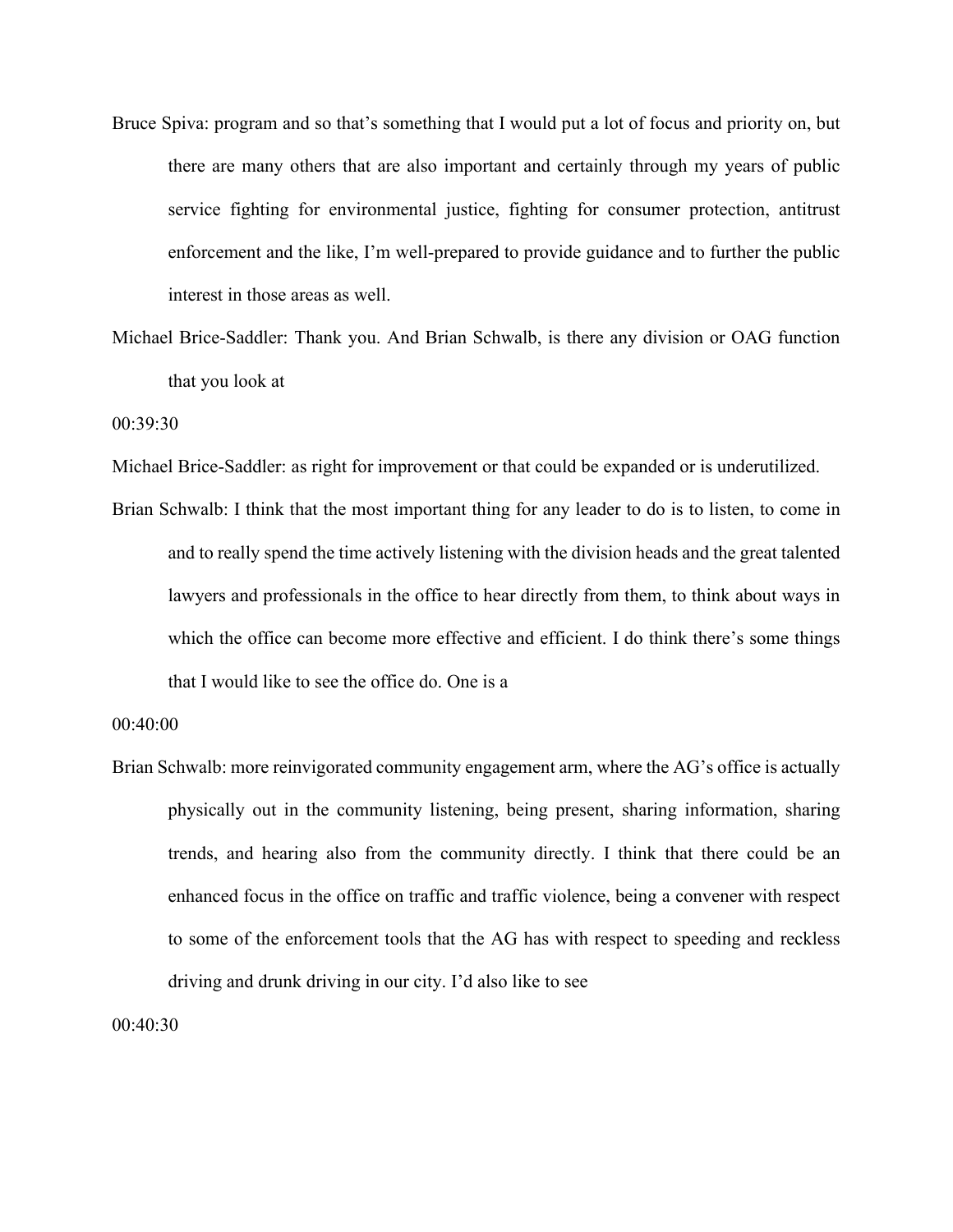Bruce Spiva: program and so that's something that I would put a lot of focus and priority on, but there are many others that are also important and certainly through my years of public service fighting for environmental justice, fighting for consumer protection, antitrust enforcement and the like, I'm well-prepared to provide guidance and to further the public interest in those areas as well.

Michael Brice-Saddler: Thank you. And Brian Schwalb, is there any division or OAG function that you look at

00:39:30

Michael Brice-Saddler: as right for improvement or that could be expanded or is underutilized.

Brian Schwalb: I think that the most important thing for any leader to do is to listen, to come in and to really spend the time actively listening with the division heads and the great talented lawyers and professionals in the office to hear directly from them, to think about ways in which the office can become more effective and efficient. I do think there's some things that I would like to see the office do. One is a

00:40:00

Brian Schwalb: more reinvigorated community engagement arm, where the AG's office is actually physically out in the community listening, being present, sharing information, sharing trends, and hearing also from the community directly. I think that there could be an enhanced focus in the office on traffic and traffic violence, being a convener with respect to some of the enforcement tools that the AG has with respect to speeding and reckless driving and drunk driving in our city. I'd also like to see

00:40:30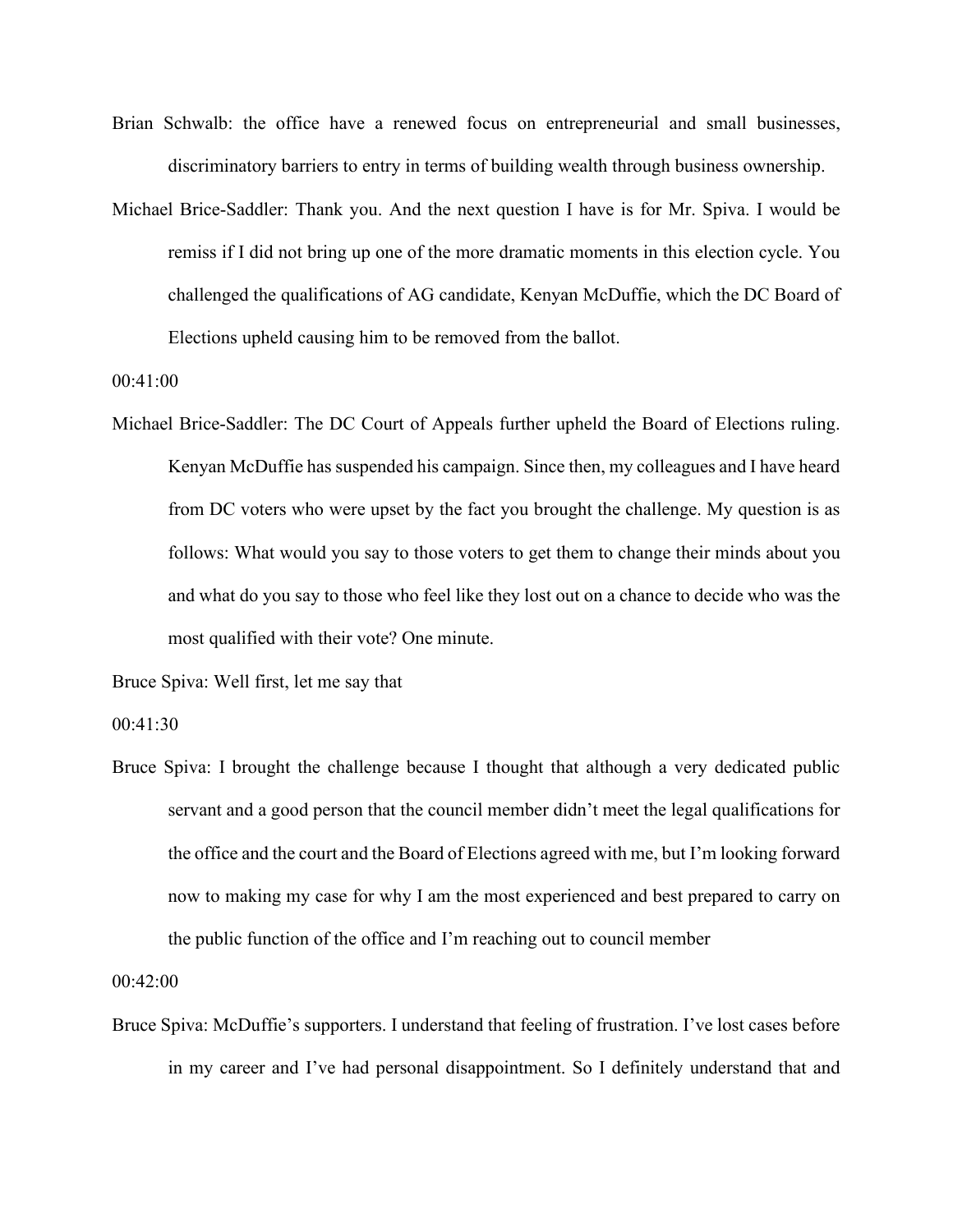Brian Schwalb: the office have a renewed focus on entrepreneurial and small businesses, discriminatory barriers to entry in terms of building wealth through business ownership.

Michael Brice-Saddler: Thank you. And the next question I have is for Mr. Spiva. I would be remiss if I did not bring up one of the more dramatic moments in this election cycle. You challenged the qualifications of AG candidate, Kenyan McDuffie, which the DC Board of Elections upheld causing him to be removed from the ballot.

00:41:00

Michael Brice-Saddler: The DC Court of Appeals further upheld the Board of Elections ruling. Kenyan McDuffie has suspended his campaign. Since then, my colleagues and I have heard from DC voters who were upset by the fact you brought the challenge. My question is as follows: What would you say to those voters to get them to change their minds about you and what do you say to those who feel like they lost out on a chance to decide who was the most qualified with their vote? One minute.

Bruce Spiva: Well first, let me say that

00:41:30

Bruce Spiva: I brought the challenge because I thought that although a very dedicated public servant and a good person that the council member didn't meet the legal qualifications for the office and the court and the Board of Elections agreed with me, but I'm looking forward now to making my case for why I am the most experienced and best prepared to carry on the public function of the office and I'm reaching out to council member

00:42:00

Bruce Spiva: McDuffie's supporters. I understand that feeling of frustration. I've lost cases before in my career and I've had personal disappointment. So I definitely understand that and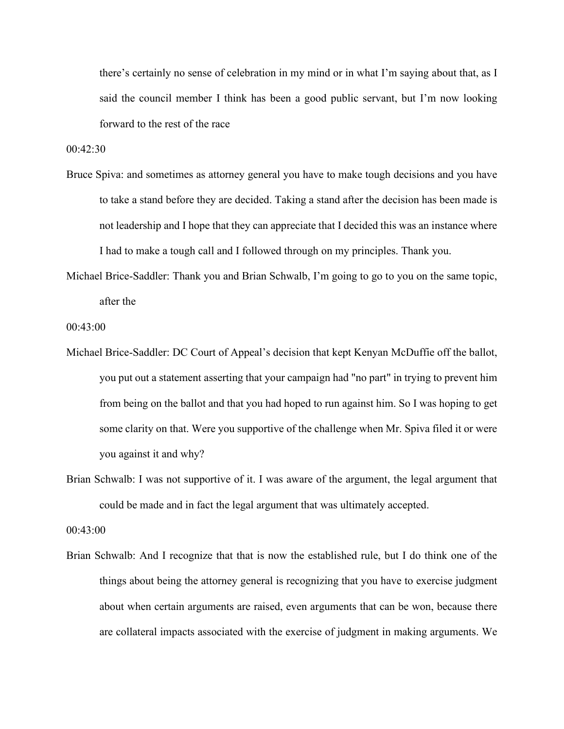there's certainly no sense of celebration in my mind or in what I'm saying about that, as I said the council member I think has been a good public servant, but I'm now looking forward to the rest of the race

00:42:30

Bruce Spiva: and sometimes as attorney general you have to make tough decisions and you have to take a stand before they are decided. Taking a stand after the decision has been made is not leadership and I hope that they can appreciate that I decided this was an instance where I had to make a tough call and I followed through on my principles. Thank you.

Michael Brice-Saddler: Thank you and Brian Schwalb, I'm going to go to you on the same topic, after the

00:43:00

Michael Brice-Saddler: DC Court of Appeal's decision that kept Kenyan McDuffie off the ballot, you put out a statement asserting that your campaign had "no part" in trying to prevent him from being on the ballot and that you had hoped to run against him. So I was hoping to get some clarity on that. Were you supportive of the challenge when Mr. Spiva filed it or were you against it and why?

Brian Schwalb: I was not supportive of it. I was aware of the argument, the legal argument that could be made and in fact the legal argument that was ultimately accepted.

00:43:00

Brian Schwalb: And I recognize that that is now the established rule, but I do think one of the things about being the attorney general is recognizing that you have to exercise judgment about when certain arguments are raised, even arguments that can be won, because there are collateral impacts associated with the exercise of judgment in making arguments. We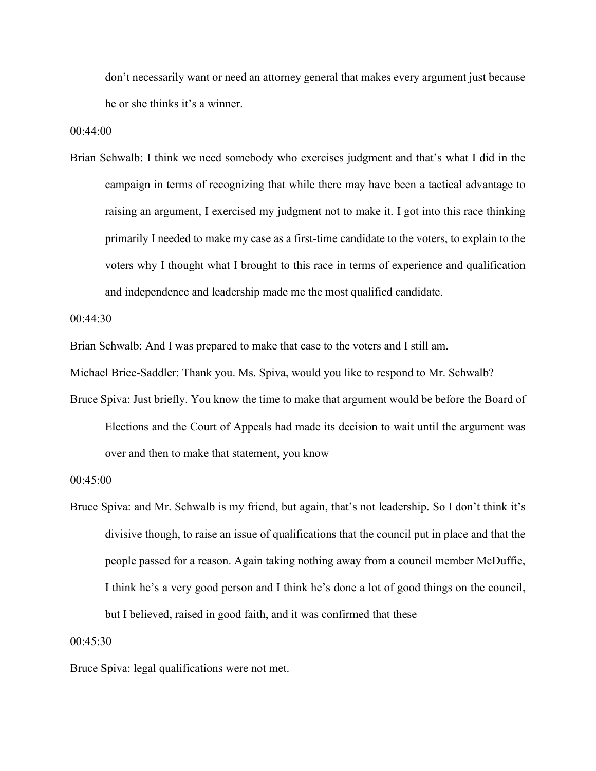don't necessarily want or need an attorney general that makes every argument just because he or she thinks it's a winner.

00:44:00

Brian Schwalb: I think we need somebody who exercises judgment and that's what I did in the campaign in terms of recognizing that while there may have been a tactical advantage to raising an argument, I exercised my judgment not to make it. I got into this race thinking primarily I needed to make my case as a first-time candidate to the voters, to explain to the voters why I thought what I brought to this race in terms of experience and qualification and independence and leadership made me the most qualified candidate.

00:44:30

Brian Schwalb: And I was prepared to make that case to the voters and I still am.

Michael Brice-Saddler: Thank you. Ms. Spiva, would you like to respond to Mr. Schwalb?

Bruce Spiva: Just briefly. You know the time to make that argument would be before the Board of Elections and the Court of Appeals had made its decision to wait until the argument was over and then to make that statement, you know

00:45:00

Bruce Spiva: and Mr. Schwalb is my friend, but again, that's not leadership. So I don't think it's divisive though, to raise an issue of qualifications that the council put in place and that the people passed for a reason. Again taking nothing away from a council member McDuffie, I think he's a very good person and I think he's done a lot of good things on the council, but I believed, raised in good faith, and it was confirmed that these

00:45:30

Bruce Spiva: legal qualifications were not met.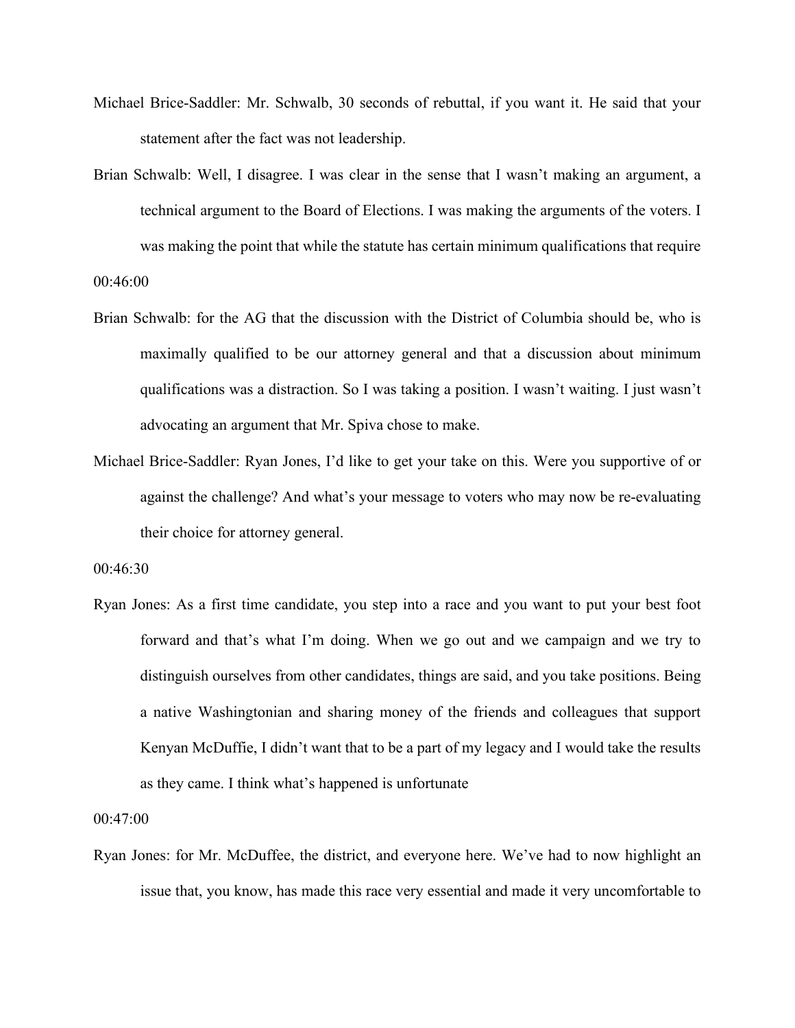Michael Brice-Saddler: Mr. Schwalb, 30 seconds of rebuttal, if you want it. He said that your statement after the fact was not leadership.

Brian Schwalb: Well, I disagree. I was clear in the sense that I wasn't making an argument, a technical argument to the Board of Elections. I was making the arguments of the voters. I was making the point that while the statute has certain minimum qualifications that require

00:46:00

Brian Schwalb: for the AG that the discussion with the District of Columbia should be, who is maximally qualified to be our attorney general and that a discussion about minimum qualifications was a distraction. So I was taking a position. I wasn't waiting. I just wasn't advocating an argument that Mr. Spiva chose to make.

Michael Brice-Saddler: Ryan Jones, I'd like to get your take on this. Were you supportive of or against the challenge? And what's your message to voters who may now be re-evaluating their choice for attorney general.

00:46:30

Ryan Jones: As a first time candidate, you step into a race and you want to put your best foot forward and that's what I'm doing. When we go out and we campaign and we try to distinguish ourselves from other candidates, things are said, and you take positions. Being a native Washingtonian and sharing money of the friends and colleagues that support Kenyan McDuffie, I didn't want that to be a part of my legacy and I would take the results as they came. I think what's happened is unfortunate

00:47:00

Ryan Jones: for Mr. McDuffee, the district, and everyone here. We've had to now highlight an issue that, you know, has made this race very essential and made it very uncomfortable to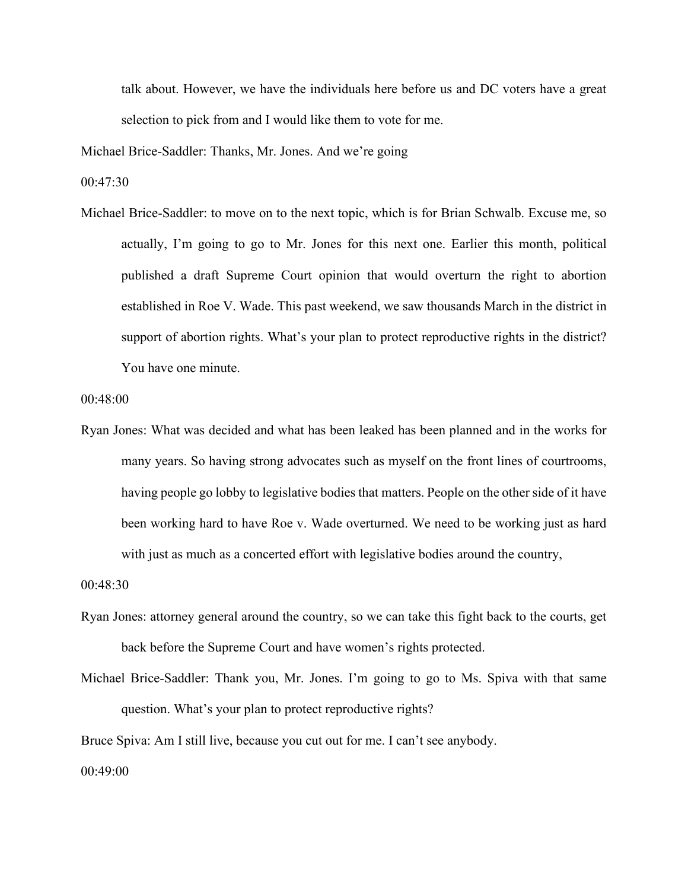talk about. However, we have the individuals here before us and DC voters have a great selection to pick from and I would like them to vote for me.

Michael Brice-Saddler: Thanks, Mr. Jones. And we're going

00:47:30

Michael Brice-Saddler: to move on to the next topic, which is for Brian Schwalb. Excuse me, so actually, I'm going to go to Mr. Jones for this next one. Earlier this month, political published a draft Supreme Court opinion that would overturn the right to abortion established in Roe V. Wade. This past weekend, we saw thousands March in the district in support of abortion rights. What's your plan to protect reproductive rights in the district? You have one minute.

00:48:00

Ryan Jones: What was decided and what has been leaked has been planned and in the works for many years. So having strong advocates such as myself on the front lines of courtrooms, having people go lobby to legislative bodies that matters. People on the other side of it have been working hard to have Roe v. Wade overturned. We need to be working just as hard with just as much as a concerted effort with legislative bodies around the country,

00:48:30

Ryan Jones: attorney general around the country, so we can take this fight back to the courts, get back before the Supreme Court and have women's rights protected.

Michael Brice-Saddler: Thank you, Mr. Jones. I'm going to go to Ms. Spiva with that same question. What's your plan to protect reproductive rights?

Bruce Spiva: Am I still live, because you cut out for me. I can't see anybody.

00:49:00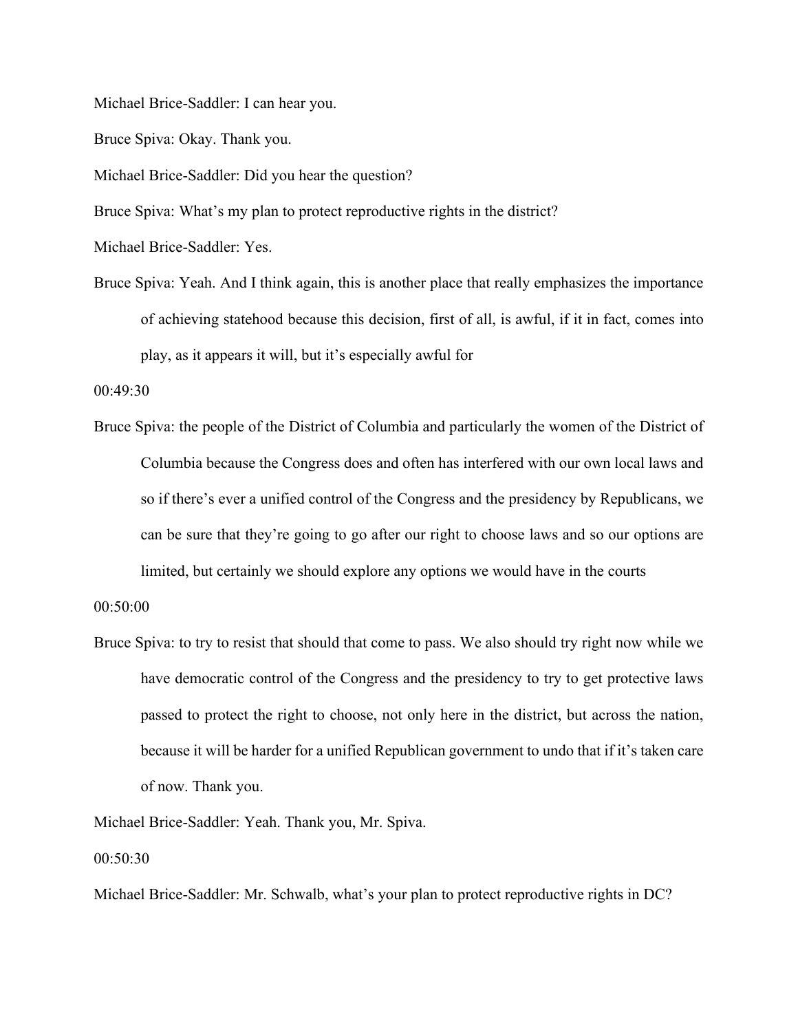Michael Brice-Saddler: I can hear you.

Bruce Spiva: Okay. Thank you.

Michael Brice-Saddler: Did you hear the question?

Bruce Spiva: What's my plan to protect reproductive rights in the district?

Michael Brice-Saddler: Yes.

Bruce Spiva: Yeah. And I think again, this is another place that really emphasizes the importance of achieving statehood because this decision, first of all, is awful, if it in fact, comes into play, as it appears it will, but it's especially awful for

00:49:30

Bruce Spiva: the people of the District of Columbia and particularly the women of the District of Columbia because the Congress does and often has interfered with our own local laws and so if there's ever a unified control of the Congress and the presidency by Republicans, we can be sure that they're going to go after our right to choose laws and so our options are limited, but certainly we should explore any options we would have in the courts

00:50:00

Bruce Spiva: to try to resist that should that come to pass. We also should try right now while we have democratic control of the Congress and the presidency to try to get protective laws passed to protect the right to choose, not only here in the district, but across the nation, because it will be harder for a unified Republican government to undo that if it's taken care of now. Thank you.

Michael Brice-Saddler: Yeah. Thank you, Mr. Spiva.

00:50:30

Michael Brice-Saddler: Mr. Schwalb, what's your plan to protect reproductive rights in DC?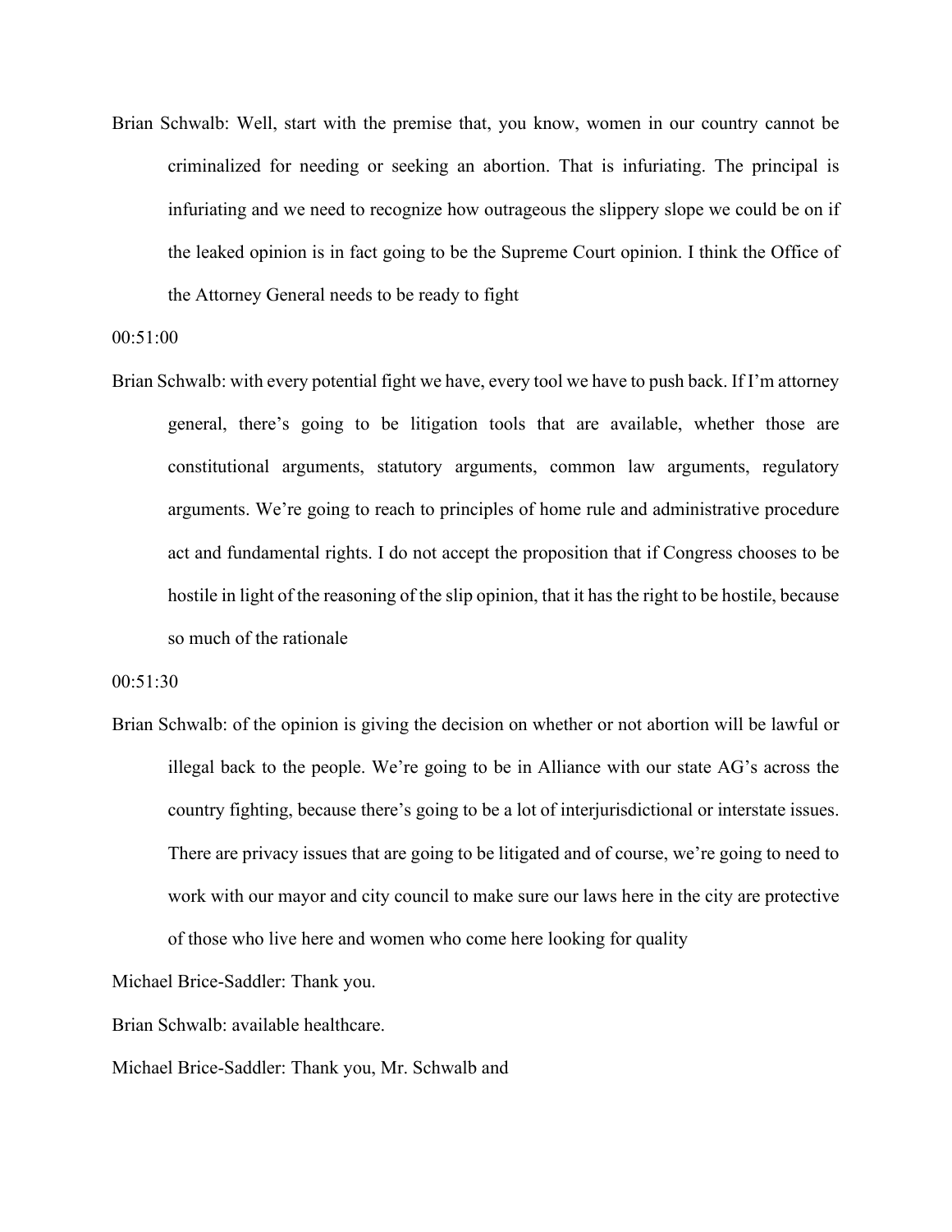Brian Schwalb: Well, start with the premise that, you know, women in our country cannot be criminalized for needing or seeking an abortion. That is infuriating. The principal is infuriating and we need to recognize how outrageous the slippery slope we could be on if the leaked opinion is in fact going to be the Supreme Court opinion. I think the Office of the Attorney General needs to be ready to fight

00:51:00

Brian Schwalb: with every potential fight we have, every tool we have to push back. If I'm attorney general, there's going to be litigation tools that are available, whether those are constitutional arguments, statutory arguments, common law arguments, regulatory arguments. We're going to reach to principles of home rule and administrative procedure act and fundamental rights. I do not accept the proposition that if Congress chooses to be hostile in light of the reasoning of the slip opinion, that it has the right to be hostile, because so much of the rationale

00:51:30

Brian Schwalb: of the opinion is giving the decision on whether or not abortion will be lawful or illegal back to the people. We're going to be in Alliance with our state AG's across the country fighting, because there's going to be a lot of interjurisdictional or interstate issues. There are privacy issues that are going to be litigated and of course, we're going to need to work with our mayor and city council to make sure our laws here in the city are protective of those who live here and women who come here looking for quality

Michael Brice-Saddler: Thank you.

Brian Schwalb: available healthcare.

Michael Brice-Saddler: Thank you, Mr. Schwalb and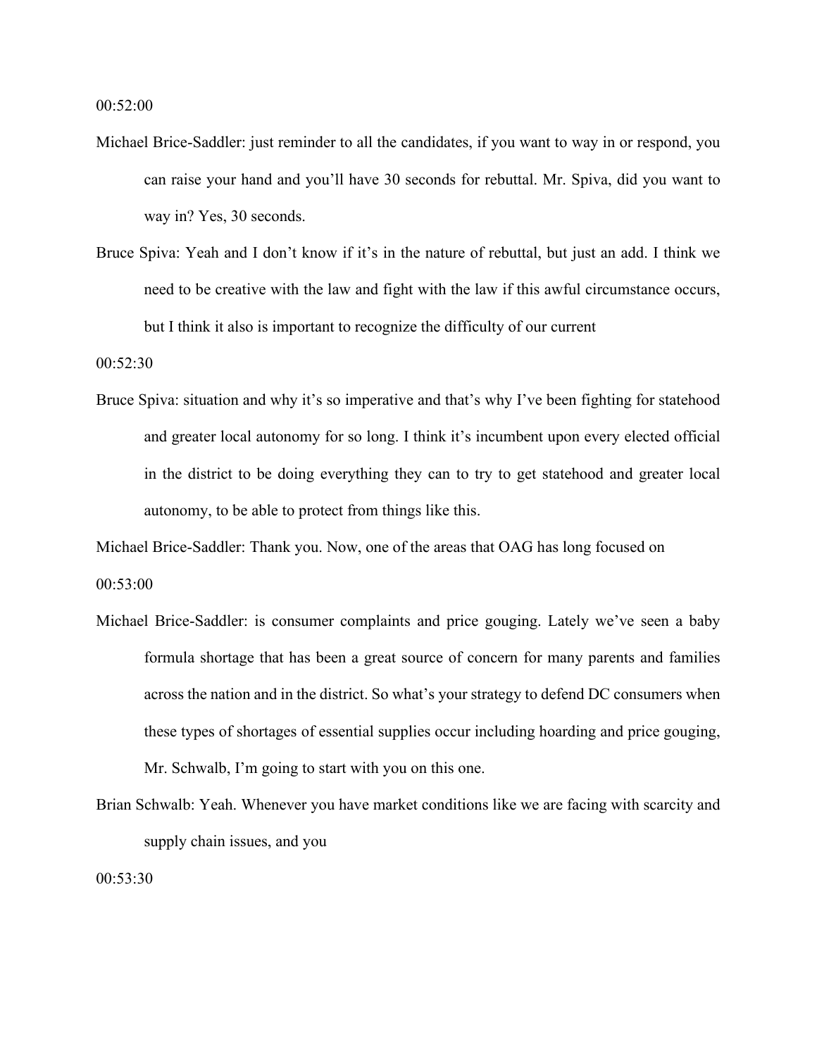00:52:00

Michael Brice-Saddler: just reminder to all the candidates, if you want to way in or respond, you can raise your hand and you'll have 30 seconds for rebuttal. Mr. Spiva, did you want to way in? Yes, 30 seconds.

Bruce Spiva: Yeah and I don't know if it's in the nature of rebuttal, but just an add. I think we need to be creative with the law and fight with the law if this awful circumstance occurs, but I think it also is important to recognize the difficulty of our current

00:52:30

Bruce Spiva: situation and why it's so imperative and that's why I've been fighting for statehood and greater local autonomy for so long. I think it's incumbent upon every elected official in the district to be doing everything they can to try to get statehood and greater local autonomy, to be able to protect from things like this.

Michael Brice-Saddler: Thank you. Now, one of the areas that OAG has long focused on

00:53:00

Michael Brice-Saddler: is consumer complaints and price gouging. Lately we've seen a baby formula shortage that has been a great source of concern for many parents and families across the nation and in the district. So what's your strategy to defend DC consumers when these types of shortages of essential supplies occur including hoarding and price gouging, Mr. Schwalb, I'm going to start with you on this one.

Brian Schwalb: Yeah. Whenever you have market conditions like we are facing with scarcity and supply chain issues, and you

00:53:30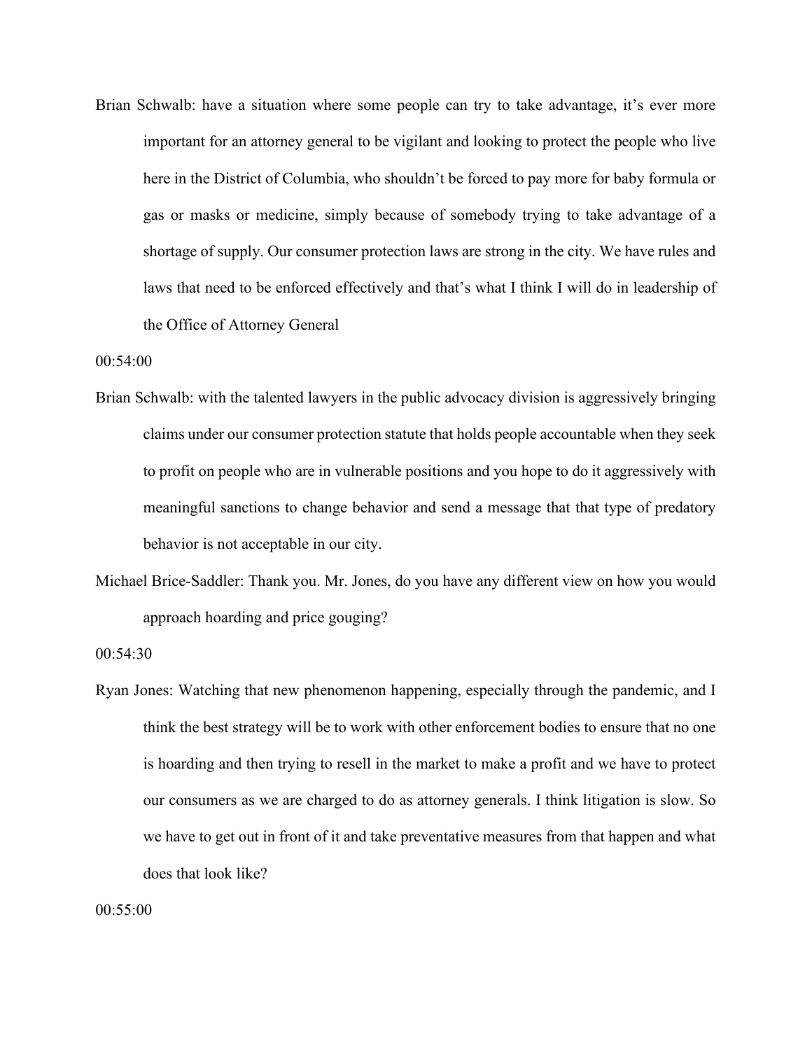Brian Schwalb: have a situation where some people can try to take advantage, it's ever more important for an attorney general to be vigilant and looking to protect the people who live here in the District of Columbia, who shouldn't be forced to pay more for baby formula or gas or masks or medicine, simply because of somebody trying to take advantage of a shortage of supply. Our consumer protection laws are strong in the city. We have rules and laws that need to be enforced effectively and that's what I think I will do in leadership of the Office of Attorney General

00:54:00

Brian Schwalb: with the talented lawyers in the public advocacy division is aggressively bringing claims under our consumer protection statute that holds people accountable when they seek to profit on people who are in vulnerable positions and you hope to do it aggressively with meaningful sanctions to change behavior and send a message that that type of predatory behavior is not acceptable in our city.

Michael Brice-Saddler: Thank you. Mr. Jones, do you have any different view on how you would approach hoarding and price gouging?

00:54:30

Ryan Jones: Watching that new phenomenon happening, especially through the pandemic, and I think the best strategy will be to work with other enforcement bodies to ensure that no one is hoarding and then trying to resell in the market to make a profit and we have to protect our consumers as we are charged to do as attorney generals. I think litigation is slow. So we have to get out in front of it and take preventative measures from that happen and what does that look like?

00:55:00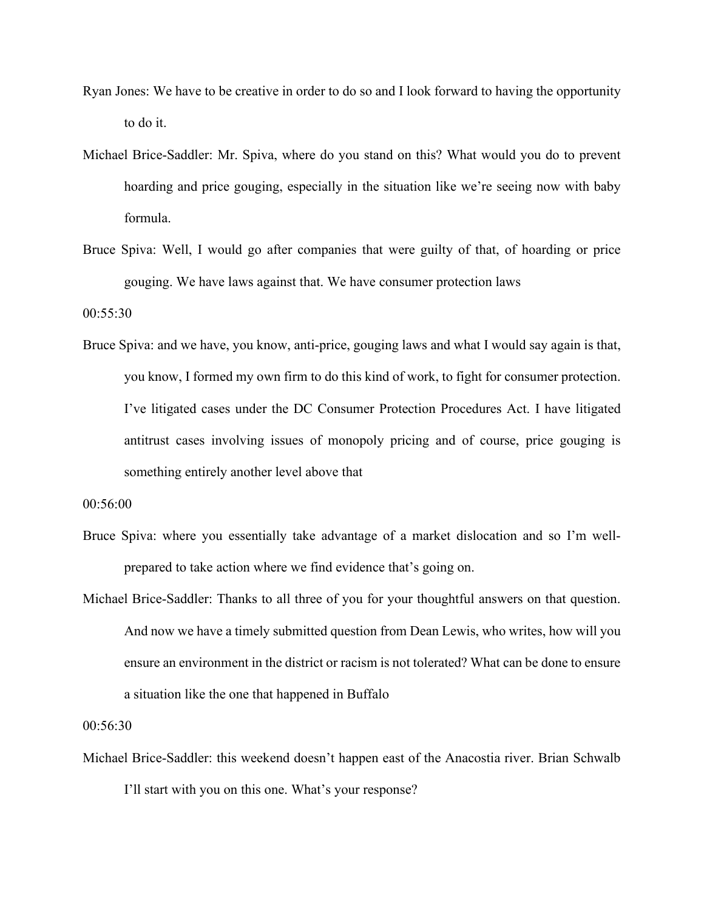Ryan Jones: We have to be creative in order to do so and I look forward to having the opportunity to do it.

Michael Brice-Saddler: Mr. Spiva, where do you stand on this? What would you do to prevent hoarding and price gouging, especially in the situation like we're seeing now with baby formula.

Bruce Spiva: Well, I would go after companies that were guilty of that, of hoarding or price gouging. We have laws against that. We have consumer protection laws

00:55:30

Bruce Spiva: and we have, you know, anti-price, gouging laws and what I would say again is that, you know, I formed my own firm to do this kind of work, to fight for consumer protection. I've litigated cases under the DC Consumer Protection Procedures Act. I have litigated antitrust cases involving issues of monopoly pricing and of course, price gouging is something entirely another level above that

00:56:00

Bruce Spiva: where you essentially take advantage of a market dislocation and so I'm well-prepared to take action where we find evidence that's going on.

Michael Brice-Saddler: Thanks to all three of you for your thoughtful answers on that question. And now we have a timely submitted question from Dean Lewis, who writes, how will you ensure an environment in the district or racism is not tolerated? What can be done to ensure a situation like the one that happened in Buffalo

00:56:30

Michael Brice-Saddler: this weekend doesn't happen east of the Anacostia river. Brian Schwalb I'll start with you on this one. What's your response?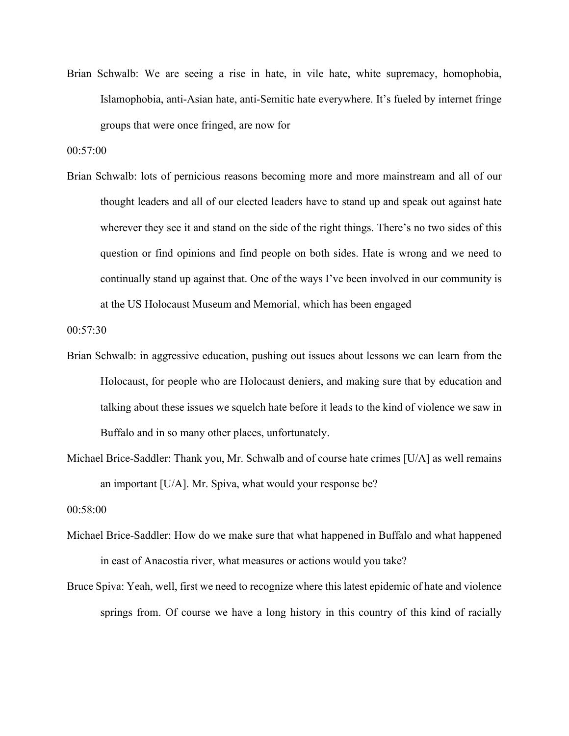Brian Schwalb: We are seeing a rise in hate, in vile hate, white supremacy, homophobia, Islamophobia, anti-Asian hate, anti-Semitic hate everywhere. It's fueled by internet fringe groups that were once fringed, are now for

00:57:00

Brian Schwalb: lots of pernicious reasons becoming more and more mainstream and all of our thought leaders and all of our elected leaders have to stand up and speak out against hate wherever they see it and stand on the side of the right things. There's no two sides of this question or find opinions and find people on both sides. Hate is wrong and we need to continually stand up against that. One of the ways I've been involved in our community is at the US Holocaust Museum and Memorial, which has been engaged

00:57:30

Brian Schwalb: in aggressive education, pushing out issues about lessons we can learn from the Holocaust, for people who are Holocaust deniers, and making sure that by education and talking about these issues we squelch hate before it leads to the kind of violence we saw in Buffalo and in so many other places, unfortunately.

Michael Brice-Saddler: Thank you, Mr. Schwalb and of course hate crimes [U/A] as well remains an important [U/A]. Mr. Spiva, what would your response be?

00:58:00

Michael Brice-Saddler: How do we make sure that what happened in Buffalo and what happened in east of Anacostia river, what measures or actions would you take?

Bruce Spiva: Yeah, well, first we need to recognize where this latest epidemic of hate and violence springs from. Of course we have a long history in this country of this kind of racially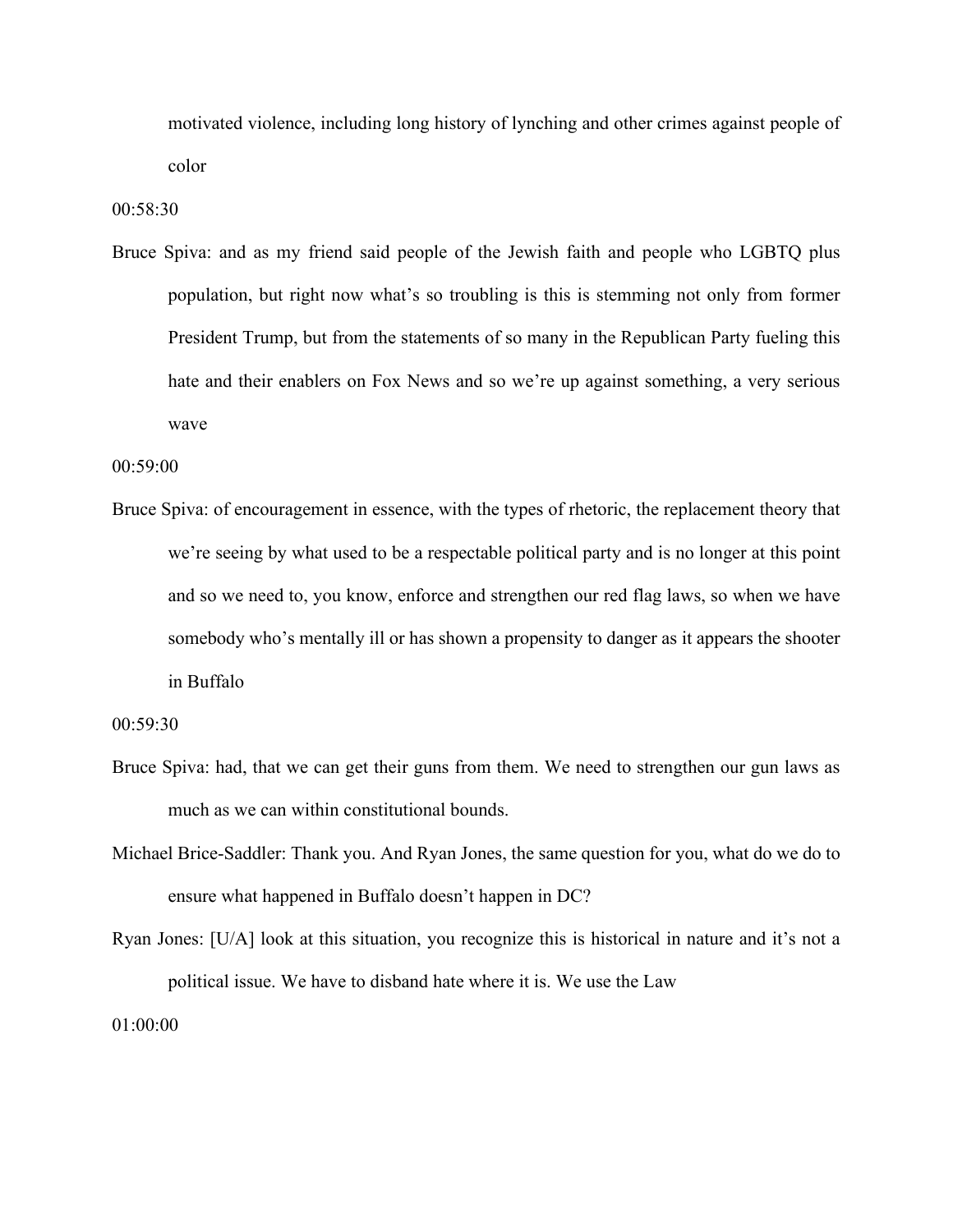motivated violence, including long history of lynching and other crimes against people of color

00:58:30

Bruce Spiva: and as my friend said people of the Jewish faith and people who LGBTQ plus population, but right now what's so troubling is this is stemming not only from former President Trump, but from the statements of so many in the Republican Party fueling this hate and their enablers on Fox News and so we're up against something, a very serious wave

00:59:00

Bruce Spiva: of encouragement in essence, with the types of rhetoric, the replacement theory that we're seeing by what used to be a respectable political party and is no longer at this point and so we need to, you know, enforce and strengthen our red flag laws, so when we have somebody who's mentally ill or has shown a propensity to danger as it appears the shooter in Buffalo

00:59:30

Bruce Spiva: had, that we can get their guns from them. We need to strengthen our gun laws as much as we can within constitutional bounds.

Michael Brice-Saddler: Thank you. And Ryan Jones, the same question for you, what do we do to ensure what happened in Buffalo doesn't happen in DC?

Ryan Jones: [U/A] look at this situation, you recognize this is historical in nature and it's not a political issue. We have to disband hate where it is. We use the Law

01:00:00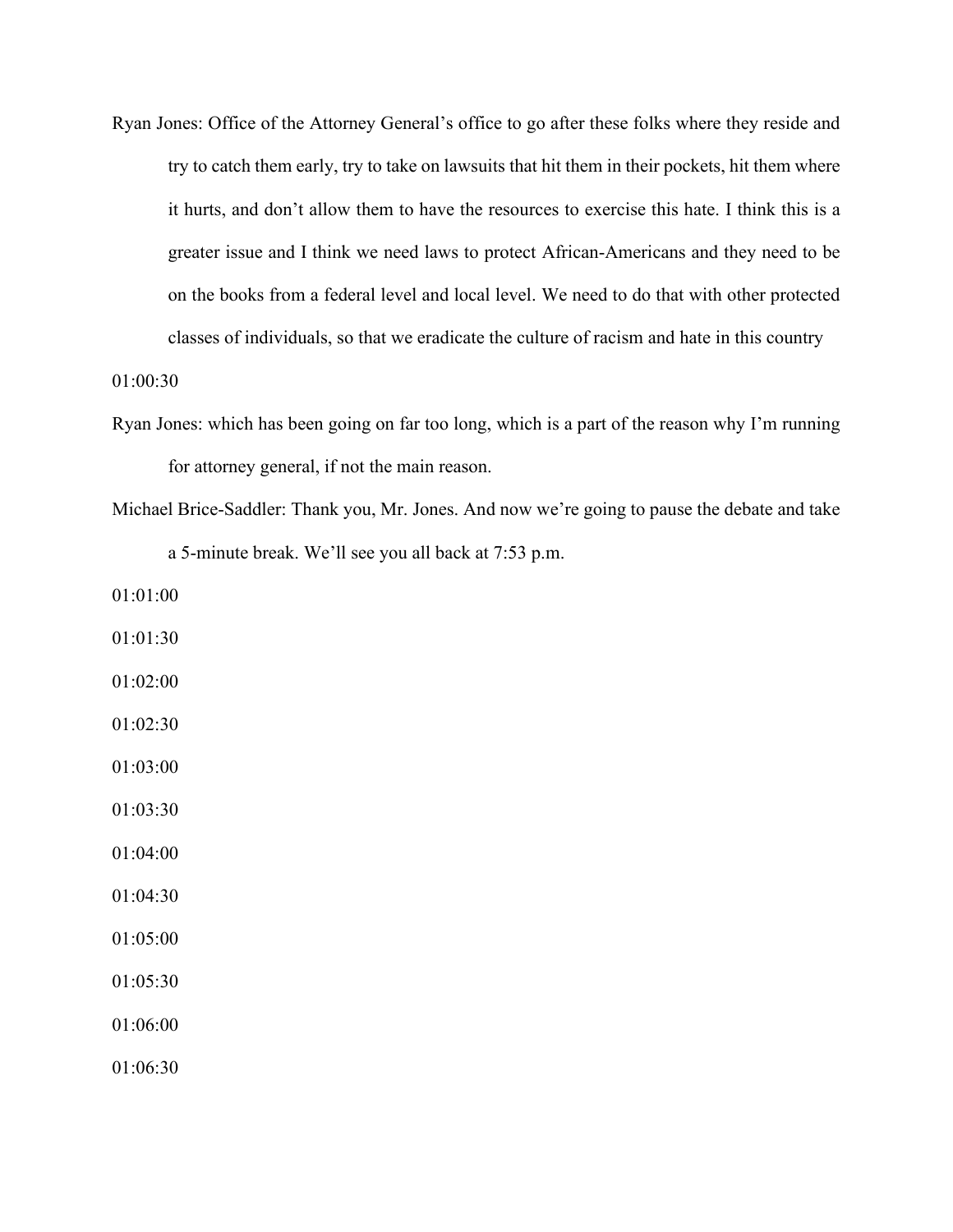Ryan Jones: Office of the Attorney General's office to go after these folks where they reside and try to catch them early, try to take on lawsuits that hit them in their pockets, hit them where it hurts, and don't allow them to have the resources to exercise this hate. I think this is a greater issue and I think we need laws to protect African-Americans and they need to be on the books from a federal level and local level. We need to do that with other protected classes of individuals, so that we eradicate the culture of racism and hate in this country

01:00:30

Ryan Jones: which has been going on far too long, which is a part of the reason why I'm running for attorney general, if not the main reason.

Michael Brice-Saddler: Thank you, Mr. Jones. And now we're going to pause the debate and take a 5-minute break. We'll see you all back at 7:53 p.m.

01:01:00

01:01:30

01:02:00

01:02:30

01:03:00

01:03:30

01:04:00

01:04:30

01:05:00

01:05:30

01:06:00

01:06:30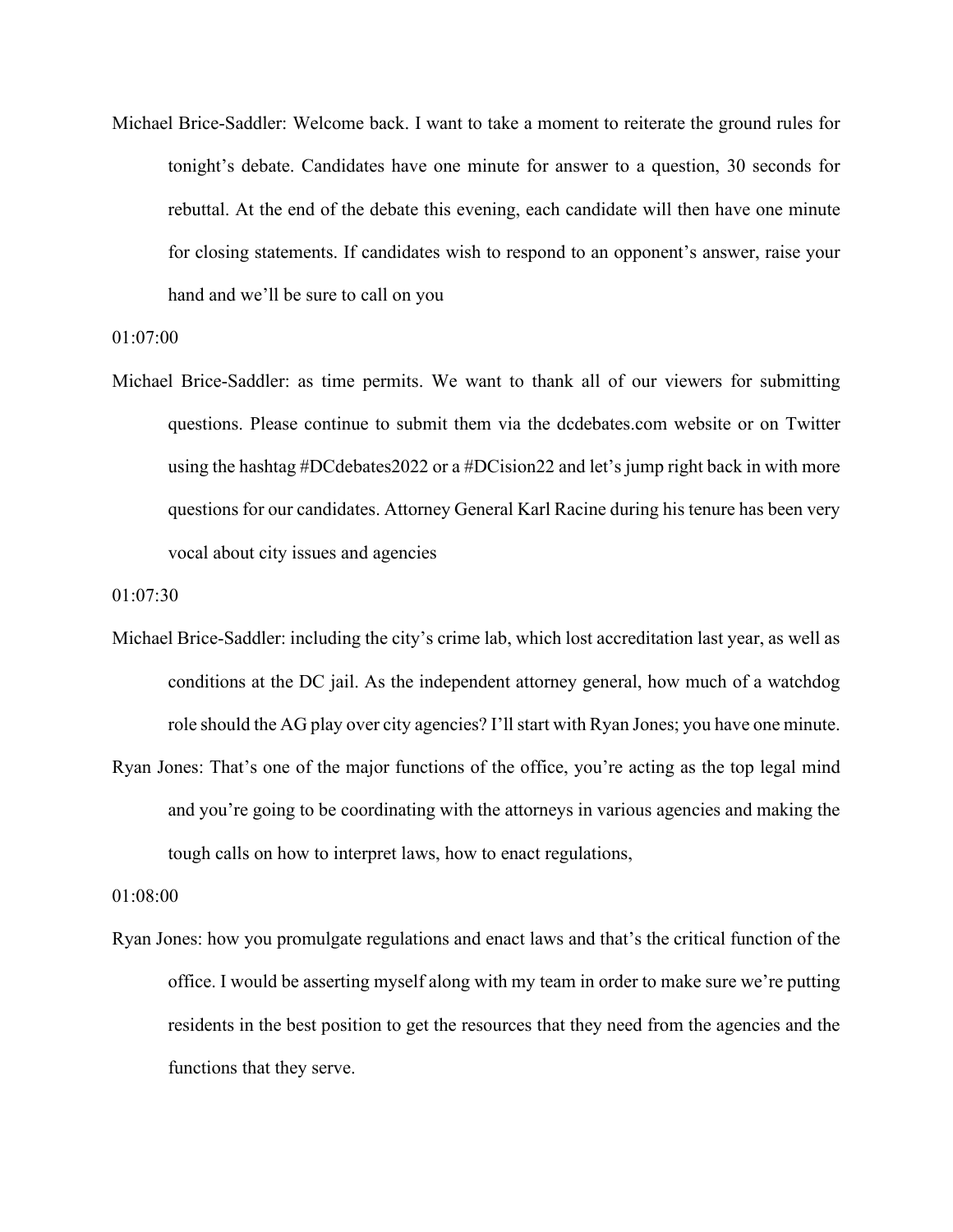Michael Brice-Saddler: Welcome back. I want to take a moment to reiterate the ground rules for tonight's debate. Candidates have one minute for answer to a question, 30 seconds for rebuttal. At the end of the debate this evening, each candidate will then have one minute for closing statements. If candidates wish to respond to an opponent's answer, raise your hand and we'll be sure to call on you

01:07:00

Michael Brice-Saddler: as time permits. We want to thank all of our viewers for submitting questions. Please continue to submit them via the dcdebates.com website or on Twitter using the hashtag #DCdebates2022 or a #DCision22 and let's jump right back in with more questions for our candidates. Attorney General Karl Racine during his tenure has been very vocal about city issues and agencies

01:07:30

Michael Brice-Saddler: including the city's crime lab, which lost accreditation last year, as well as conditions at the DC jail. As the independent attorney general, how much of a watchdog role should the AG play over city agencies? I'll start with Ryan Jones; you have one minute.

Ryan Jones: That's one of the major functions of the office, you're acting as the top legal mind and you're going to be coordinating with the attorneys in various agencies and making the tough calls on how to interpret laws, how to enact regulations,

01:08:00

Ryan Jones: how you promulgate regulations and enact laws and that's the critical function of the office. I would be asserting myself along with my team in order to make sure we're putting residents in the best position to get the resources that they need from the agencies and the functions that they serve.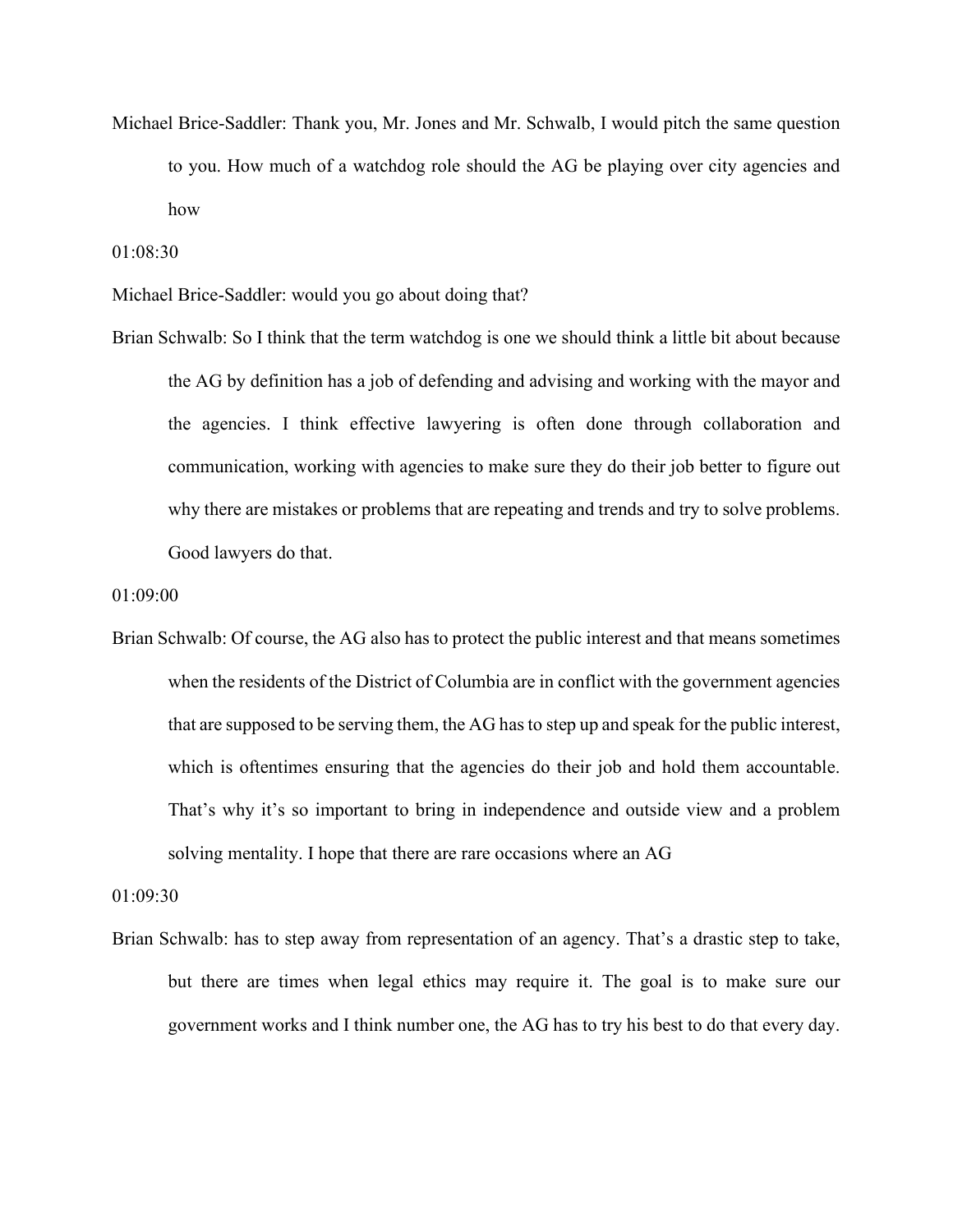Michael Brice-Saddler: Thank you, Mr. Jones and Mr. Schwalb, I would pitch the same question to you. How much of a watchdog role should the AG be playing over city agencies and how

01:08:30

Michael Brice-Saddler: would you go about doing that?

Brian Schwalb: So I think that the term watchdog is one we should think a little bit about because the AG by definition has a job of defending and advising and working with the mayor and the agencies. I think effective lawyering is often done through collaboration and communication, working with agencies to make sure they do their job better to figure out why there are mistakes or problems that are repeating and trends and try to solve problems. Good lawyers do that.

01:09:00

Brian Schwalb: Of course, the AG also has to protect the public interest and that means sometimes when the residents of the District of Columbia are in conflict with the government agencies that are supposed to be serving them, the AG has to step up and speak for the public interest, which is oftentimes ensuring that the agencies do their job and hold them accountable. That's why it's so important to bring in independence and outside view and a problem solving mentality. I hope that there are rare occasions where an AG

01:09:30

Brian Schwalb: has to step away from representation of an agency. That's a drastic step to take, but there are times when legal ethics may require it. The goal is to make sure our government works and I think number one, the AG has to try his best to do that every day.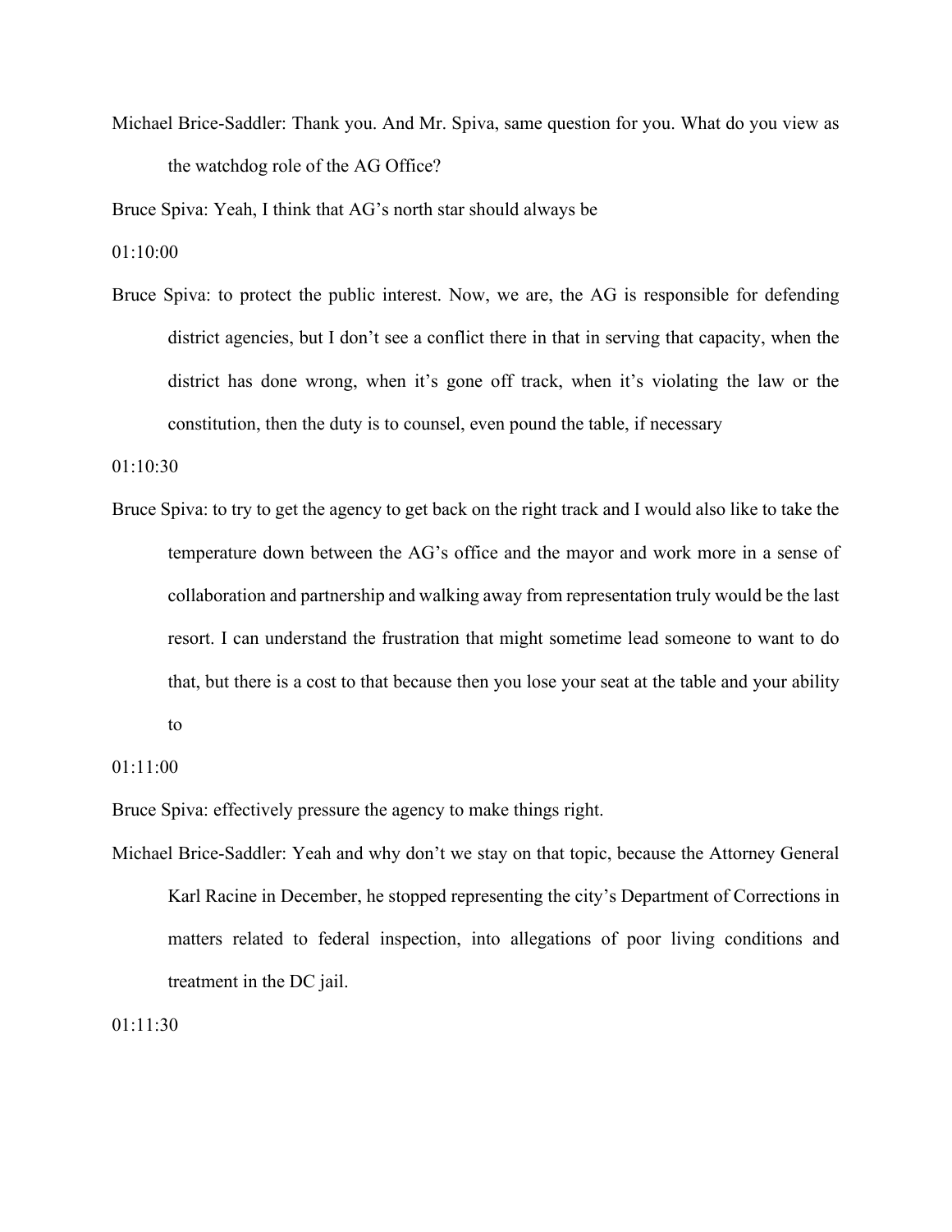Michael Brice-Saddler: Thank you. And Mr. Spiva, same question for you. What do you view as the watchdog role of the AG Office?

Bruce Spiva: Yeah, I think that AG's north star should always be

01:10:00

Bruce Spiva: to protect the public interest. Now, we are, the AG is responsible for defending district agencies, but I don't see a conflict there in that in serving that capacity, when the district has done wrong, when it's gone off track, when it's violating the law or the constitution, then the duty is to counsel, even pound the table, if necessary

01:10:30

Bruce Spiva: to try to get the agency to get back on the right track and I would also like to take the temperature down between the AG's office and the mayor and work more in a sense of collaboration and partnership and walking away from representation truly would be the last resort. I can understand the frustration that might sometime lead someone to want to do that, but there is a cost to that because then you lose your seat at the table and your ability to

01:11:00

Bruce Spiva: effectively pressure the agency to make things right.

Michael Brice-Saddler: Yeah and why don't we stay on that topic, because the Attorney General Karl Racine in December, he stopped representing the city's Department of Corrections in matters related to federal inspection, into allegations of poor living conditions and treatment in the DC jail.

01:11:30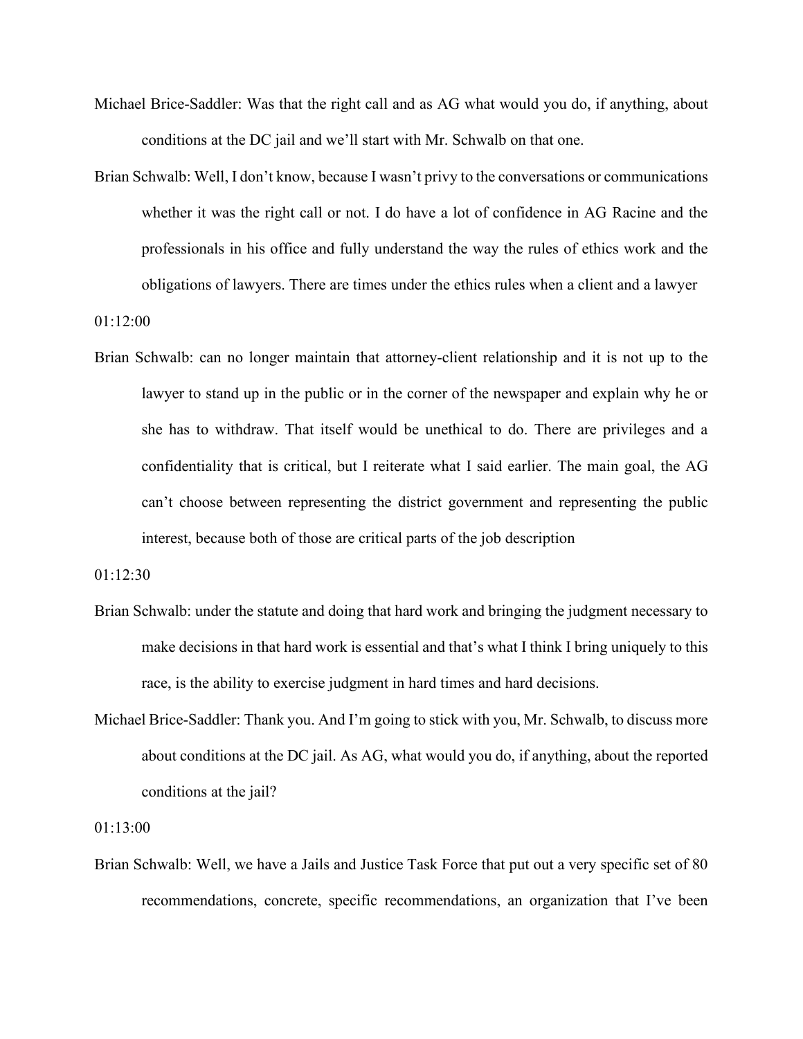Michael Brice-Saddler: Was that the right call and as AG what would you do, if anything, about conditions at the DC jail and we'll start with Mr. Schwalb on that one.

Brian Schwalb: Well, I don't know, because I wasn't privy to the conversations or communications whether it was the right call or not. I do have a lot of confidence in AG Racine and the professionals in his office and fully understand the way the rules of ethics work and the obligations of lawyers. There are times under the ethics rules when a client and a lawyer

01:12:00

Brian Schwalb: can no longer maintain that attorney-client relationship and it is not up to the lawyer to stand up in the public or in the corner of the newspaper and explain why he or she has to withdraw. That itself would be unethical to do. There are privileges and a confidentiality that is critical, but I reiterate what I said earlier. The main goal, the AG can't choose between representing the district government and representing the public interest, because both of those are critical parts of the job description

01:12:30

Brian Schwalb: under the statute and doing that hard work and bringing the judgment necessary to make decisions in that hard work is essential and that's what I think I bring uniquely to this race, is the ability to exercise judgment in hard times and hard decisions.

Michael Brice-Saddler: Thank you. And I'm going to stick with you, Mr. Schwalb, to discuss more about conditions at the DC jail. As AG, what would you do, if anything, about the reported conditions at the jail?

01:13:00

Brian Schwalb: Well, we have a Jails and Justice Task Force that put out a very specific set of 80 recommendations, concrete, specific recommendations, an organization that I've been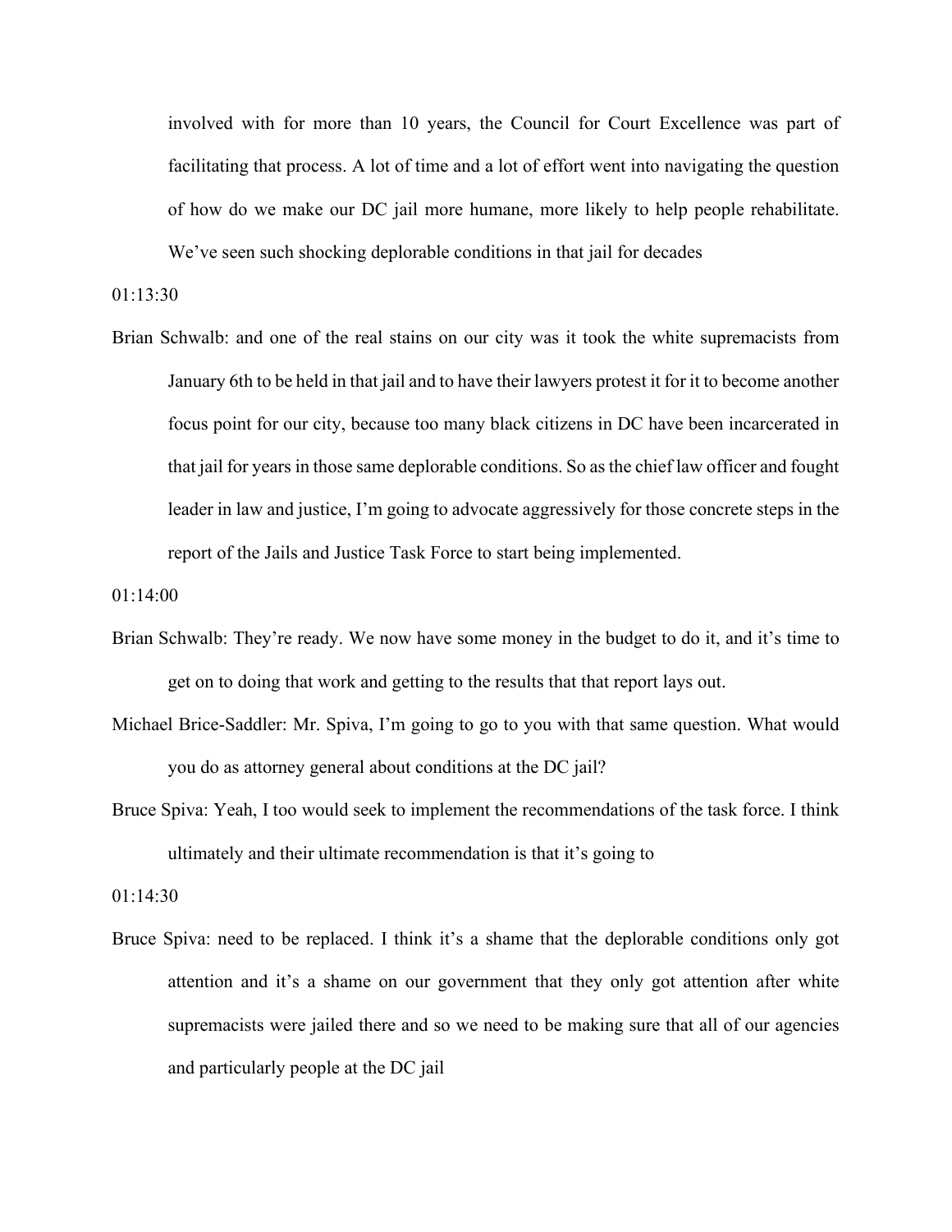involved with for more than 10 years, the Council for Court Excellence was part of facilitating that process. A lot of time and a lot of effort went into navigating the question of how do we make our DC jail more humane, more likely to help people rehabilitate. We've seen such shocking deplorable conditions in that jail for decades

01:13:30

Brian Schwalb: and one of the real stains on our city was it took the white supremacists from January 6th to be held in that jail and to have their lawyers protest it for it to become another focus point for our city, because too many black citizens in DC have been incarcerated in that jail for years in those same deplorable conditions. So as the chief law officer and fought leader in law and justice, I'm going to advocate aggressively for those concrete steps in the report of the Jails and Justice Task Force to start being implemented.

01:14:00

Brian Schwalb: They're ready. We now have some money in the budget to do it, and it's time to get on to doing that work and getting to the results that that report lays out.

Michael Brice-Saddler: Mr. Spiva, I'm going to go to you with that same question. What would you do as attorney general about conditions at the DC jail?

Bruce Spiva: Yeah, I too would seek to implement the recommendations of the task force. I think ultimately and their ultimate recommendation is that it's going to

01:14:30

Bruce Spiva: need to be replaced. I think it's a shame that the deplorable conditions only got attention and it's a shame on our government that they only got attention after white supremacists were jailed there and so we need to be making sure that all of our agencies and particularly people at the DC jail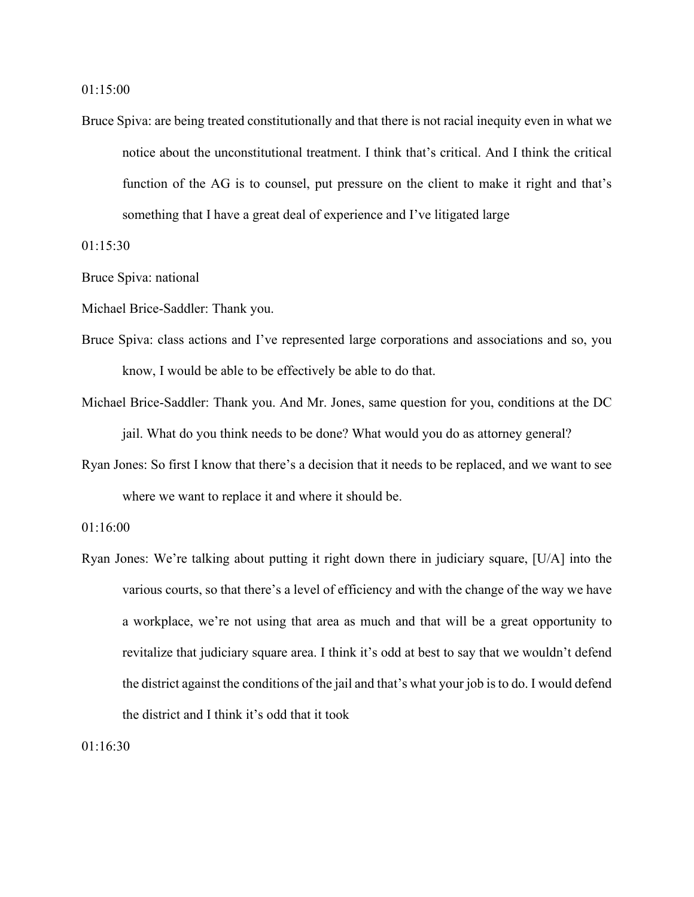01:15:00

Bruce Spiva: are being treated constitutionally and that there is not racial inequity even in what we notice about the unconstitutional treatment. I think that's critical. And I think the critical function of the AG is to counsel, put pressure on the client to make it right and that's something that I have a great deal of experience and I've litigated large

01:15:30

Bruce Spiva: national

Michael Brice-Saddler: Thank you.

Bruce Spiva: class actions and I've represented large corporations and associations and so, you know, I would be able to be effectively be able to do that.

Michael Brice-Saddler: Thank you. And Mr. Jones, same question for you, conditions at the DC jail. What do you think needs to be done? What would you do as attorney general?

Ryan Jones: So first I know that there's a decision that it needs to be replaced, and we want to see where we want to replace it and where it should be.

01:16:00

Ryan Jones: We're talking about putting it right down there in judiciary square, [U/A] into the various courts, so that there's a level of efficiency and with the change of the way we have a workplace, we're not using that area as much and that will be a great opportunity to revitalize that judiciary square area. I think it's odd at best to say that we wouldn't defend the district against the conditions of the jail and that's what your job is to do. I would defend the district and I think it's odd that it took

01:16:30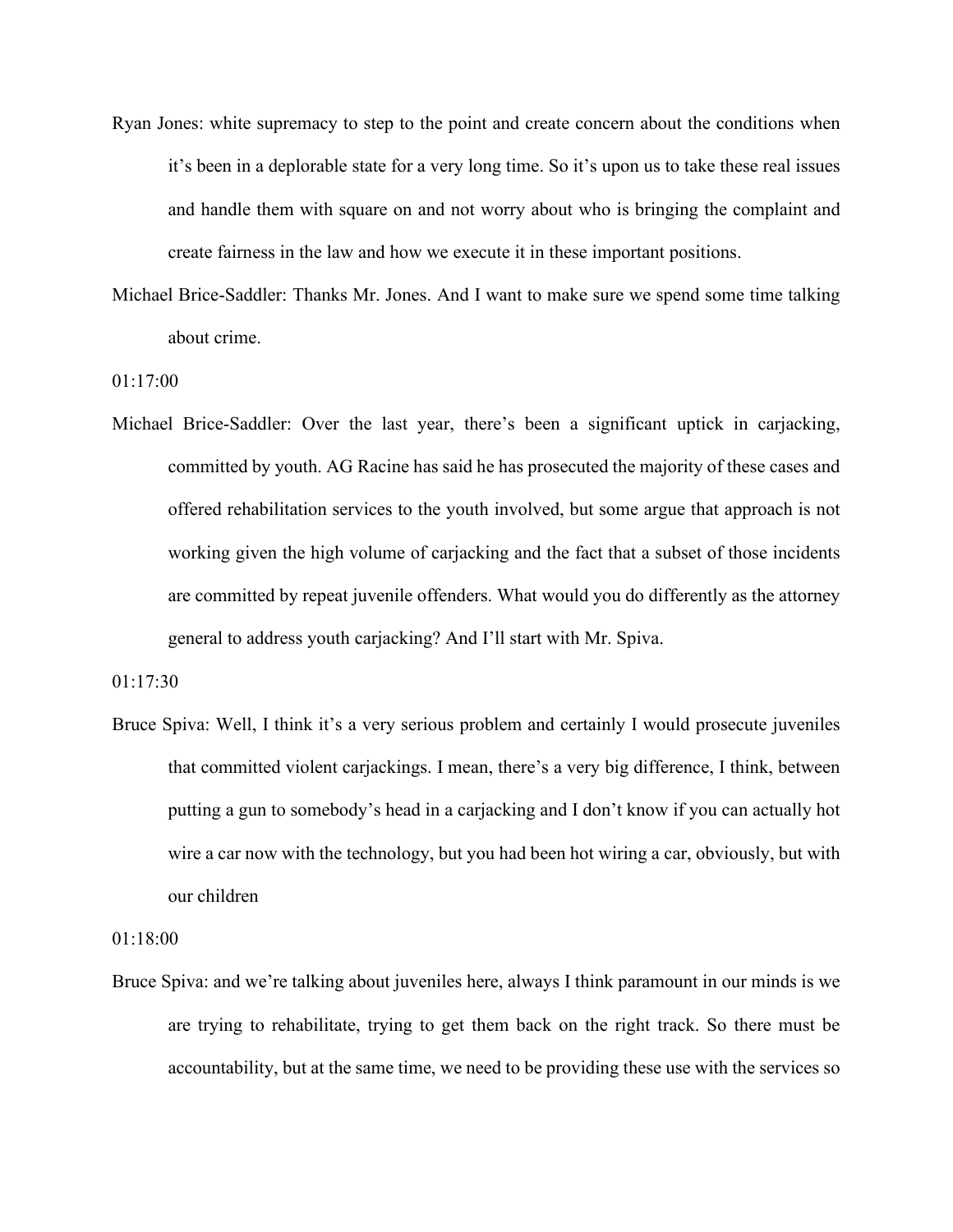Ryan Jones: white supremacy to step to the point and create concern about the conditions when it's been in a deplorable state for a very long time. So it's upon us to take these real issues and handle them with square on and not worry about who is bringing the complaint and create fairness in the law and how we execute it in these important positions.

Michael Brice-Saddler: Thanks Mr. Jones. And I want to make sure we spend some time talking about crime.

01:17:00

Michael Brice-Saddler: Over the last year, there's been a significant uptick in carjacking, committed by youth. AG Racine has said he has prosecuted the majority of these cases and offered rehabilitation services to the youth involved, but some argue that approach is not working given the high volume of carjacking and the fact that a subset of those incidents are committed by repeat juvenile offenders. What would you do differently as the attorney general to address youth carjacking? And I'll start with Mr. Spiva.

01:17:30

Bruce Spiva: Well, I think it's a very serious problem and certainly I would prosecute juveniles that committed violent carjackings. I mean, there's a very big difference, I think, between putting a gun to somebody's head in a carjacking and I don't know if you can actually hot wire a car now with the technology, but you had been hot wiring a car, obviously, but with our children

01:18:00

Bruce Spiva: and we're talking about juveniles here, always I think paramount in our minds is we are trying to rehabilitate, trying to get them back on the right track. So there must be accountability, but at the same time, we need to be providing these use with the services so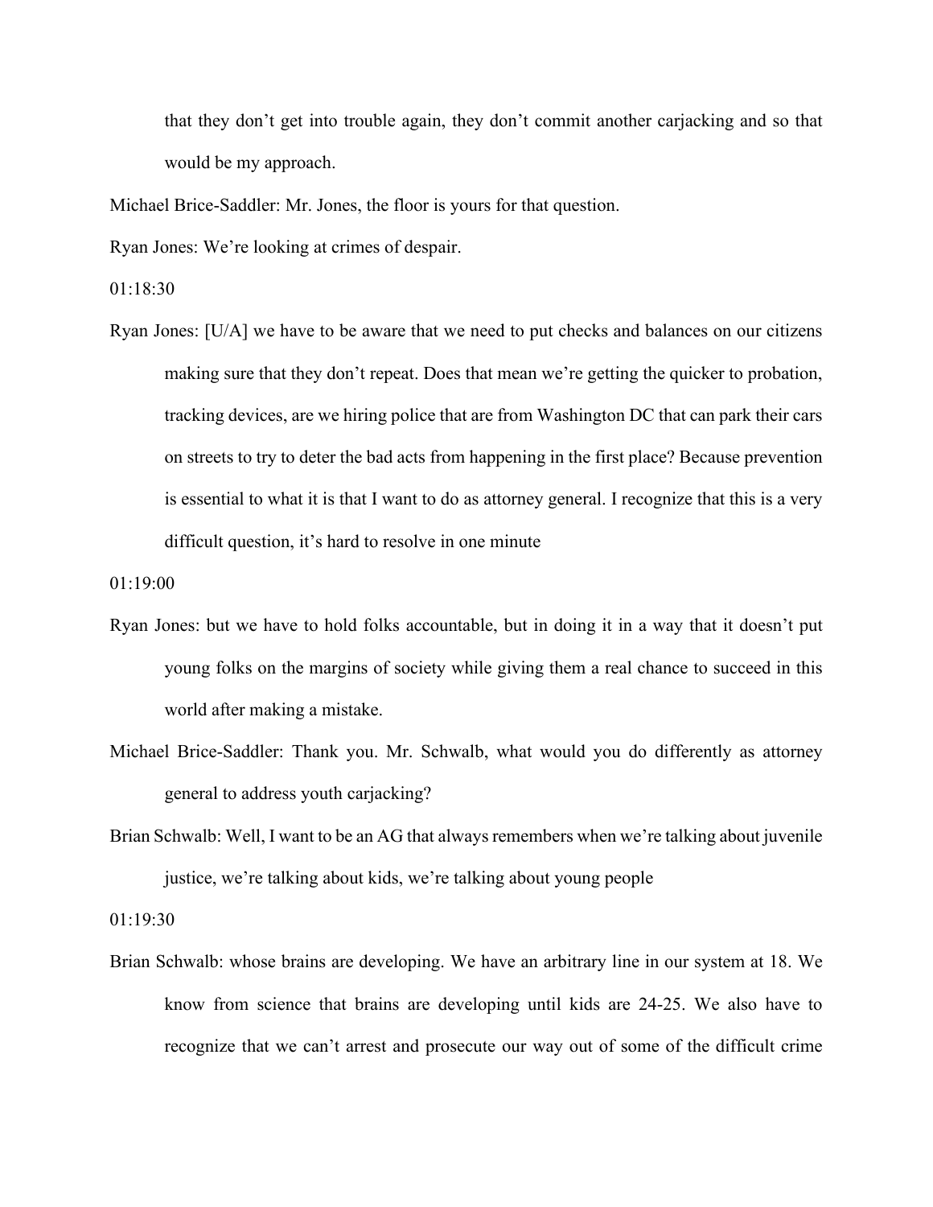that they don't get into trouble again, they don't commit another carjacking and so that would be my approach.

Michael Brice-Saddler: Mr. Jones, the floor is yours for that question.

Ryan Jones: We're looking at crimes of despair.

01:18:30

Ryan Jones: [U/A] we have to be aware that we need to put checks and balances on our citizens making sure that they don't repeat. Does that mean we're getting the quicker to probation, tracking devices, are we hiring police that are from Washington DC that can park their cars on streets to try to deter the bad acts from happening in the first place? Because prevention is essential to what it is that I want to do as attorney general. I recognize that this is a very difficult question, it's hard to resolve in one minute

01:19:00

Ryan Jones: but we have to hold folks accountable, but in doing it in a way that it doesn't put young folks on the margins of society while giving them a real chance to succeed in this world after making a mistake.

Michael Brice-Saddler: Thank you. Mr. Schwalb, what would you do differently as attorney general to address youth carjacking?

Brian Schwalb: Well, I want to be an AG that always remembers when we're talking about juvenile justice, we're talking about kids, we're talking about young people

01:19:30

Brian Schwalb: whose brains are developing. We have an arbitrary line in our system at 18. We know from science that brains are developing until kids are 24-25. We also have to recognize that we can't arrest and prosecute our way out of some of the difficult crime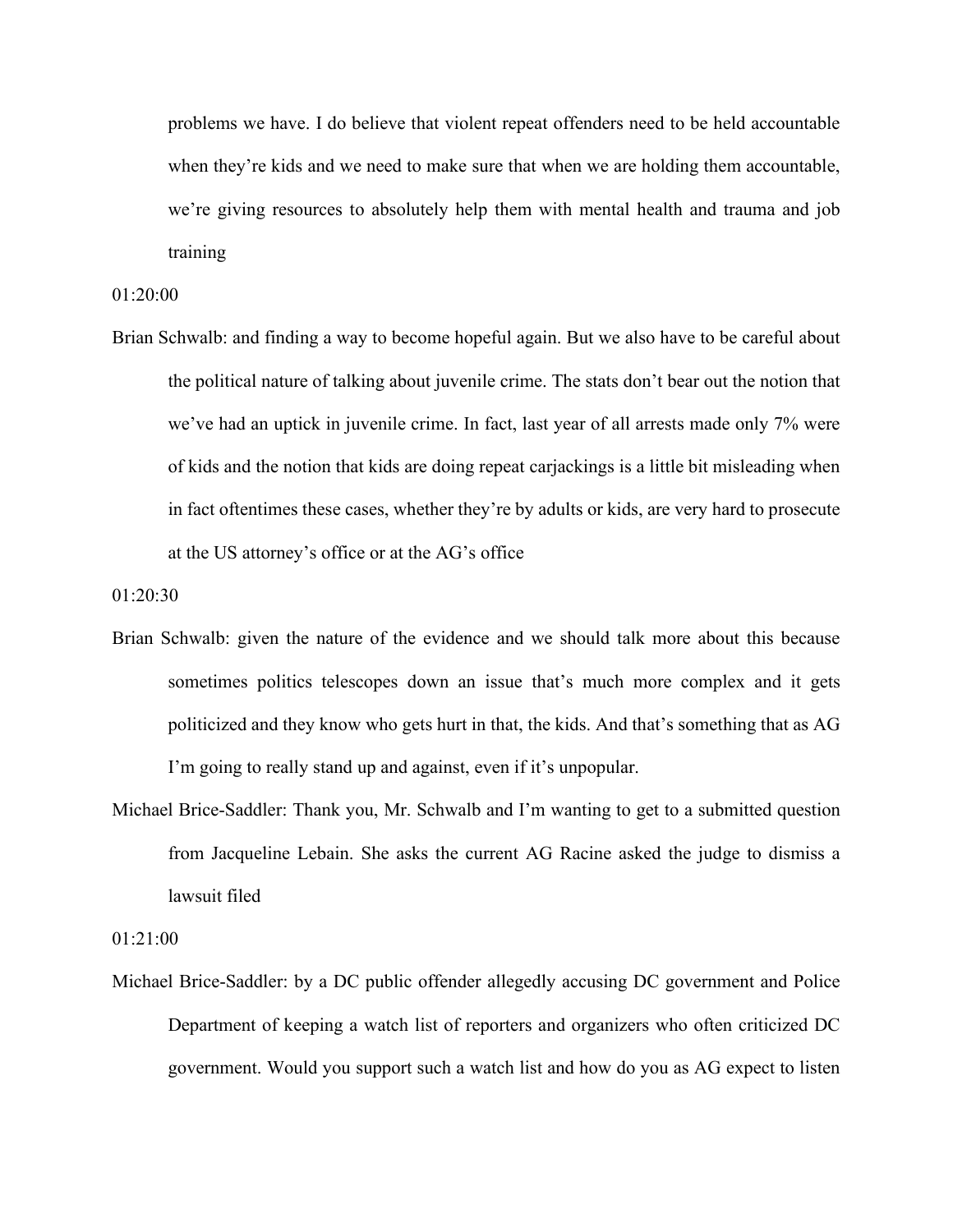problems we have. I do believe that violent repeat offenders need to be held accountable when they're kids and we need to make sure that when we are holding them accountable, we're giving resources to absolutely help them with mental health and trauma and job training

01:20:00

Brian Schwalb: and finding a way to become hopeful again. But we also have to be careful about the political nature of talking about juvenile crime. The stats don't bear out the notion that we've had an uptick in juvenile crime. In fact, last year of all arrests made only 7% were of kids and the notion that kids are doing repeat carjackings is a little bit misleading when in fact oftentimes these cases, whether they're by adults or kids, are very hard to prosecute at the US attorney's office or at the AG's office

01:20:30

Brian Schwalb: given the nature of the evidence and we should talk more about this because sometimes politics telescopes down an issue that's much more complex and it gets politicized and they know who gets hurt in that, the kids. And that's something that as AG I'm going to really stand up and against, even if it's unpopular.

Michael Brice-Saddler: Thank you, Mr. Schwalb and I'm wanting to get to a submitted question from Jacqueline Lebain. She asks the current AG Racine asked the judge to dismiss a lawsuit filed

01:21:00

Michael Brice-Saddler: by a DC public offender allegedly accusing DC government and Police Department of keeping a watch list of reporters and organizers who often criticized DC government. Would you support such a watch list and how do you as AG expect to listen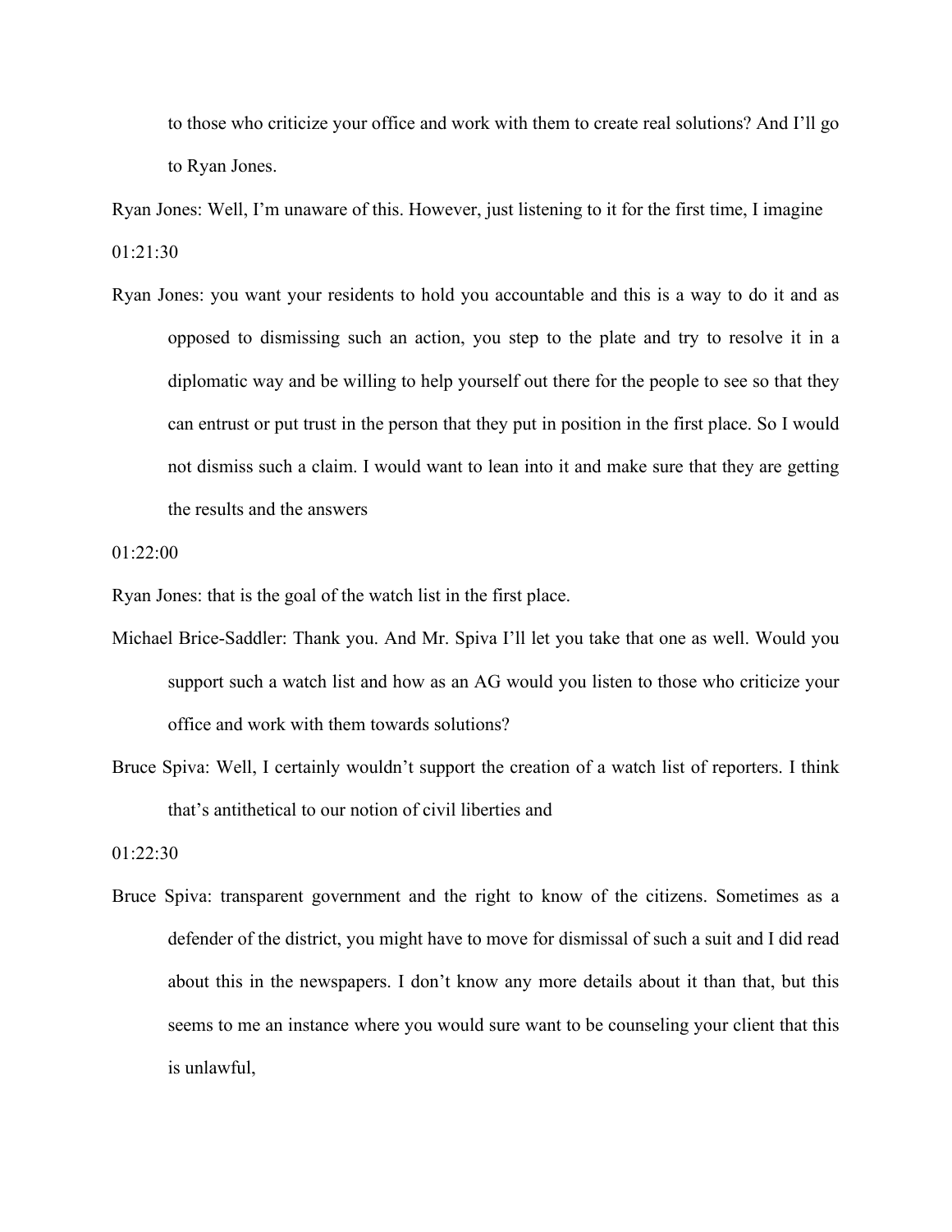to those who criticize your office and work with them to create real solutions? And I'll go to Ryan Jones.

Ryan Jones: Well, I'm unaware of this. However, just listening to it for the first time, I imagine

01:21:30

Ryan Jones: you want your residents to hold you accountable and this is a way to do it and as opposed to dismissing such an action, you step to the plate and try to resolve it in a diplomatic way and be willing to help yourself out there for the people to see so that they can entrust or put trust in the person that they put in position in the first place. So I would not dismiss such a claim. I would want to lean into it and make sure that they are getting the results and the answers

01:22:00

Ryan Jones: that is the goal of the watch list in the first place.

Michael Brice-Saddler: Thank you. And Mr. Spiva I'll let you take that one as well. Would you support such a watch list and how as an AG would you listen to those who criticize your office and work with them towards solutions?

Bruce Spiva: Well, I certainly wouldn't support the creation of a watch list of reporters. I think that's antithetical to our notion of civil liberties and

01:22:30

Bruce Spiva: transparent government and the right to know of the citizens. Sometimes as a defender of the district, you might have to move for dismissal of such a suit and I did read about this in the newspapers. I don't know any more details about it than that, but this seems to me an instance where you would sure want to be counseling your client that this is unlawful,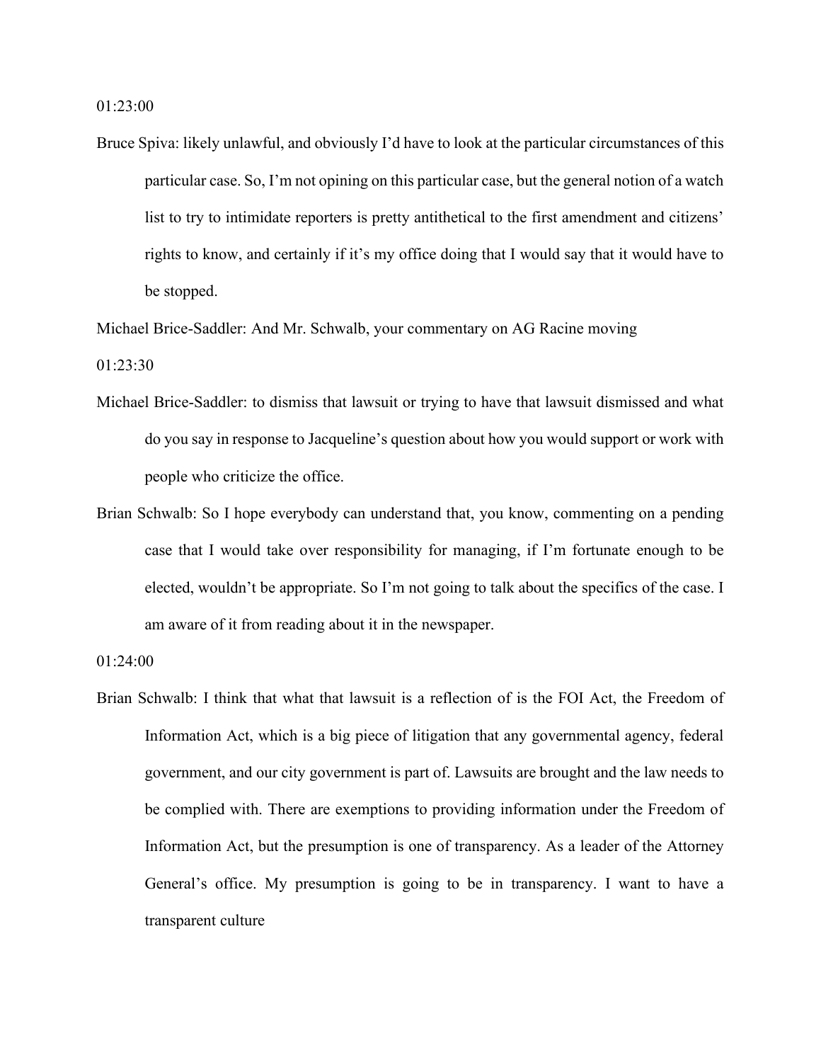01:23:00

Bruce Spiva: likely unlawful, and obviously I'd have to look at the particular circumstances of this particular case. So, I'm not opining on this particular case, but the general notion of a watch list to try to intimidate reporters is pretty antithetical to the first amendment and citizens' rights to know, and certainly if it's my office doing that I would say that it would have to be stopped.

Michael Brice-Saddler: And Mr. Schwalb, your commentary on AG Racine moving

01:23:30

Michael Brice-Saddler: to dismiss that lawsuit or trying to have that lawsuit dismissed and what do you say in response to Jacqueline's question about how you would support or work with people who criticize the office.

Brian Schwalb: So I hope everybody can understand that, you know, commenting on a pending case that I would take over responsibility for managing, if I'm fortunate enough to be elected, wouldn't be appropriate. So I'm not going to talk about the specifics of the case. I am aware of it from reading about it in the newspaper.

01:24:00

Brian Schwalb: I think that what that lawsuit is a reflection of is the FOI Act, the Freedom of Information Act, which is a big piece of litigation that any governmental agency, federal government, and our city government is part of. Lawsuits are brought and the law needs to be complied with. There are exemptions to providing information under the Freedom of Information Act, but the presumption is one of transparency. As a leader of the Attorney General's office. My presumption is going to be in transparency. I want to have a transparent culture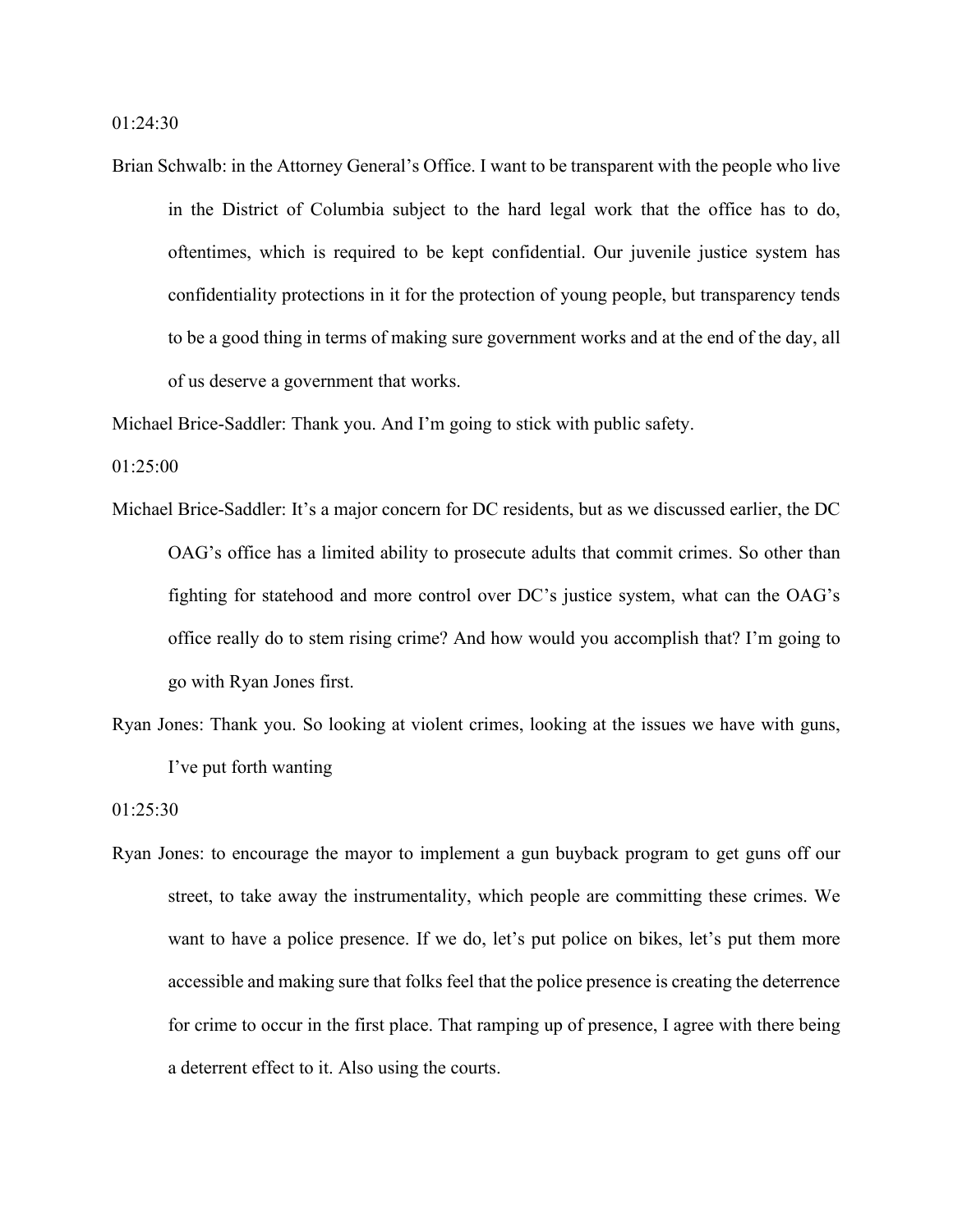01:24:30

Brian Schwalb: in the Attorney General's Office. I want to be transparent with the people who live in the District of Columbia subject to the hard legal work that the office has to do, oftentimes, which is required to be kept confidential. Our juvenile justice system has confidentiality protections in it for the protection of young people, but transparency tends to be a good thing in terms of making sure government works and at the end of the day, all of us deserve a government that works.

Michael Brice-Saddler: Thank you. And I'm going to stick with public safety.

01:25:00

Michael Brice-Saddler: It's a major concern for DC residents, but as we discussed earlier, the DC OAG's office has a limited ability to prosecute adults that commit crimes. So other than fighting for statehood and more control over DC's justice system, what can the OAG's office really do to stem rising crime? And how would you accomplish that? I'm going to go with Ryan Jones first.

Ryan Jones: Thank you. So looking at violent crimes, looking at the issues we have with guns, I've put forth wanting

01:25:30

Ryan Jones: to encourage the mayor to implement a gun buyback program to get guns off our street, to take away the instrumentality, which people are committing these crimes. We want to have a police presence. If we do, let's put police on bikes, let's put them more accessible and making sure that folks feel that the police presence is creating the deterrence for crime to occur in the first place. That ramping up of presence, I agree with there being a deterrent effect to it. Also using the courts.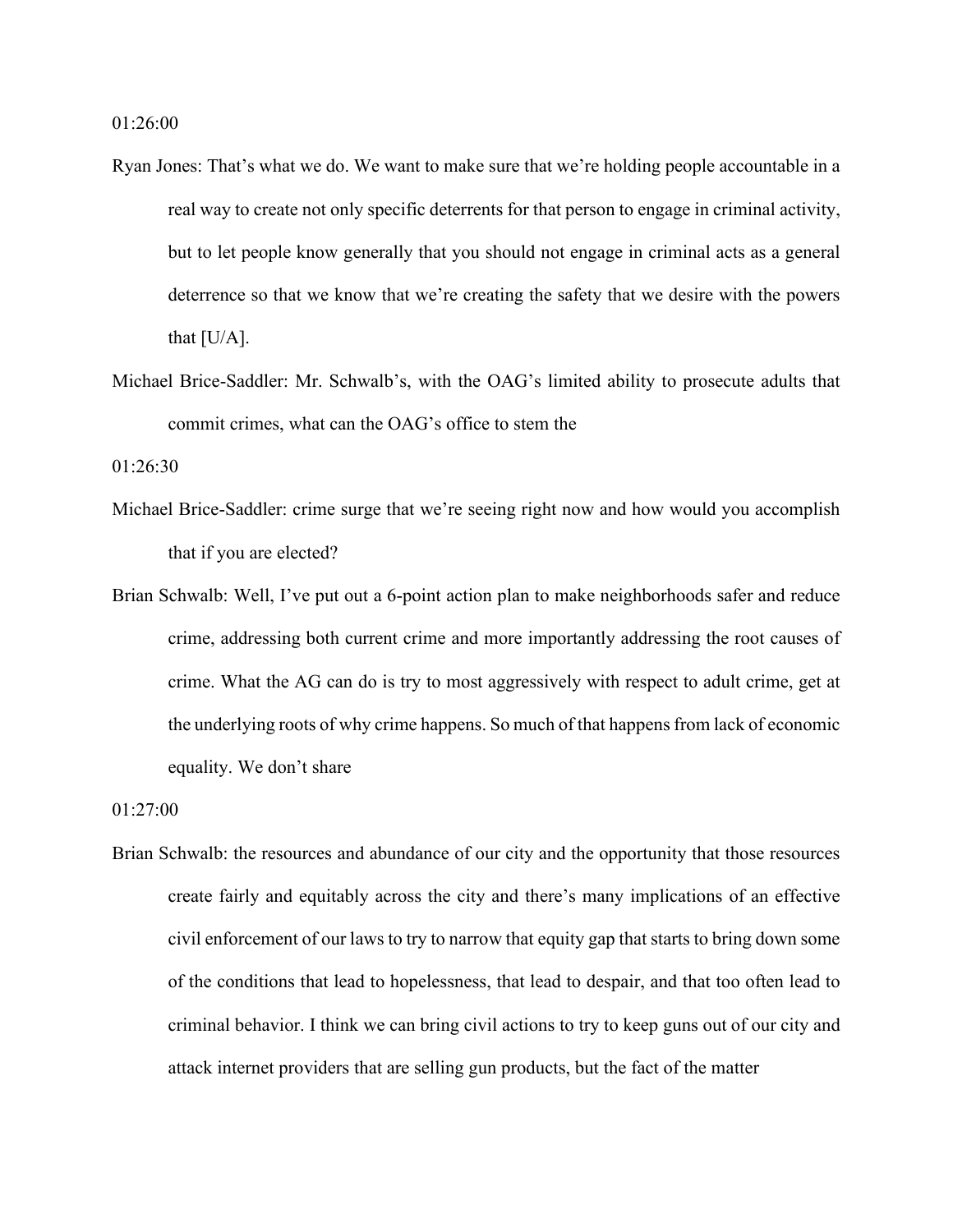01:26:00

Ryan Jones: That's what we do. We want to make sure that we're holding people accountable in a real way to create not only specific deterrents for that person to engage in criminal activity, but to let people know generally that you should not engage in criminal acts as a general deterrence so that we know that we're creating the safety that we desire with the powers that [U/A].

Michael Brice-Saddler: Mr. Schwalb's, with the OAG's limited ability to prosecute adults that commit crimes, what can the OAG's office to stem the

01:26:30

Michael Brice-Saddler: crime surge that we're seeing right now and how would you accomplish that if you are elected?

Brian Schwalb: Well, I've put out a 6-point action plan to make neighborhoods safer and reduce crime, addressing both current crime and more importantly addressing the root causes of crime. What the AG can do is try to most aggressively with respect to adult crime, get at the underlying roots of why crime happens. So much of that happens from lack of economic equality. We don't share

01:27:00

Brian Schwalb: the resources and abundance of our city and the opportunity that those resources create fairly and equitably across the city and there's many implications of an effective civil enforcement of our laws to try to narrow that equity gap that starts to bring down some of the conditions that lead to hopelessness, that lead to despair, and that too often lead to criminal behavior. I think we can bring civil actions to try to keep guns out of our city and attack internet providers that are selling gun products, but the fact of the matter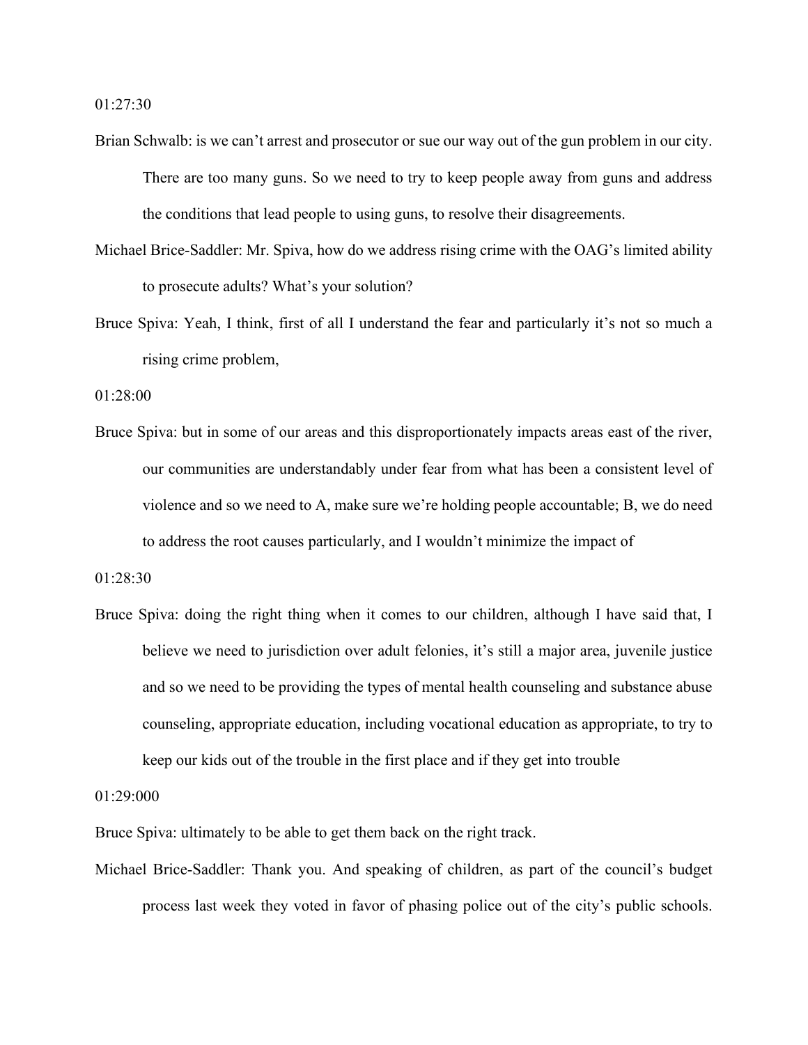01:27:30

Brian Schwalb: is we can't arrest and prosecutor or sue our way out of the gun problem in our city. There are too many guns. So we need to try to keep people away from guns and address the conditions that lead people to using guns, to resolve their disagreements.

Michael Brice-Saddler: Mr. Spiva, how do we address rising crime with the OAG's limited ability to prosecute adults? What's your solution?

Bruce Spiva: Yeah, I think, first of all I understand the fear and particularly it's not so much a rising crime problem,

01:28:00

Bruce Spiva: but in some of our areas and this disproportionately impacts areas east of the river, our communities are understandably under fear from what has been a consistent level of violence and so we need to A, make sure we're holding people accountable; B, we do need to address the root causes particularly, and I wouldn't minimize the impact of

01:28:30

Bruce Spiva: doing the right thing when it comes to our children, although I have said that, I believe we need to jurisdiction over adult felonies, it's still a major area, juvenile justice and so we need to be providing the types of mental health counseling and substance abuse counseling, appropriate education, including vocational education as appropriate, to try to keep our kids out of the trouble in the first place and if they get into trouble

01:29:000

Bruce Spiva: ultimately to be able to get them back on the right track.

Michael Brice-Saddler: Thank you. And speaking of children, as part of the council's budget process last week they voted in favor of phasing police out of the city's public schools.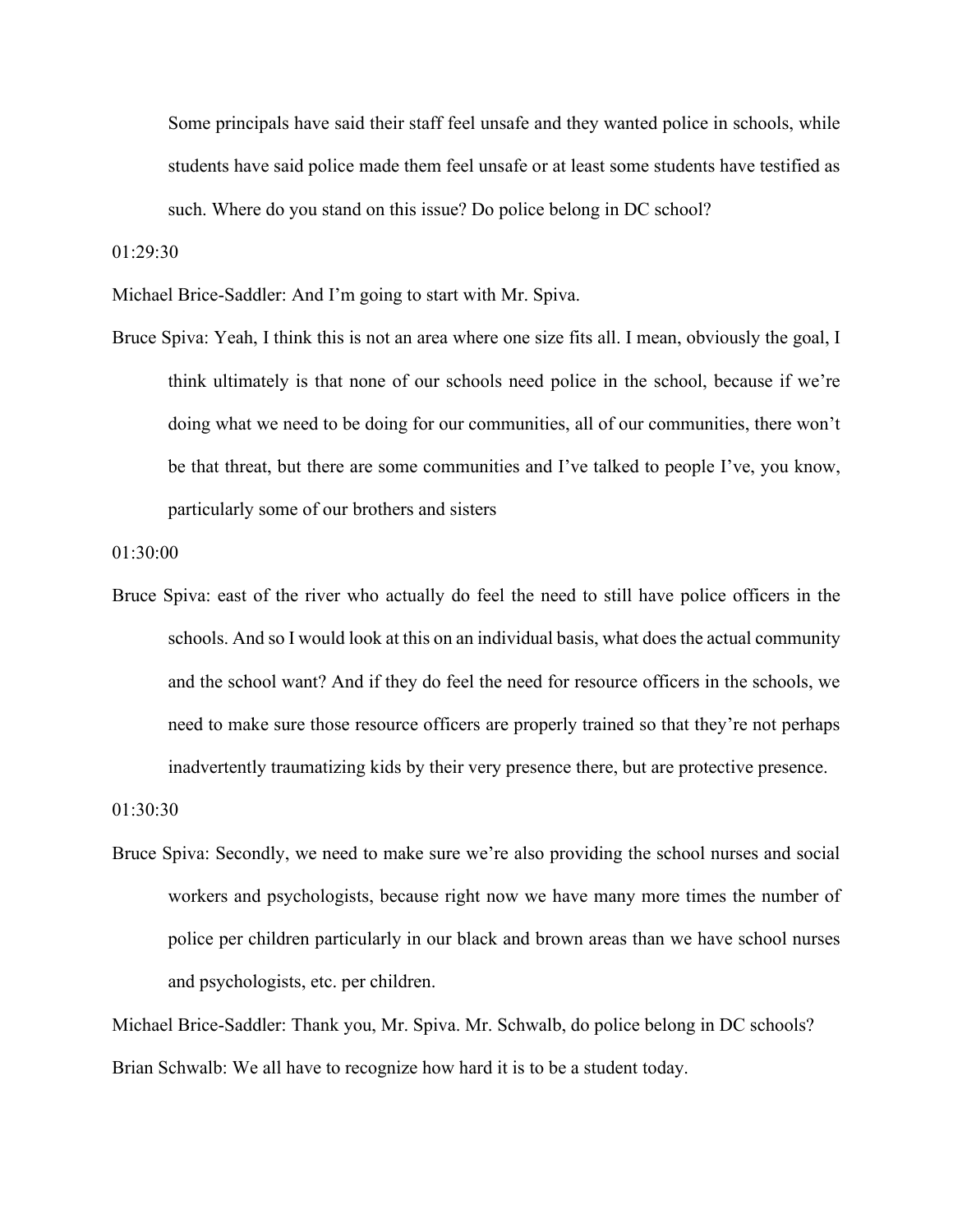Some principals have said their staff feel unsafe and they wanted police in schools, while students have said police made them feel unsafe or at least some students have testified as such. Where do you stand on this issue? Do police belong in DC school?

01:29:30

Michael Brice-Saddler: And I'm going to start with Mr. Spiva.

Bruce Spiva: Yeah, I think this is not an area where one size fits all. I mean, obviously the goal, I think ultimately is that none of our schools need police in the school, because if we're doing what we need to be doing for our communities, all of our communities, there won't be that threat, but there are some communities and I've talked to people I've, you know, particularly some of our brothers and sisters

01:30:00

Bruce Spiva: east of the river who actually do feel the need to still have police officers in the schools. And so I would look at this on an individual basis, what does the actual community and the school want? And if they do feel the need for resource officers in the schools, we need to make sure those resource officers are properly trained so that they're not perhaps inadvertently traumatizing kids by their very presence there, but are protective presence.

01:30:30

Bruce Spiva: Secondly, we need to make sure we're also providing the school nurses and social workers and psychologists, because right now we have many more times the number of police per children particularly in our black and brown areas than we have school nurses and psychologists, etc. per children.

Michael Brice-Saddler: Thank you, Mr. Spiva. Mr. Schwalb, do police belong in DC schools?

Brian Schwalb: We all have to recognize how hard it is to be a student today.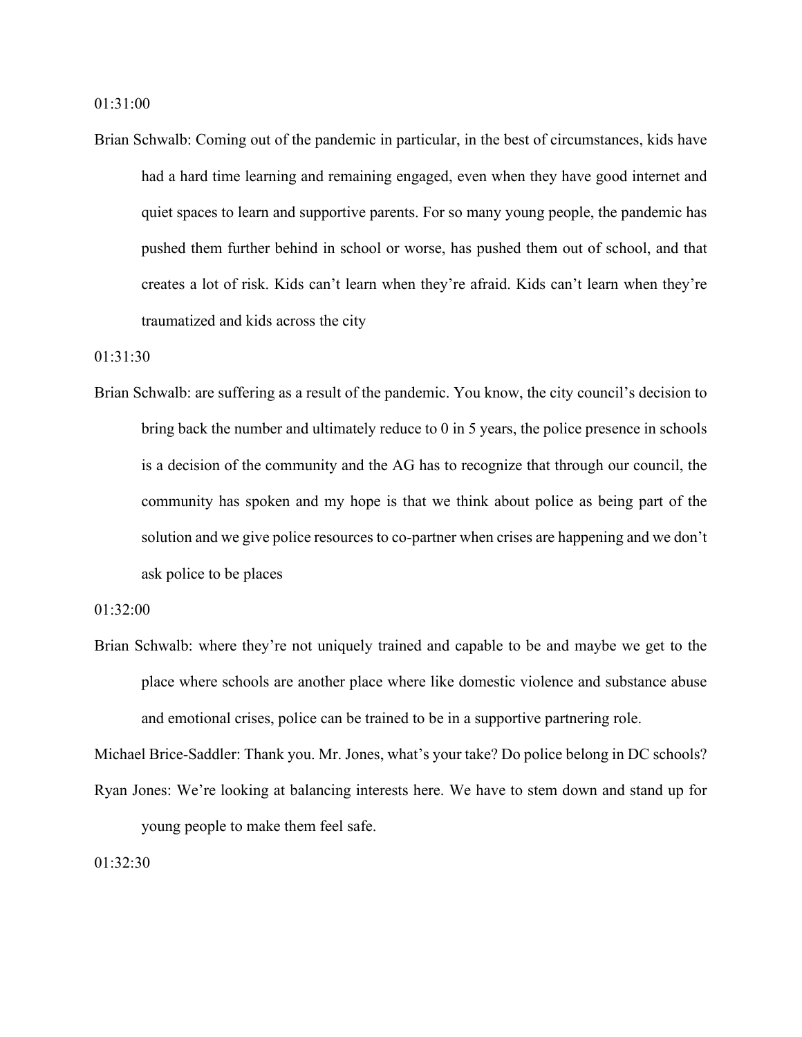01:31:00

Brian Schwalb: Coming out of the pandemic in particular, in the best of circumstances, kids have had a hard time learning and remaining engaged, even when they have good internet and quiet spaces to learn and supportive parents. For so many young people, the pandemic has pushed them further behind in school or worse, has pushed them out of school, and that creates a lot of risk. Kids can't learn when they're afraid. Kids can't learn when they're traumatized and kids across the city

01:31:30

Brian Schwalb: are suffering as a result of the pandemic. You know, the city council's decision to bring back the number and ultimately reduce to 0 in 5 years, the police presence in schools is a decision of the community and the AG has to recognize that through our council, the community has spoken and my hope is that we think about police as being part of the solution and we give police resources to co-partner when crises are happening and we don't ask police to be places

01:32:00

Brian Schwalb: where they're not uniquely trained and capable to be and maybe we get to the place where schools are another place where like domestic violence and substance abuse and emotional crises, police can be trained to be in a supportive partnering role.

Michael Brice-Saddler: Thank you. Mr. Jones, what's your take? Do police belong in DC schools?

Ryan Jones: We're looking at balancing interests here. We have to stem down and stand up for young people to make them feel safe.

01:32:30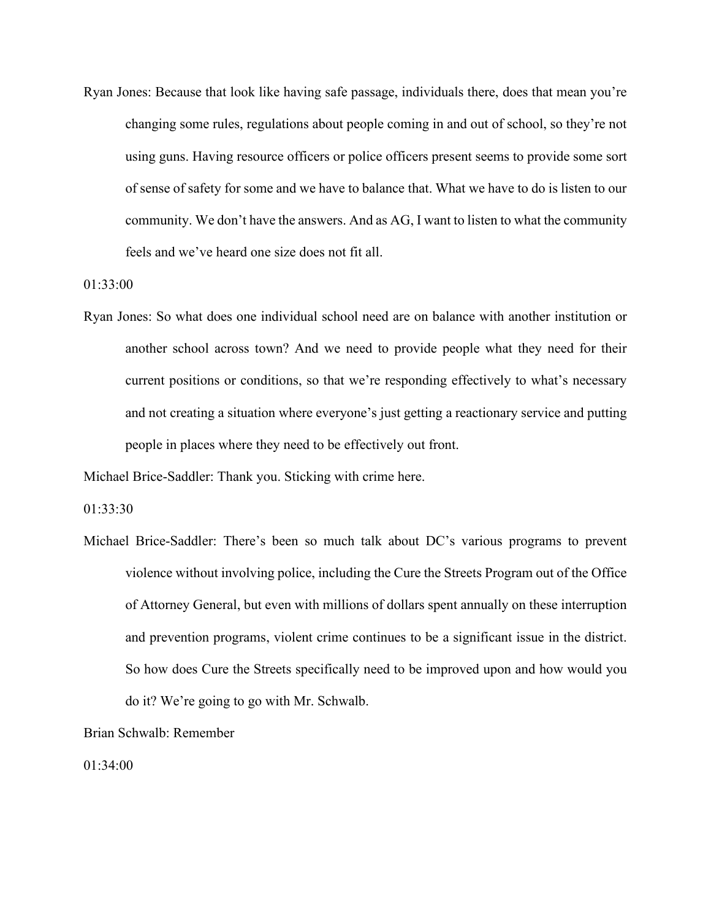Ryan Jones: Because that look like having safe passage, individuals there, does that mean you're changing some rules, regulations about people coming in and out of school, so they're not using guns. Having resource officers or police officers present seems to provide some sort of sense of safety for some and we have to balance that. What we have to do is listen to our community. We don't have the answers. And as AG, I want to listen to what the community feels and we've heard one size does not fit all.

01:33:00

Ryan Jones: So what does one individual school need are on balance with another institution or another school across town? And we need to provide people what they need for their current positions or conditions, so that we're responding effectively to what's necessary and not creating a situation where everyone's just getting a reactionary service and putting people in places where they need to be effectively out front.

Michael Brice-Saddler: Thank you. Sticking with crime here.

01:33:30

Michael Brice-Saddler: There's been so much talk about DC's various programs to prevent violence without involving police, including the Cure the Streets Program out of the Office of Attorney General, but even with millions of dollars spent annually on these interruption and prevention programs, violent crime continues to be a significant issue in the district. So how does Cure the Streets specifically need to be improved upon and how would you do it? We're going to go with Mr. Schwalb.

Brian Schwalb: Remember

01:34:00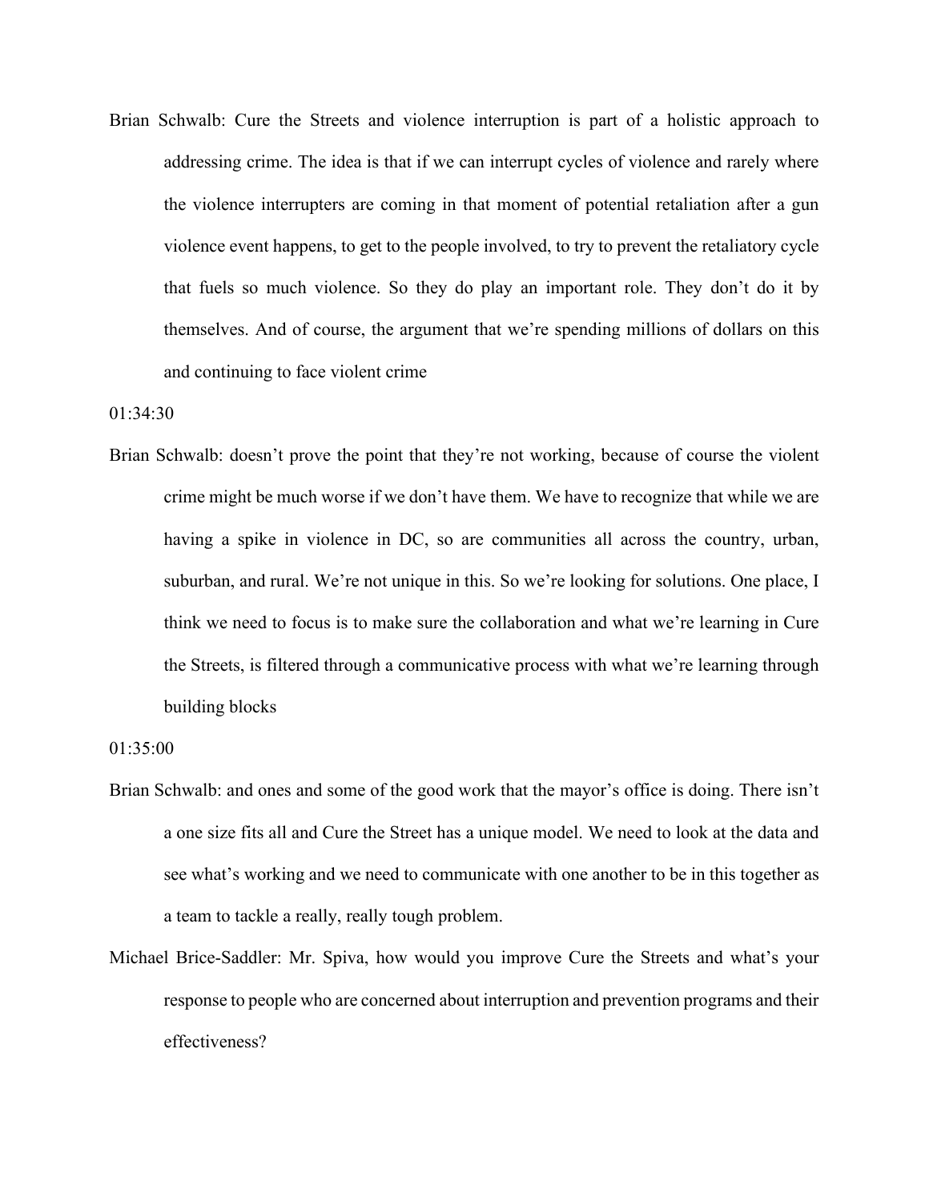Brian Schwalb: Cure the Streets and violence interruption is part of a holistic approach to addressing crime. The idea is that if we can interrupt cycles of violence and rarely where the violence interrupters are coming in that moment of potential retaliation after a gun violence event happens, to get to the people involved, to try to prevent the retaliatory cycle that fuels so much violence. So they do play an important role. They don't do it by themselves. And of course, the argument that we're spending millions of dollars on this and continuing to face violent crime

01:34:30

Brian Schwalb: doesn't prove the point that they're not working, because of course the violent crime might be much worse if we don't have them. We have to recognize that while we are having a spike in violence in DC, so are communities all across the country, urban, suburban, and rural. We're not unique in this. So we're looking for solutions. One place, I think we need to focus is to make sure the collaboration and what we're learning in Cure the Streets, is filtered through a communicative process with what we're learning through building blocks

01:35:00

Brian Schwalb: and ones and some of the good work that the mayor's office is doing. There isn't a one size fits all and Cure the Street has a unique model. We need to look at the data and see what's working and we need to communicate with one another to be in this together as a team to tackle a really, really tough problem.

Michael Brice-Saddler: Mr. Spiva, how would you improve Cure the Streets and what's your response to people who are concerned about interruption and prevention programs and their effectiveness?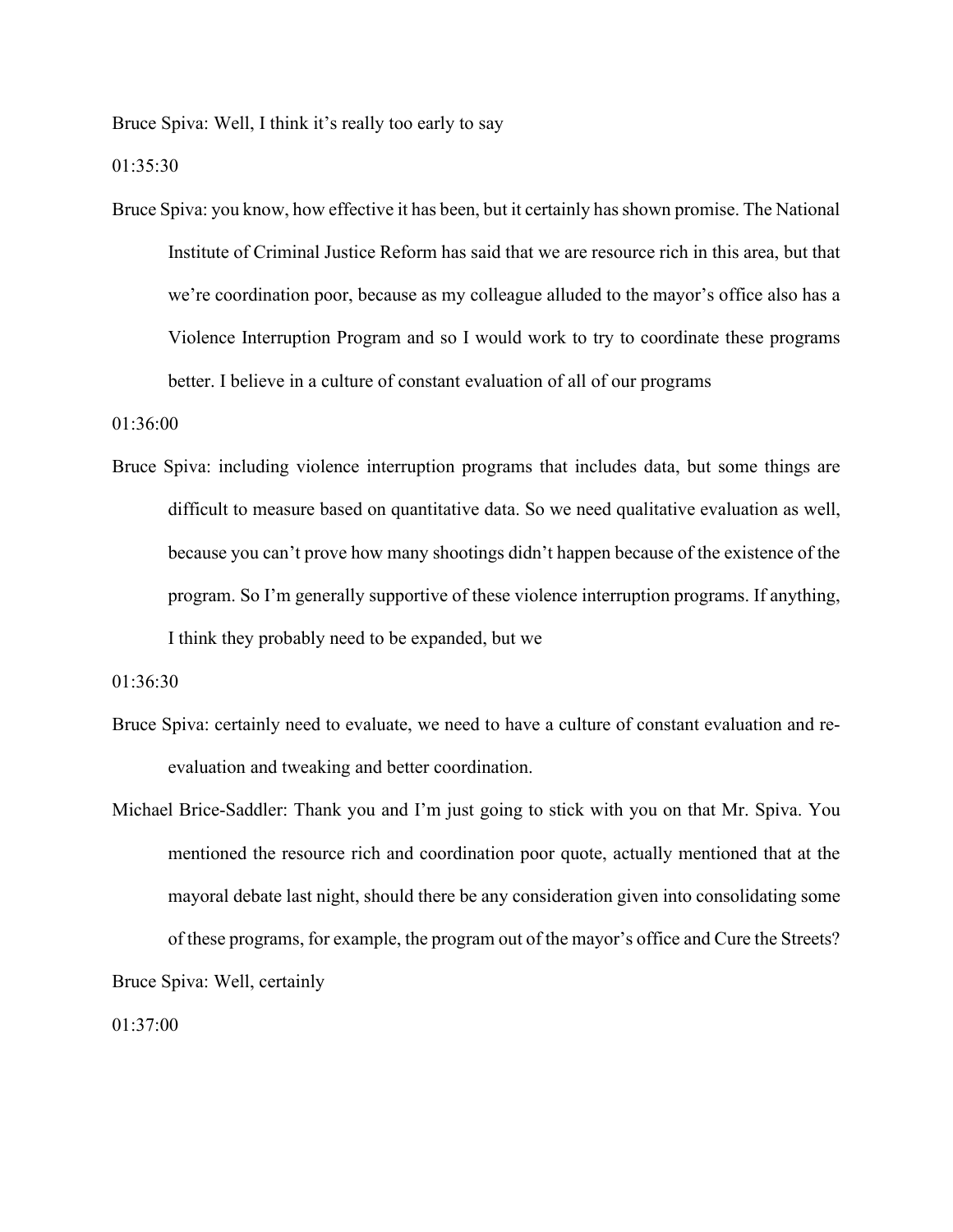Bruce Spiva: Well, I think it's really too early to say

01:35:30

Bruce Spiva: you know, how effective it has been, but it certainly has shown promise. The National Institute of Criminal Justice Reform has said that we are resource rich in this area, but that we're coordination poor, because as my colleague alluded to the mayor's office also has a Violence Interruption Program and so I would work to try to coordinate these programs better. I believe in a culture of constant evaluation of all of our programs

01:36:00

Bruce Spiva: including violence interruption programs that includes data, but some things are difficult to measure based on quantitative data. So we need qualitative evaluation as well, because you can't prove how many shootings didn't happen because of the existence of the program. So I'm generally supportive of these violence interruption programs. If anything, I think they probably need to be expanded, but we

01:36:30

Bruce Spiva: certainly need to evaluate, we need to have a culture of constant evaluation and re-evaluation and tweaking and better coordination.

Michael Brice-Saddler: Thank you and I'm just going to stick with you on that Mr. Spiva. You mentioned the resource rich and coordination poor quote, actually mentioned that at the mayoral debate last night, should there be any consideration given into consolidating some of these programs, for example, the program out of the mayor's office and Cure the Streets?

Bruce Spiva: Well, certainly

01:37:00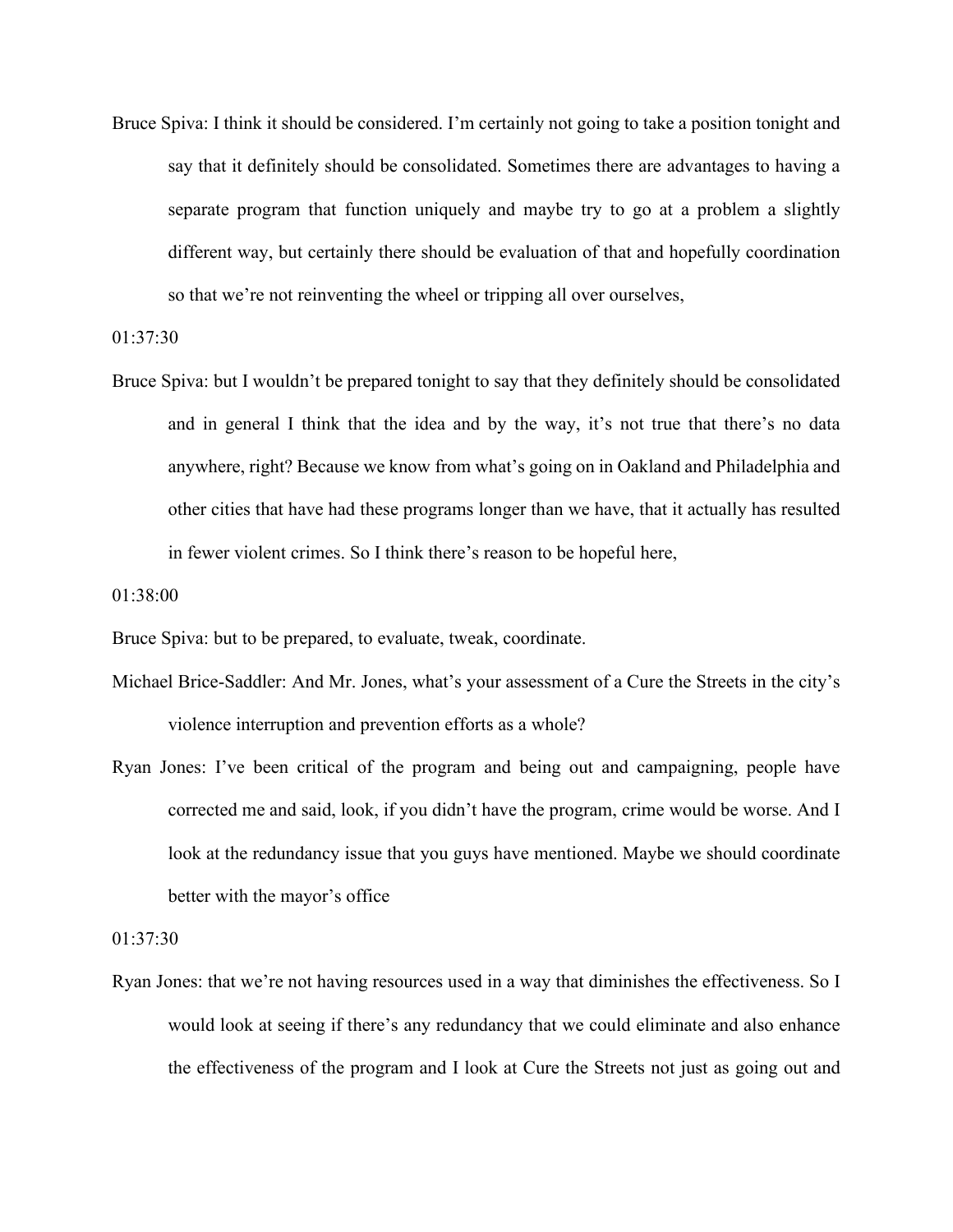Bruce Spiva: I think it should be considered. I'm certainly not going to take a position tonight and say that it definitely should be consolidated. Sometimes there are advantages to having a separate program that function uniquely and maybe try to go at a problem a slightly different way, but certainly there should be evaluation of that and hopefully coordination so that we're not reinventing the wheel or tripping all over ourselves,

01:37:30

Bruce Spiva: but I wouldn't be prepared tonight to say that they definitely should be consolidated and in general I think that the idea and by the way, it's not true that there's no data anywhere, right? Because we know from what's going on in Oakland and Philadelphia and other cities that have had these programs longer than we have, that it actually has resulted in fewer violent crimes. So I think there's reason to be hopeful here,

01:38:00

Bruce Spiva: but to be prepared, to evaluate, tweak, coordinate.

Michael Brice-Saddler: And Mr. Jones, what's your assessment of a Cure the Streets in the city's violence interruption and prevention efforts as a whole?

Ryan Jones: I've been critical of the program and being out and campaigning, people have corrected me and said, look, if you didn't have the program, crime would be worse. And I look at the redundancy issue that you guys have mentioned. Maybe we should coordinate better with the mayor's office

01:37:30

Ryan Jones: that we're not having resources used in a way that diminishes the effectiveness. So I would look at seeing if there's any redundancy that we could eliminate and also enhance the effectiveness of the program and I look at Cure the Streets not just as going out and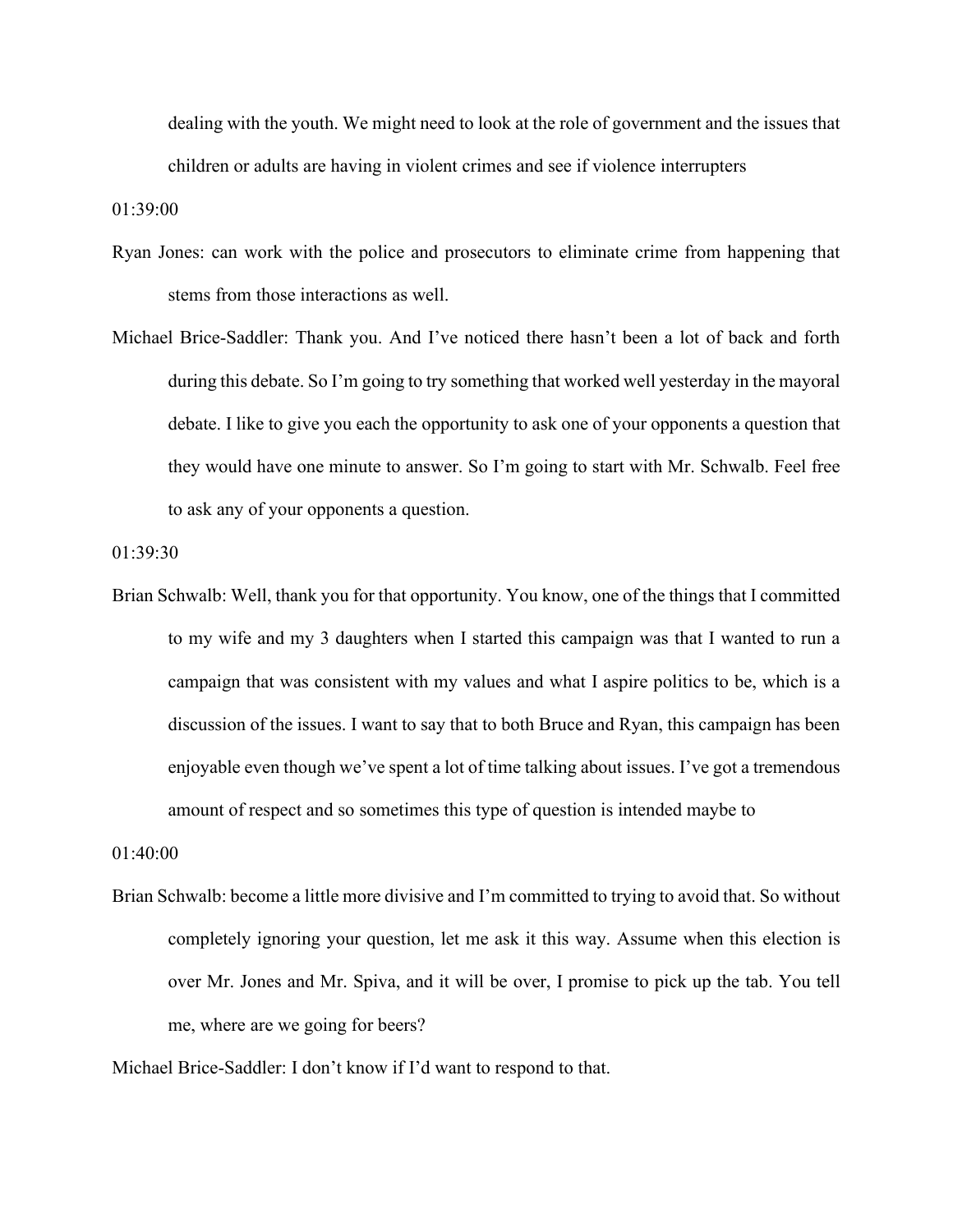dealing with the youth. We might need to look at the role of government and the issues that children or adults are having in violent crimes and see if violence interrupters

01:39:00

Ryan Jones: can work with the police and prosecutors to eliminate crime from happening that stems from those interactions as well.

Michael Brice-Saddler: Thank you. And I've noticed there hasn't been a lot of back and forth during this debate. So I'm going to try something that worked well yesterday in the mayoral debate. I like to give you each the opportunity to ask one of your opponents a question that they would have one minute to answer. So I'm going to start with Mr. Schwalb. Feel free to ask any of your opponents a question.

01:39:30

Brian Schwalb: Well, thank you for that opportunity. You know, one of the things that I committed to my wife and my 3 daughters when I started this campaign was that I wanted to run a campaign that was consistent with my values and what I aspire politics to be, which is a discussion of the issues. I want to say that to both Bruce and Ryan, this campaign has been enjoyable even though we've spent a lot of time talking about issues. I've got a tremendous amount of respect and so sometimes this type of question is intended maybe to

01:40:00

Brian Schwalb: become a little more divisive and I'm committed to trying to avoid that. So without completely ignoring your question, let me ask it this way. Assume when this election is over Mr. Jones and Mr. Spiva, and it will be over, I promise to pick up the tab. You tell me, where are we going for beers?

Michael Brice-Saddler: I don't know if I'd want to respond to that.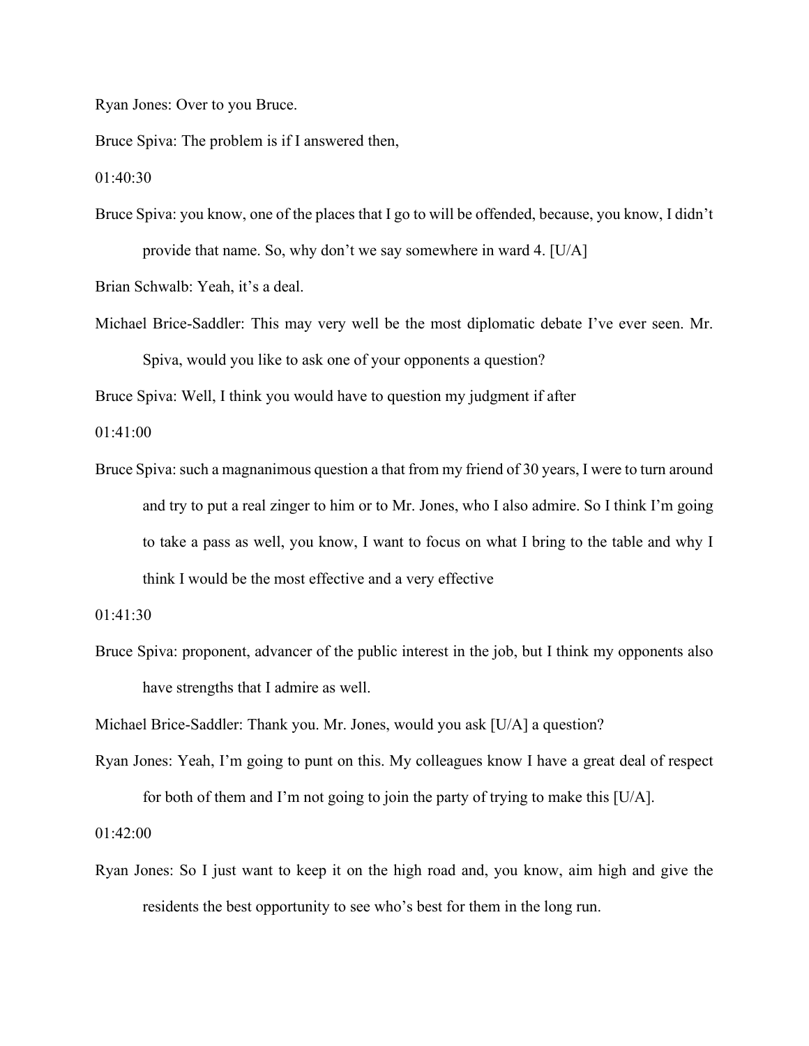Ryan Jones: Over to you Bruce.

Bruce Spiva: The problem is if I answered then,

01:40:30

Bruce Spiva: you know, one of the places that I go to will be offended, because, you know, I didn't provide that name. So, why don't we say somewhere in ward 4. [U/A]

Brian Schwalb: Yeah, it's a deal.

Michael Brice-Saddler: This may very well be the most diplomatic debate I've ever seen. Mr. Spiva, would you like to ask one of your opponents a question?

Bruce Spiva: Well, I think you would have to question my judgment if after

01:41:00

Bruce Spiva: such a magnanimous question a that from my friend of 30 years, I were to turn around and try to put a real zinger to him or to Mr. Jones, who I also admire. So I think I'm going to take a pass as well, you know, I want to focus on what I bring to the table and why I think I would be the most effective and a very effective

01:41:30

Bruce Spiva: proponent, advancer of the public interest in the job, but I think my opponents also have strengths that I admire as well.

Michael Brice-Saddler: Thank you. Mr. Jones, would you ask [U/A] a question?

Ryan Jones: Yeah, I'm going to punt on this. My colleagues know I have a great deal of respect for both of them and I'm not going to join the party of trying to make this [U/A].

01:42:00

Ryan Jones: So I just want to keep it on the high road and, you know, aim high and give the residents the best opportunity to see who's best for them in the long run.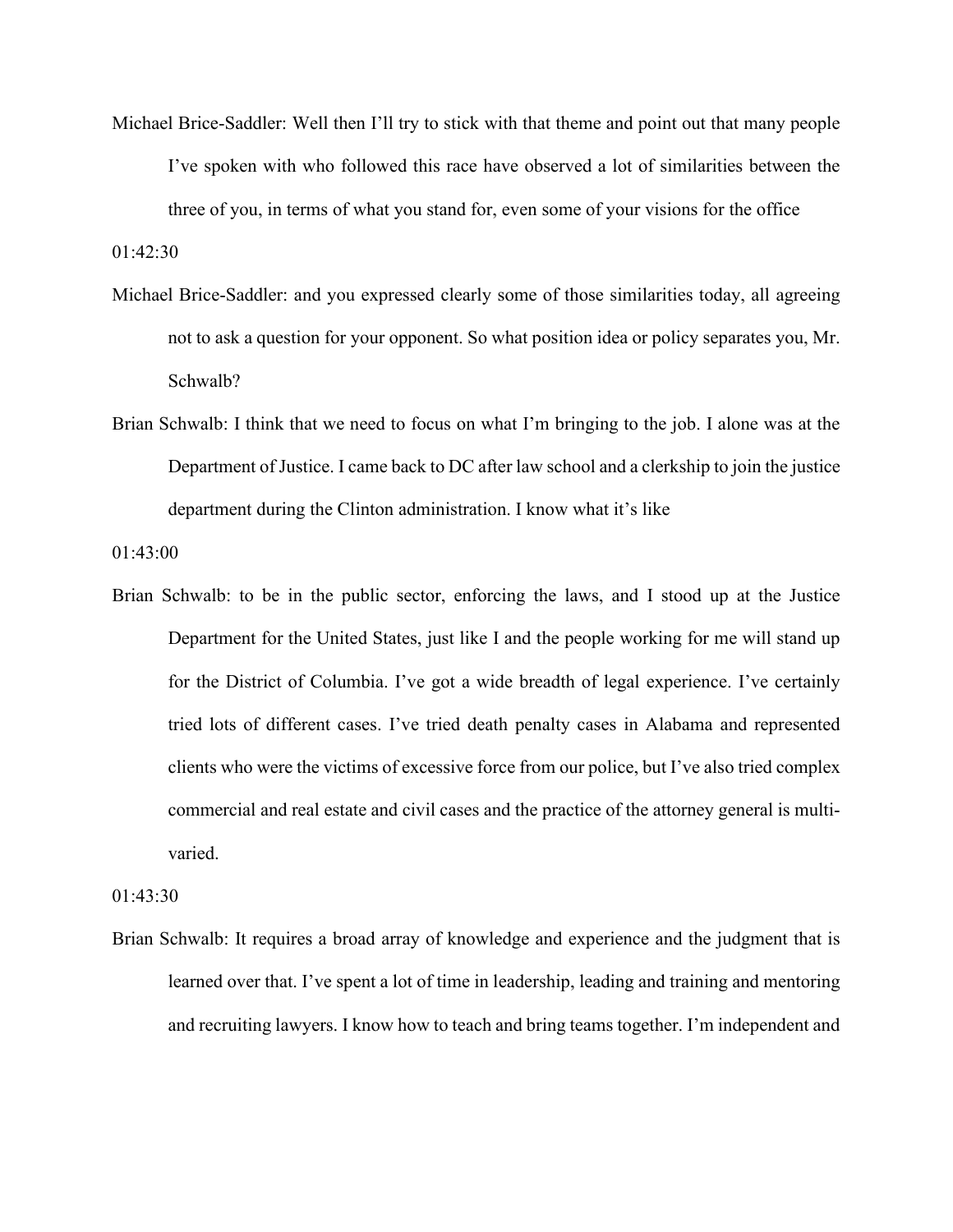Michael Brice-Saddler: Well then I'll try to stick with that theme and point out that many people I've spoken with who followed this race have observed a lot of similarities between the three of you, in terms of what you stand for, even some of your visions for the office

01:42:30

Michael Brice-Saddler: and you expressed clearly some of those similarities today, all agreeing not to ask a question for your opponent. So what position idea or policy separates you, Mr. Schwalb?

Brian Schwalb: I think that we need to focus on what I'm bringing to the job. I alone was at the Department of Justice. I came back to DC after law school and a clerkship to join the justice department during the Clinton administration. I know what it's like

01:43:00

Brian Schwalb: to be in the public sector, enforcing the laws, and I stood up at the Justice Department for the United States, just like I and the people working for me will stand up for the District of Columbia. I've got a wide breadth of legal experience. I've certainly tried lots of different cases. I've tried death penalty cases in Alabama and represented clients who were the victims of excessive force from our police, but I've also tried complex commercial and real estate and civil cases and the practice of the attorney general is multi-varied.

01:43:30

Brian Schwalb: It requires a broad array of knowledge and experience and the judgment that is learned over that. I've spent a lot of time in leadership, leading and training and mentoring and recruiting lawyers. I know how to teach and bring teams together. I'm independent and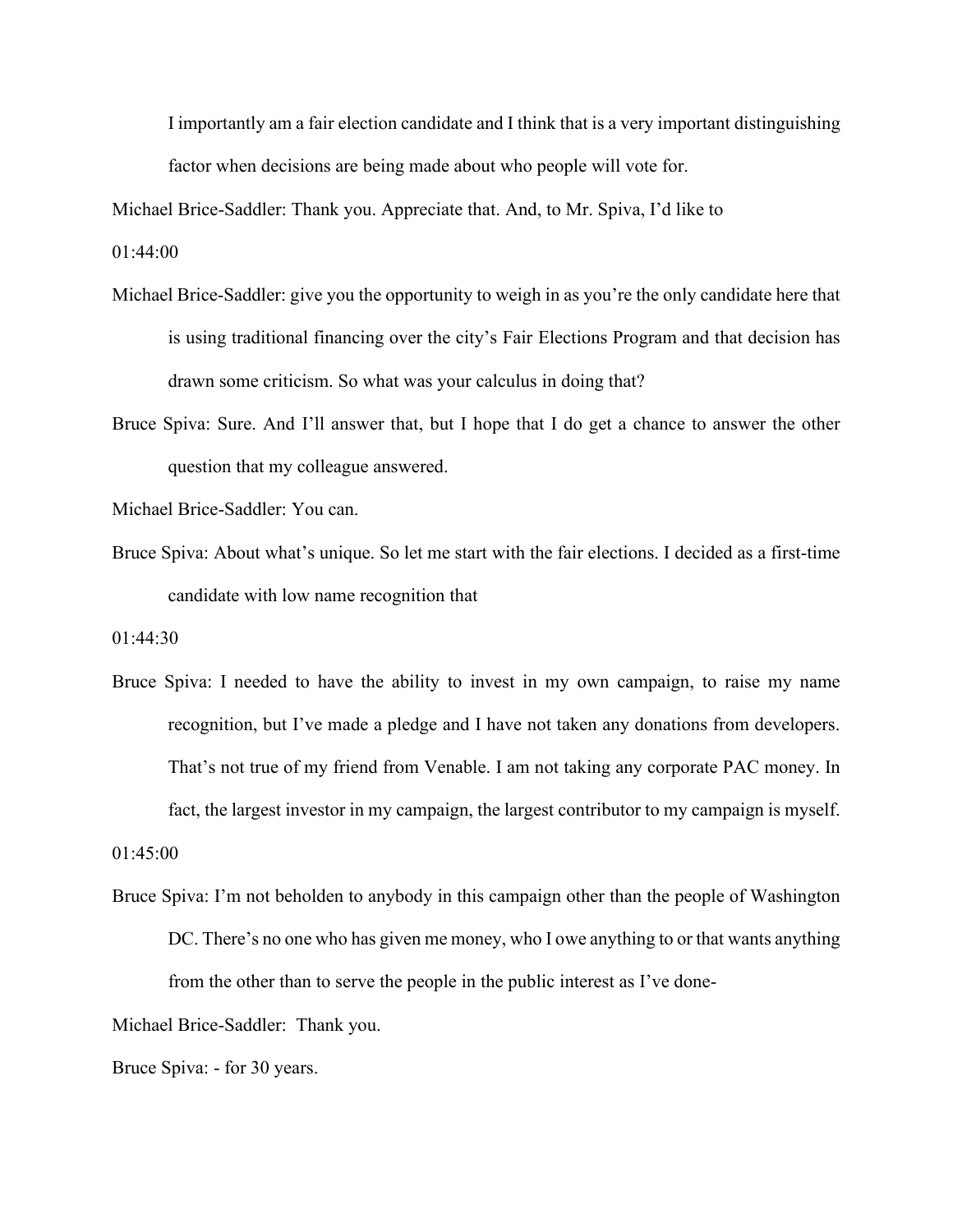I importantly am a fair election candidate and I think that is a very important distinguishing factor when decisions are being made about who people will vote for.

Michael Brice-Saddler: Thank you. Appreciate that. And, to Mr. Spiva, I'd like to

01:44:00

Michael Brice-Saddler: give you the opportunity to weigh in as you're the only candidate here that is using traditional financing over the city's Fair Elections Program and that decision has drawn some criticism. So what was your calculus in doing that?

Bruce Spiva: Sure. And I'll answer that, but I hope that I do get a chance to answer the other question that my colleague answered.

Michael Brice-Saddler: You can.

Bruce Spiva: About what's unique. So let me start with the fair elections. I decided as a first-time candidate with low name recognition that

01:44:30

Bruce Spiva: I needed to have the ability to invest in my own campaign, to raise my name recognition, but I've made a pledge and I have not taken any donations from developers. That's not true of my friend from Venable. I am not taking any corporate PAC money. In fact, the largest investor in my campaign, the largest contributor to my campaign is myself.

01:45:00

Bruce Spiva: I'm not beholden to anybody in this campaign other than the people of Washington DC. There's no one who has given me money, who I owe anything to or that wants anything from the other than to serve the people in the public interest as I've done-

Michael Brice-Saddler: Thank you.

Bruce Spiva: - for 30 years.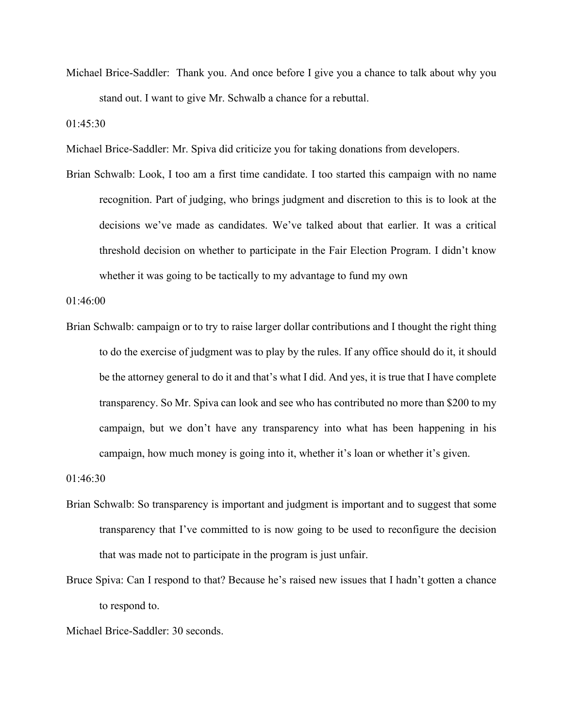Michael Brice-Saddler: Thank you. And once before I give you a chance to talk about why you stand out. I want to give Mr. Schwalb a chance for a rebuttal.

01:45:30

Michael Brice-Saddler: Mr. Spiva did criticize you for taking donations from developers.

Brian Schwalb: Look, I too am a first time candidate. I too started this campaign with no name recognition. Part of judging, who brings judgment and discretion to this is to look at the decisions we've made as candidates. We've talked about that earlier. It was a critical threshold decision on whether to participate in the Fair Election Program. I didn't know whether it was going to be tactically to my advantage to fund my own

01:46:00

Brian Schwalb: campaign or to try to raise larger dollar contributions and I thought the right thing to do the exercise of judgment was to play by the rules. If any office should do it, it should be the attorney general to do it and that's what I did. And yes, it is true that I have complete transparency. So Mr. Spiva can look and see who has contributed no more than $200 to my campaign, but we don't have any transparency into what has been happening in his campaign, how much money is going into it, whether it's loan or whether it's given.

01:46:30

Brian Schwalb: So transparency is important and judgment is important and to suggest that some transparency that I've committed to is now going to be used to reconfigure the decision that was made not to participate in the program is just unfair.

Bruce Spiva: Can I respond to that? Because he's raised new issues that I hadn't gotten a chance to respond to.

Michael Brice-Saddler: 30 seconds.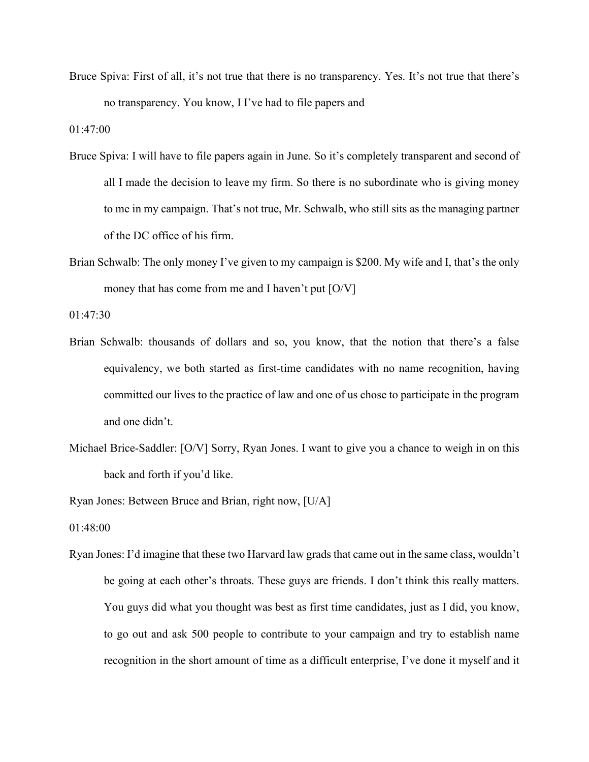Bruce Spiva: First of all, it's not true that there is no transparency. Yes. It's not true that there's no transparency. You know, I I've had to file papers and

01:47:00

Bruce Spiva: I will have to file papers again in June. So it's completely transparent and second of all I made the decision to leave my firm. So there is no subordinate who is giving money to me in my campaign. That's not true, Mr. Schwalb, who still sits as the managing partner of the DC office of his firm.

Brian Schwalb: The only money I've given to my campaign is $200. My wife and I, that's the only money that has come from me and I haven't put [O/V]

01:47:30

Brian Schwalb: thousands of dollars and so, you know, that the notion that there's a false equivalency, we both started as first-time candidates with no name recognition, having committed our lives to the practice of law and one of us chose to participate in the program and one didn't.

Michael Brice-Saddler: [O/V] Sorry, Ryan Jones. I want to give you a chance to weigh in on this back and forth if you'd like.

Ryan Jones: Between Bruce and Brian, right now, [U/A]

01:48:00

Ryan Jones: I'd imagine that these two Harvard law grads that came out in the same class, wouldn't be going at each other's throats. These guys are friends. I don't think this really matters. You guys did what you thought was best as first time candidates, just as I did, you know, to go out and ask 500 people to contribute to your campaign and try to establish name recognition in the short amount of time as a difficult enterprise, I've done it myself and it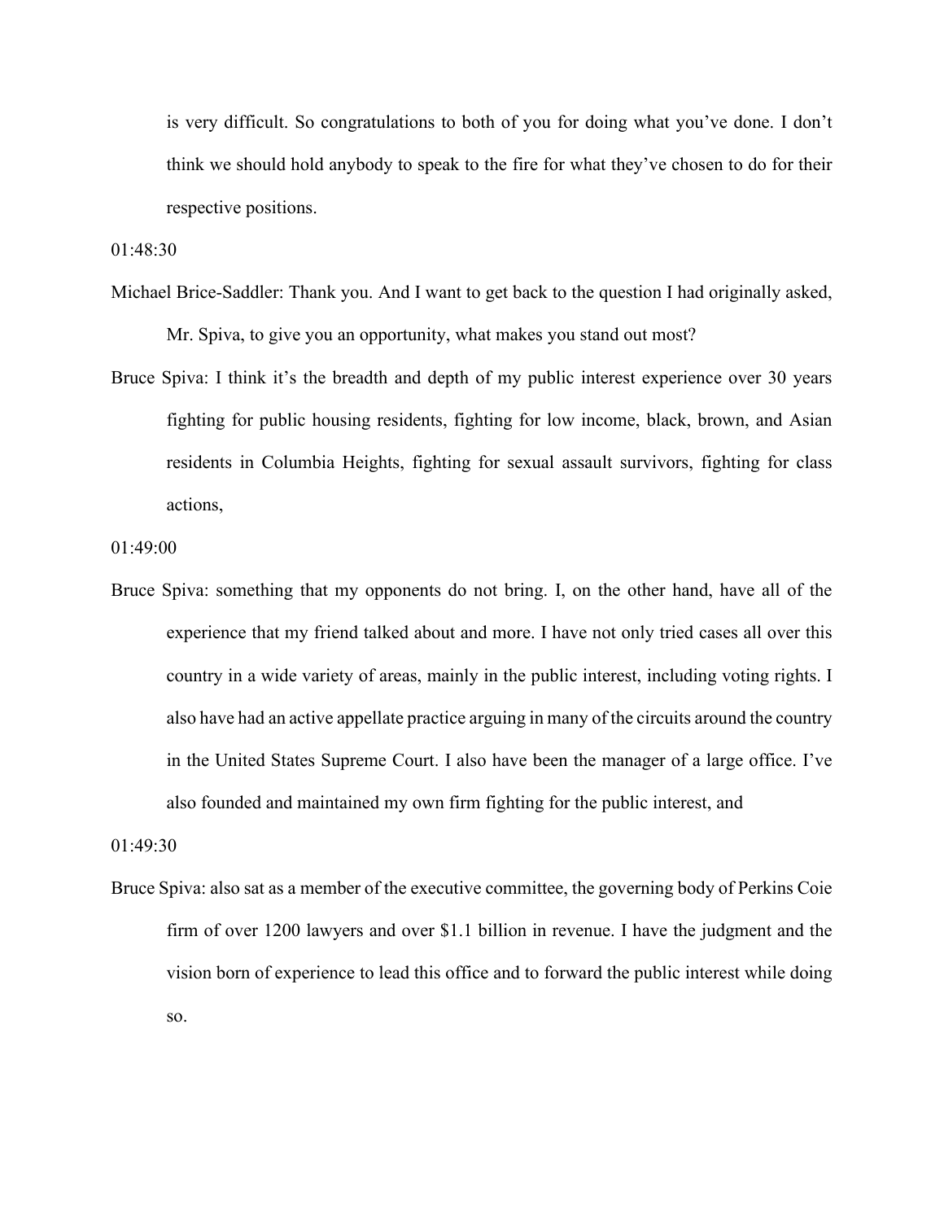is very difficult. So congratulations to both of you for doing what you've done. I don't think we should hold anybody to speak to the fire for what they've chosen to do for their respective positions.

01:48:30

Michael Brice-Saddler: Thank you. And I want to get back to the question I had originally asked, Mr. Spiva, to give you an opportunity, what makes you stand out most?

Bruce Spiva: I think it's the breadth and depth of my public interest experience over 30 years fighting for public housing residents, fighting for low income, black, brown, and Asian residents in Columbia Heights, fighting for sexual assault survivors, fighting for class actions,

01:49:00

Bruce Spiva: something that my opponents do not bring. I, on the other hand, have all of the experience that my friend talked about and more. I have not only tried cases all over this country in a wide variety of areas, mainly in the public interest, including voting rights. I also have had an active appellate practice arguing in many of the circuits around the country in the United States Supreme Court. I also have been the manager of a large office. I've also founded and maintained my own firm fighting for the public interest, and

01:49:30

Bruce Spiva: also sat as a member of the executive committee, the governing body of Perkins Coie firm of over 1200 lawyers and over $1.1 billion in revenue. I have the judgment and the vision born of experience to lead this office and to forward the public interest while doing so.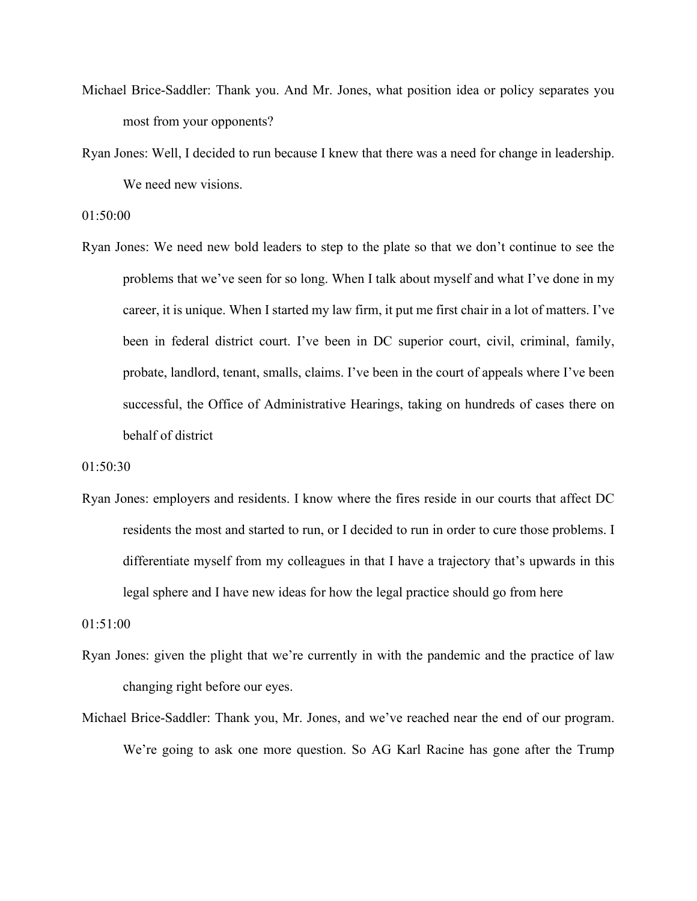Michael Brice-Saddler: Thank you. And Mr. Jones, what position idea or policy separates you most from your opponents?

Ryan Jones: Well, I decided to run because I knew that there was a need for change in leadership. We need new visions.

01:50:00

Ryan Jones: We need new bold leaders to step to the plate so that we don't continue to see the problems that we've seen for so long. When I talk about myself and what I've done in my career, it is unique. When I started my law firm, it put me first chair in a lot of matters. I've been in federal district court. I've been in DC superior court, civil, criminal, family, probate, landlord, tenant, smalls, claims. I've been in the court of appeals where I've been successful, the Office of Administrative Hearings, taking on hundreds of cases there on behalf of district

01:50:30

Ryan Jones: employers and residents. I know where the fires reside in our courts that affect DC residents the most and started to run, or I decided to run in order to cure those problems. I differentiate myself from my colleagues in that I have a trajectory that's upwards in this legal sphere and I have new ideas for how the legal practice should go from here

01:51:00

Ryan Jones: given the plight that we're currently in with the pandemic and the practice of law changing right before our eyes.

Michael Brice-Saddler: Thank you, Mr. Jones, and we've reached near the end of our program. We're going to ask one more question. So AG Karl Racine has gone after the Trump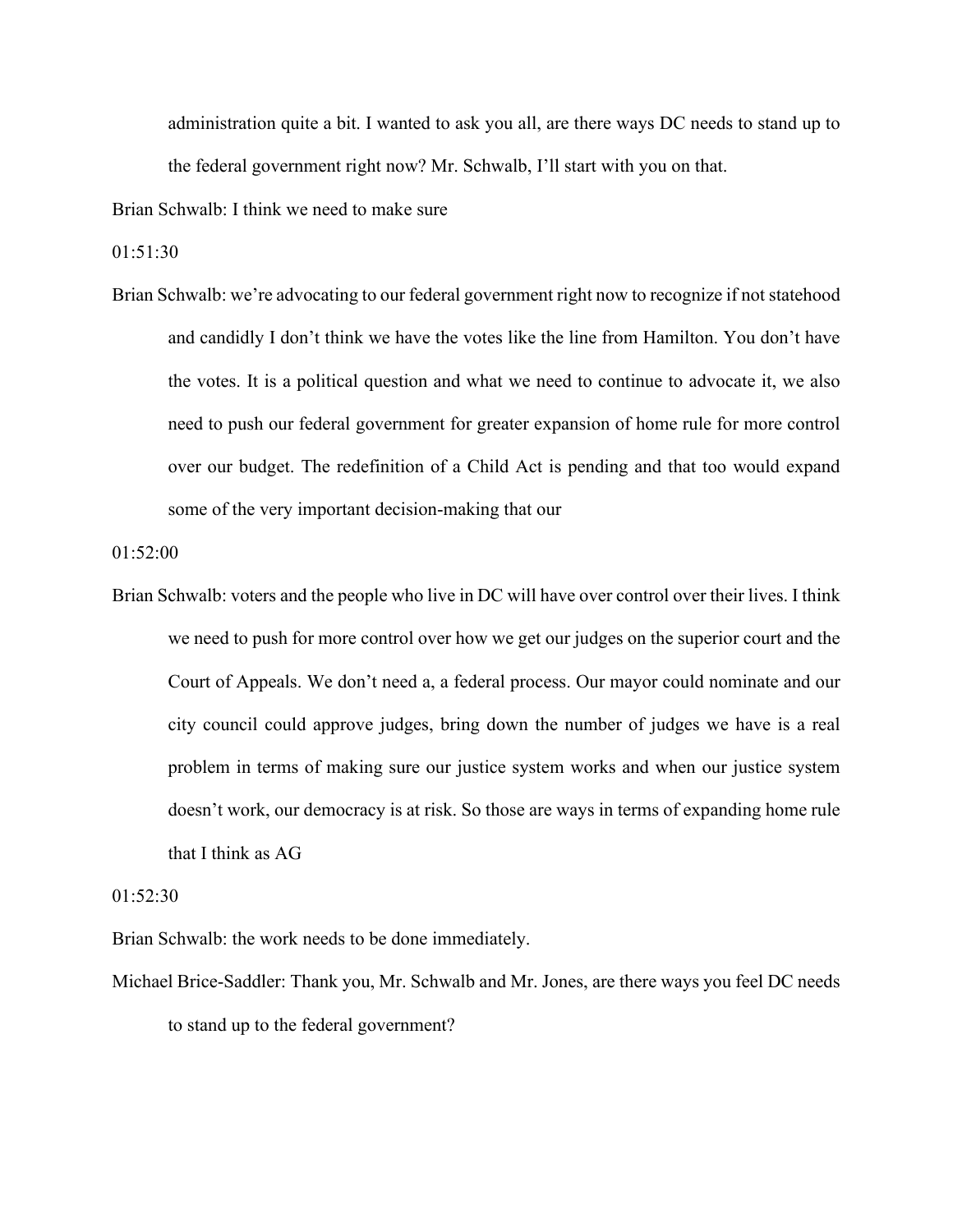administration quite a bit. I wanted to ask you all, are there ways DC needs to stand up to the federal government right now? Mr. Schwalb, I'll start with you on that.

Brian Schwalb: I think we need to make sure

01:51:30

Brian Schwalb: we're advocating to our federal government right now to recognize if not statehood and candidly I don't think we have the votes like the line from Hamilton. You don't have the votes. It is a political question and what we need to continue to advocate it, we also need to push our federal government for greater expansion of home rule for more control over our budget. The redefinition of a Child Act is pending and that too would expand some of the very important decision-making that our

01:52:00

Brian Schwalb: voters and the people who live in DC will have over control over their lives. I think we need to push for more control over how we get our judges on the superior court and the Court of Appeals. We don't need a, a federal process. Our mayor could nominate and our city council could approve judges, bring down the number of judges we have is a real problem in terms of making sure our justice system works and when our justice system doesn't work, our democracy is at risk. So those are ways in terms of expanding home rule that I think as AG

01:52:30

Brian Schwalb: the work needs to be done immediately.

Michael Brice-Saddler: Thank you, Mr. Schwalb and Mr. Jones, are there ways you feel DC needs to stand up to the federal government?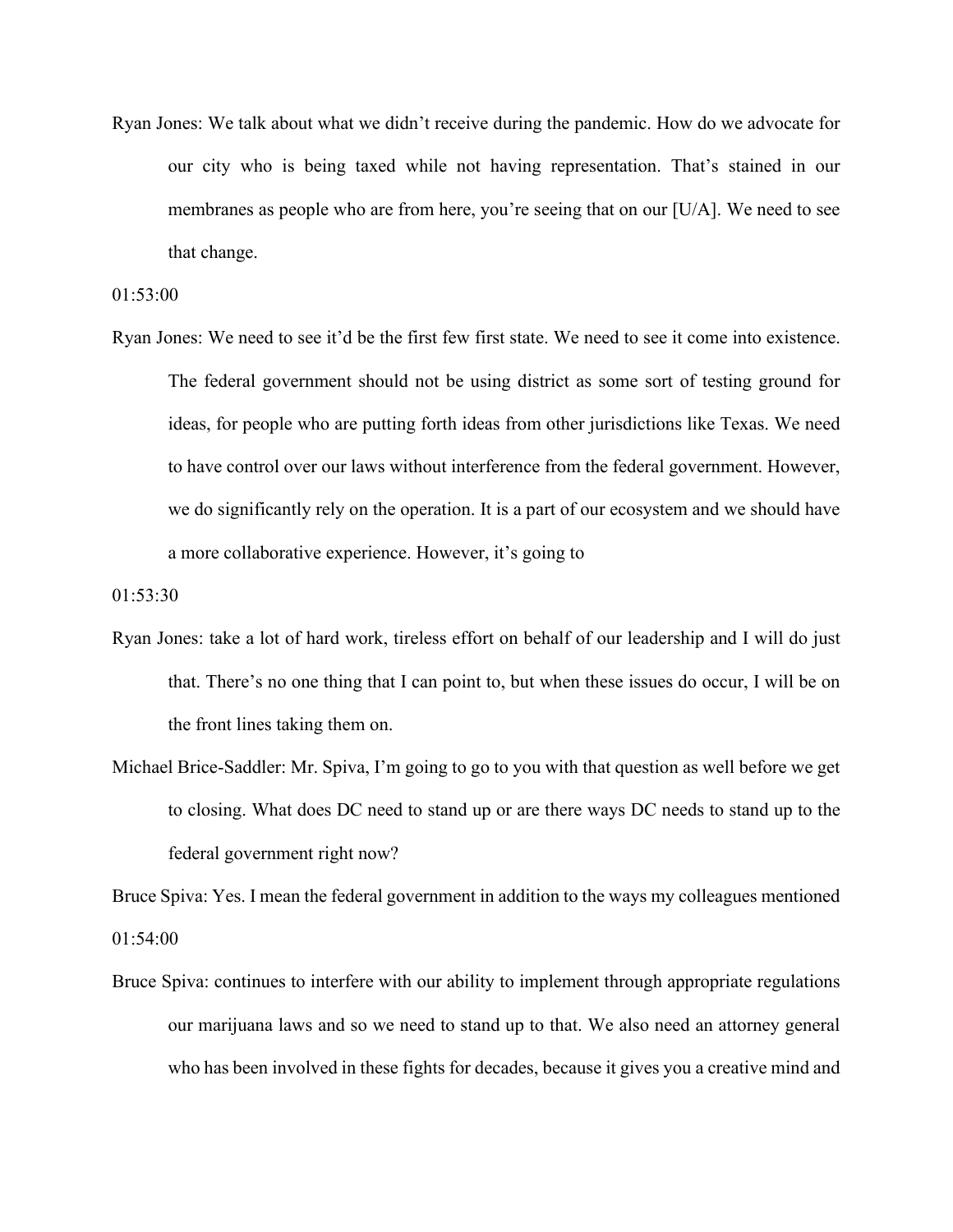Ryan Jones: We talk about what we didn't receive during the pandemic. How do we advocate for our city who is being taxed while not having representation. That's stained in our membranes as people who are from here, you're seeing that on our [U/A]. We need to see that change.

01:53:00

Ryan Jones: We need to see it'd be the first few first state. We need to see it come into existence. The federal government should not be using district as some sort of testing ground for ideas, for people who are putting forth ideas from other jurisdictions like Texas. We need to have control over our laws without interference from the federal government. However, we do significantly rely on the operation. It is a part of our ecosystem and we should have a more collaborative experience. However, it's going to

01:53:30

Ryan Jones: take a lot of hard work, tireless effort on behalf of our leadership and I will do just that. There's no one thing that I can point to, but when these issues do occur, I will be on the front lines taking them on.

Michael Brice-Saddler: Mr. Spiva, I'm going to go to you with that question as well before we get to closing. What does DC need to stand up or are there ways DC needs to stand up to the federal government right now?

Bruce Spiva: Yes. I mean the federal government in addition to the ways my colleagues mentioned

01:54:00

Bruce Spiva: continues to interfere with our ability to implement through appropriate regulations our marijuana laws and so we need to stand up to that. We also need an attorney general who has been involved in these fights for decades, because it gives you a creative mind and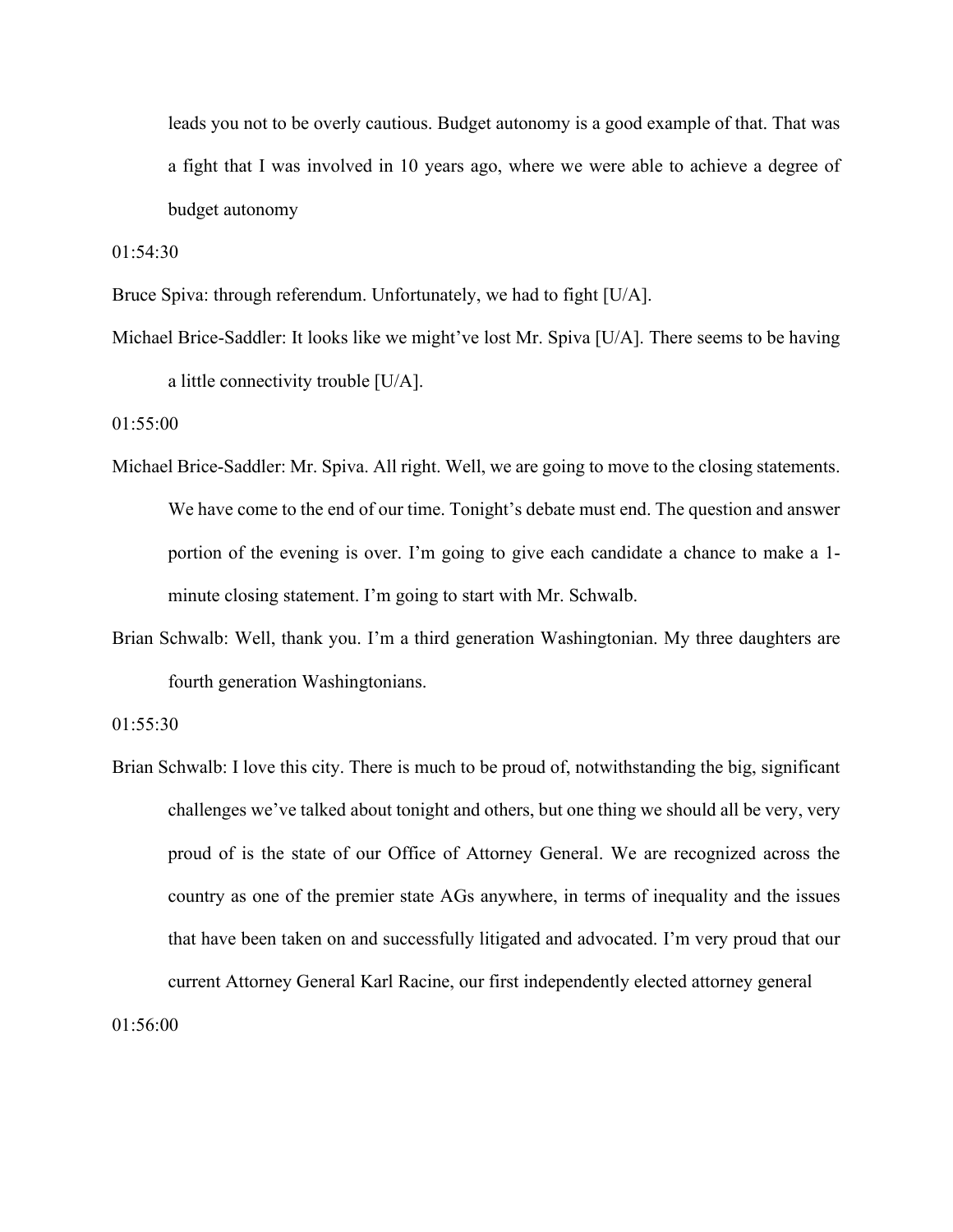leads you not to be overly cautious. Budget autonomy is a good example of that. That was a fight that I was involved in 10 years ago, where we were able to achieve a degree of budget autonomy

01:54:30

Bruce Spiva: through referendum. Unfortunately, we had to fight [U/A].

Michael Brice-Saddler: It looks like we might've lost Mr. Spiva [U/A]. There seems to be having a little connectivity trouble [U/A].

01:55:00

Michael Brice-Saddler: Mr. Spiva. All right. Well, we are going to move to the closing statements. We have come to the end of our time. Tonight's debate must end. The question and answer portion of the evening is over. I'm going to give each candidate a chance to make a 1-minute closing statement. I'm going to start with Mr. Schwalb.

Brian Schwalb: Well, thank you. I'm a third generation Washingtonian. My three daughters are fourth generation Washingtonians.

01:55:30

Brian Schwalb: I love this city. There is much to be proud of, notwithstanding the big, significant challenges we've talked about tonight and others, but one thing we should all be very, very proud of is the state of our Office of Attorney General. We are recognized across the country as one of the premier state AGs anywhere, in terms of inequality and the issues that have been taken on and successfully litigated and advocated. I'm very proud that our current Attorney General Karl Racine, our first independently elected attorney general

01:56:00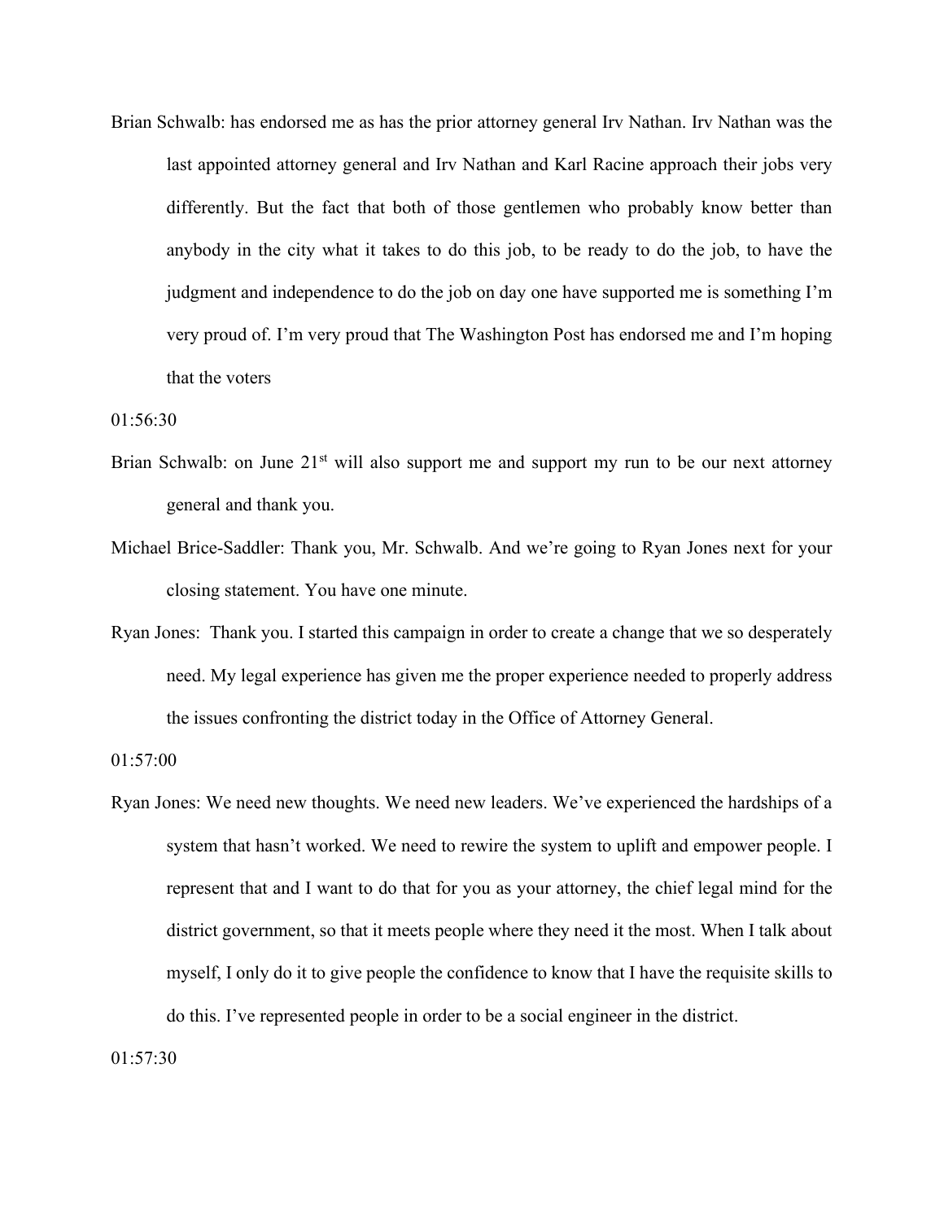Brian Schwalb: has endorsed me as has the prior attorney general Irv Nathan. Irv Nathan was the last appointed attorney general and Irv Nathan and Karl Racine approach their jobs very differently. But the fact that both of those gentlemen who probably know better than anybody in the city what it takes to do this job, to be ready to do the job, to have the judgment and independence to do the job on day one have supported me is something I'm very proud of. I'm very proud that The Washington Post has endorsed me and I'm hoping that the voters

01:56:30

Brian Schwalb: on June 21st will also support me and support my run to be our next attorney general and thank you.

Michael Brice-Saddler: Thank you, Mr. Schwalb. And we're going to Ryan Jones next for your closing statement. You have one minute.

Ryan Jones: Thank you. I started this campaign in order to create a change that we so desperately need. My legal experience has given me the proper experience needed to properly address the issues confronting the district today in the Office of Attorney General.

01:57:00

Ryan Jones: We need new thoughts. We need new leaders. We've experienced the hardships of a system that hasn't worked. We need to rewire the system to uplift and empower people. I represent that and I want to do that for you as your attorney, the chief legal mind for the district government, so that it meets people where they need it the most. When I talk about myself, I only do it to give people the confidence to know that I have the requisite skills to do this. I've represented people in order to be a social engineer in the district.

01:57:30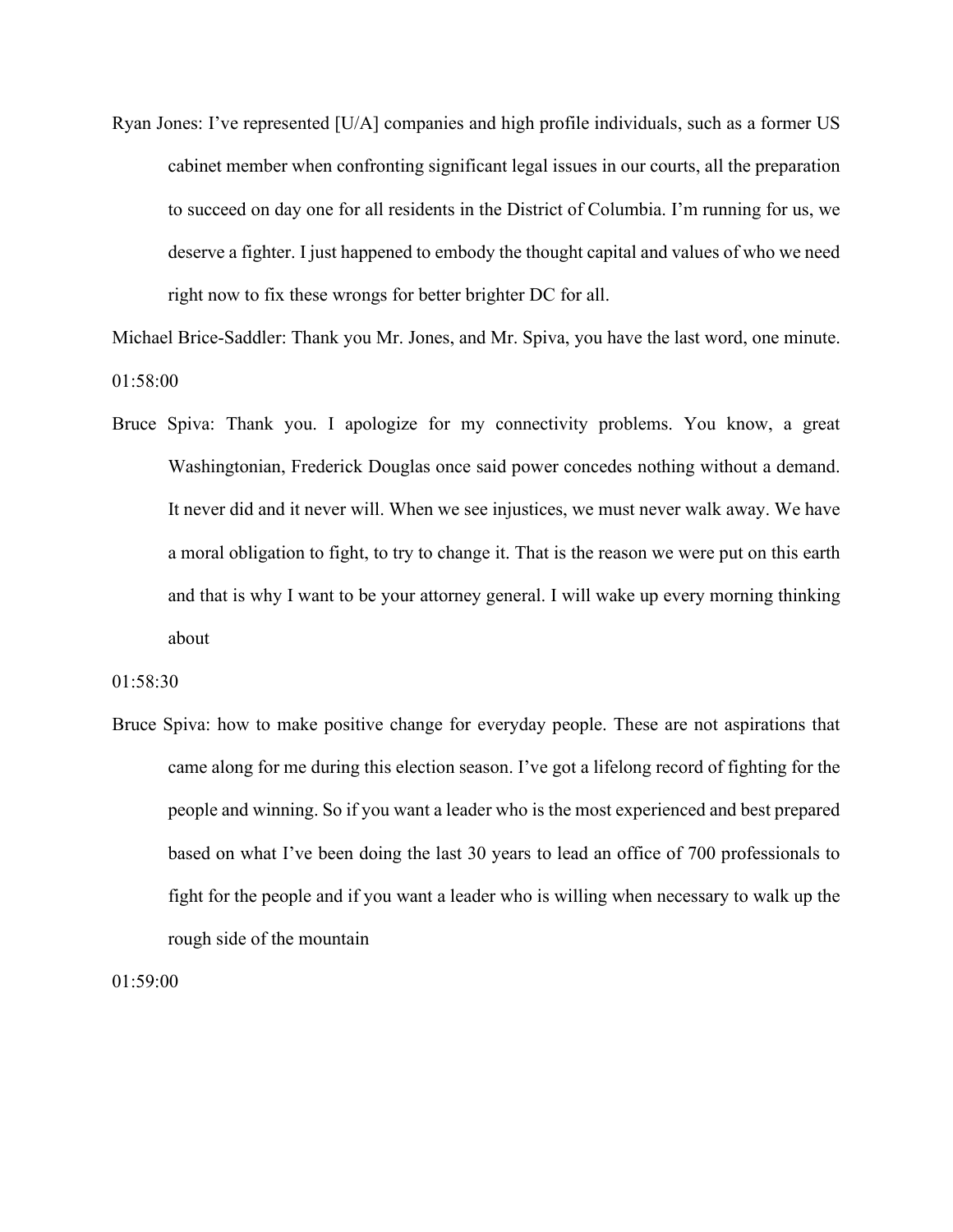Ryan Jones: I've represented [U/A] companies and high profile individuals, such as a former US cabinet member when confronting significant legal issues in our courts, all the preparation to succeed on day one for all residents in the District of Columbia. I'm running for us, we deserve a fighter. I just happened to embody the thought capital and values of who we need right now to fix these wrongs for better brighter DC for all.

Michael Brice-Saddler: Thank you Mr. Jones, and Mr. Spiva, you have the last word, one minute.

01:58:00

Bruce Spiva: Thank you. I apologize for my connectivity problems. You know, a great Washingtonian, Frederick Douglas once said power concedes nothing without a demand. It never did and it never will. When we see injustices, we must never walk away. We have a moral obligation to fight, to try to change it. That is the reason we were put on this earth and that is why I want to be your attorney general. I will wake up every morning thinking about

01:58:30

Bruce Spiva: how to make positive change for everyday people. These are not aspirations that came along for me during this election season. I've got a lifelong record of fighting for the people and winning. So if you want a leader who is the most experienced and best prepared based on what I've been doing the last 30 years to lead an office of 700 professionals to fight for the people and if you want a leader who is willing when necessary to walk up the rough side of the mountain

01:59:00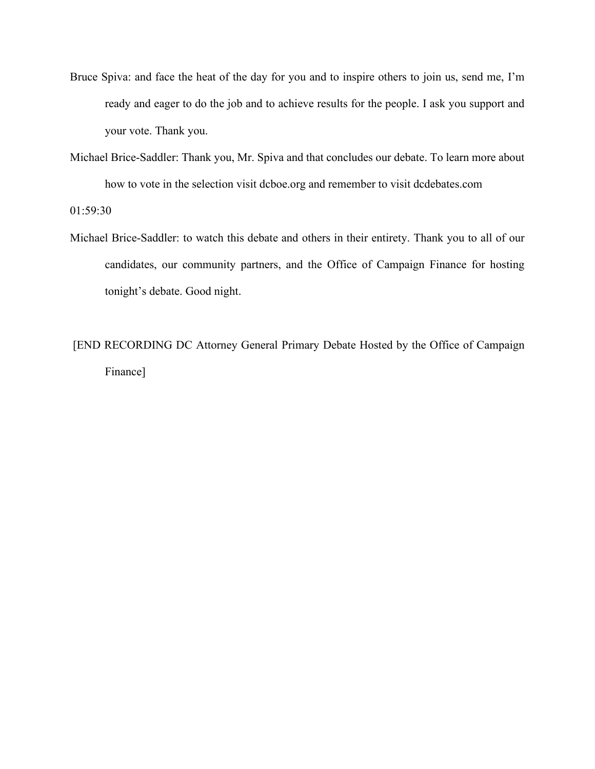Bruce Spiva: and face the heat of the day for you and to inspire others to join us, send me, I'm ready and eager to do the job and to achieve results for the people. I ask you support and your vote. Thank you.

Michael Brice-Saddler: Thank you, Mr. Spiva and that concludes our debate. To learn more about how to vote in the selection visit dcboe.org and remember to visit dcdebates.com

01:59:30

Michael Brice-Saddler: to watch this debate and others in their entirety. Thank you to all of our candidates, our community partners, and the Office of Campaign Finance for hosting tonight's debate. Good night.

[END RECORDING DC Attorney General Primary Debate Hosted by the Office of Campaign Finance]